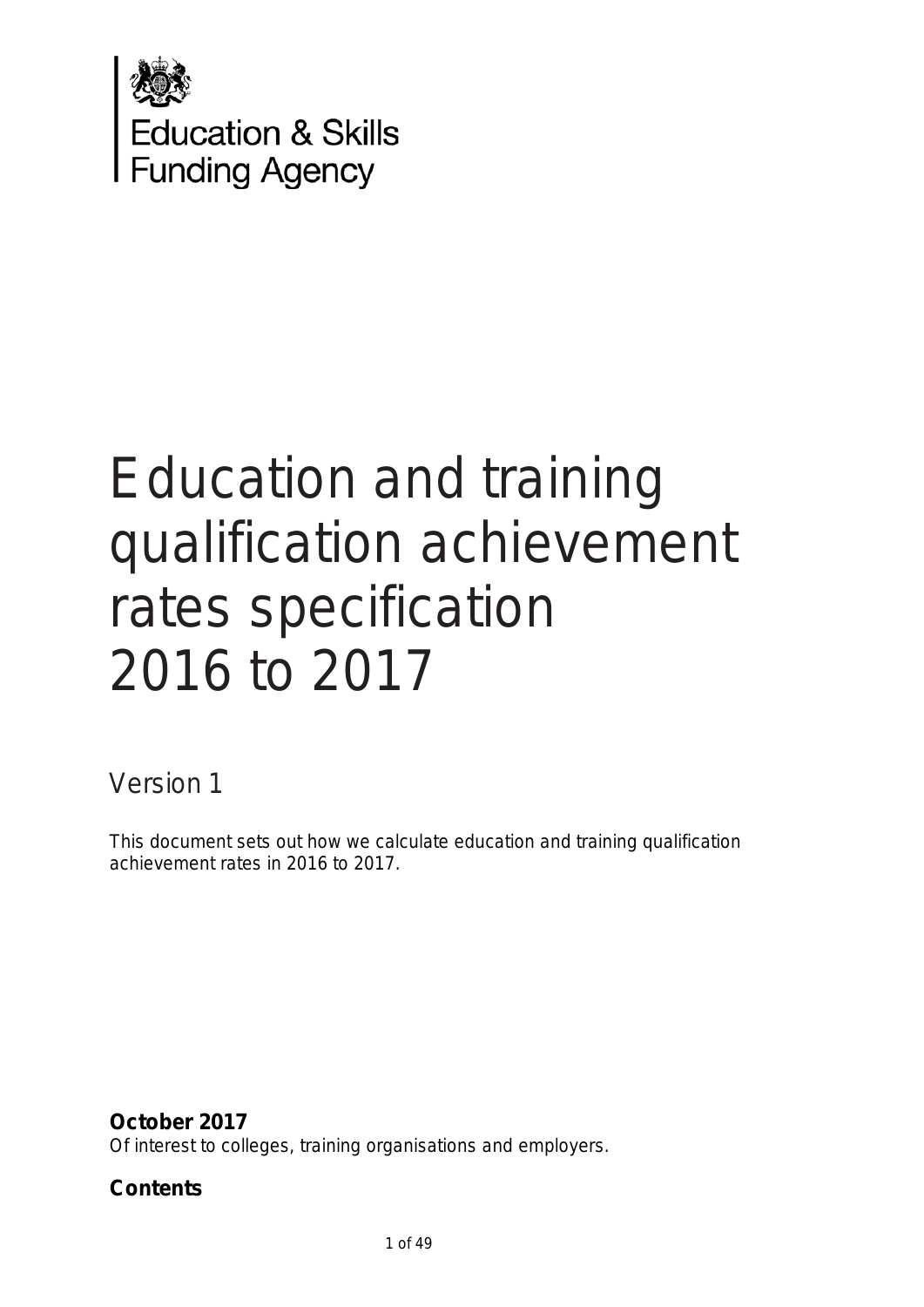Education & Skills Funding Agency

# Education and training qualification achievement rates specification 2016 to 2017

Version 1

This document sets out how we calculate education and training qualification achievement rates in 2016 to 2017.

**October 2017**

*Of interest to colleges, training organisations and employers.*

**Contents**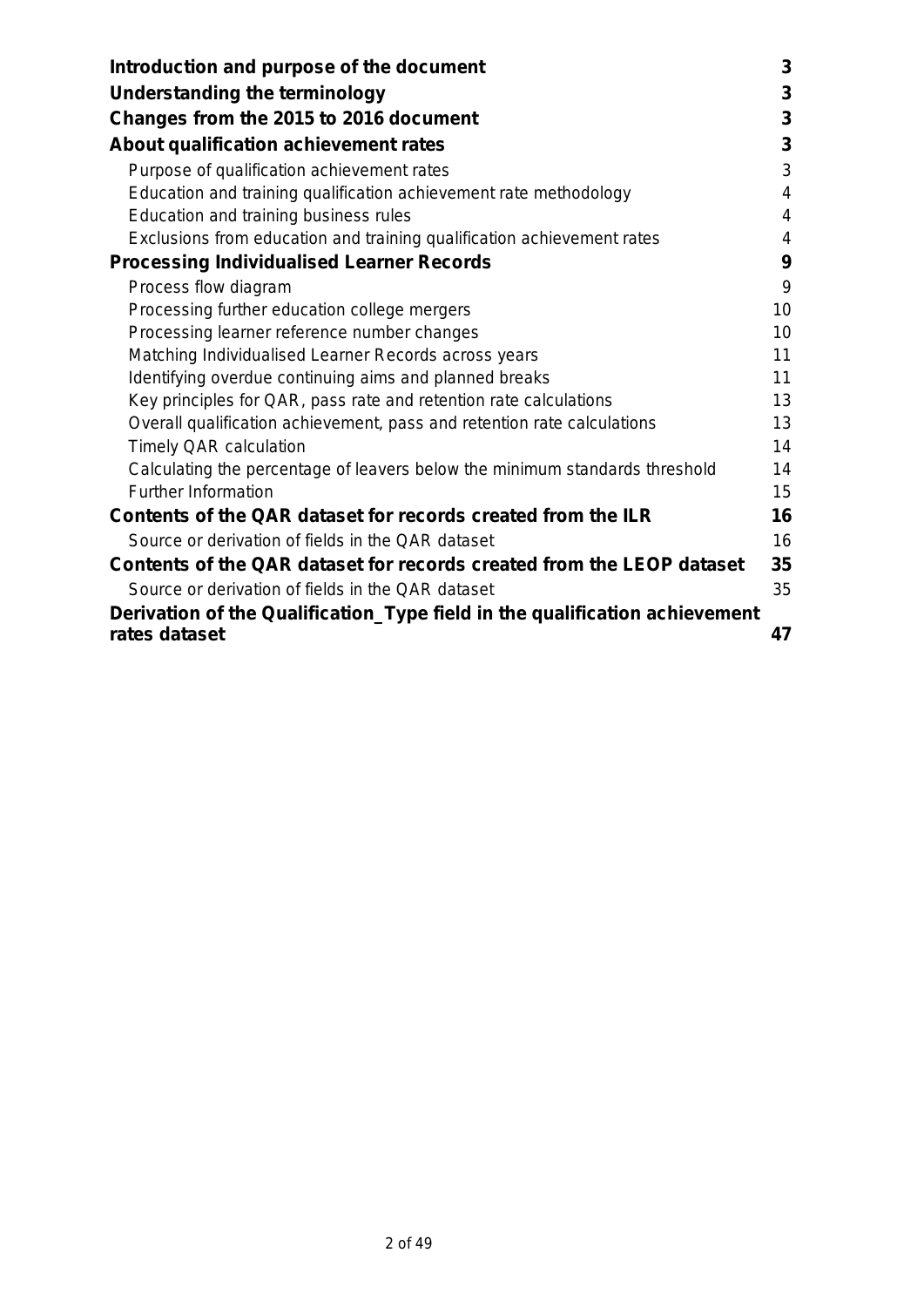| | |
|---|---|
| **Introduction and purpose of the document** | **3** |
| **Understanding the terminology** | **3** |
| **Changes from the 2015 to 2016 document** | **3** |
| **About qualification achievement rates** | **3** |
| Purpose of qualification achievement rates | 3 |
| Education and training qualification achievement rate methodology | 4 |
| Education and training business rules | 4 |
| Exclusions from education and training qualification achievement rates | 4 |
| **Processing Individualised Learner Records** | **9** |
| Process flow diagram | 9 |
| Processing further education college mergers | 10 |
| Processing learner reference number changes | 10 |
| Matching Individualised Learner Records across years | 11 |
| Identifying overdue continuing aims and planned breaks | 11 |
| Key principles for QAR, pass rate and retention rate calculations | 13 |
| Overall qualification achievement, pass and retention rate calculations | 13 |
| Timely QAR calculation | 14 |
| Calculating the percentage of leavers below the minimum standards threshold | 14 |
| Further Information | 15 |
| **Contents of the QAR dataset for records created from the ILR** | **16** |
| Source or derivation of fields in the QAR dataset | 16 |
| **Contents of the QAR dataset for records created from the LEOP dataset** | **35** |
| Source or derivation of fields in the QAR dataset | 35 |
| **Derivation of the Qualification_Type field in the qualification achievement rates dataset** | **47** |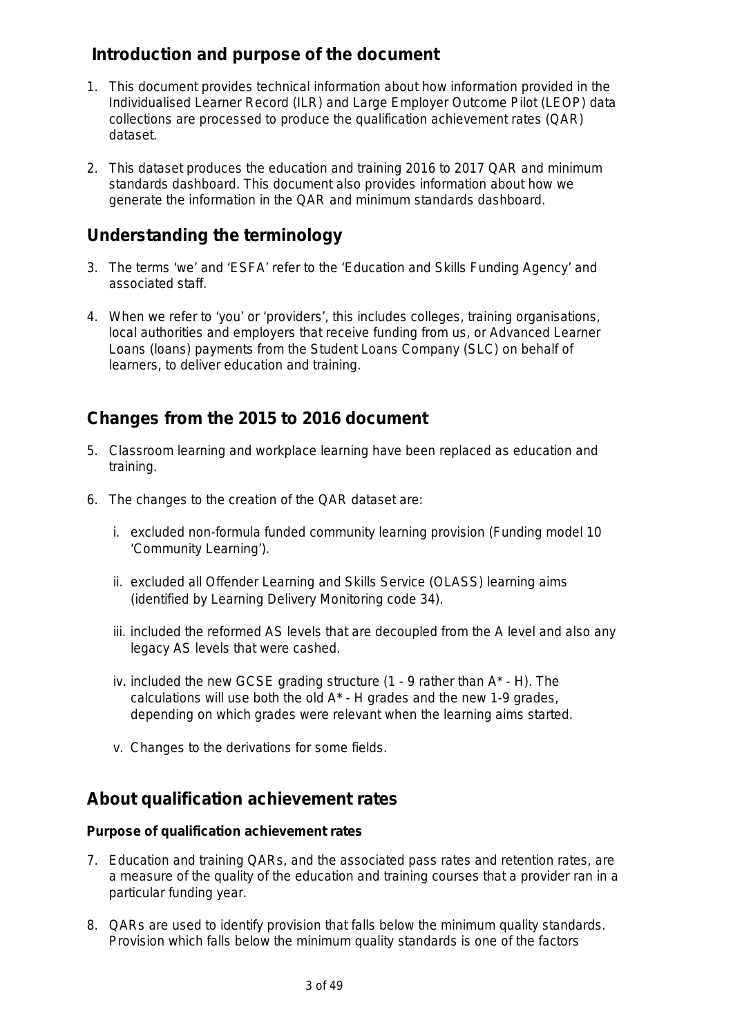## Introduction and purpose of the document

1. This document provides technical information about how information provided in the Individualised Learner Record (ILR) and Large Employer Outcome Pilot (LEOP) data collections are processed to produce the qualification achievement rates (QAR) dataset.

2. This dataset produces the education and training 2016 to 2017 QAR and minimum standards dashboard. This document also provides information about how we generate the information in the QAR and minimum standards dashboard.

## Understanding the terminology

3. The terms 'we' and 'ESFA' refer to the 'Education and Skills Funding Agency' and associated staff.

4. When we refer to 'you' or 'providers', this includes colleges, training organisations, local authorities and employers that receive funding from us, or Advanced Learner Loans (loans) payments from the Student Loans Company (SLC) on behalf of learners, to deliver education and training.

## Changes from the 2015 to 2016 document

5. Classroom learning and workplace learning have been replaced as education and training.

6. The changes to the creation of the QAR dataset are:

   i. excluded non-formula funded community learning provision (Funding model 10 'Community Learning').

   ii. excluded all Offender Learning and Skills Service (OLASS) learning aims (identified by Learning Delivery Monitoring code 34).

   iii. included the reformed AS levels that are decoupled from the A level and also any legacy AS levels that were cashed.

   iv. included the new GCSE grading structure (1 - 9 rather than A* - H). The calculations will use both the old A* - H grades and the new 1-9 grades, depending on which grades were relevant when the learning aims started.

   v. Changes to the derivations for some fields.

## About qualification achievement rates

### Purpose of qualification achievement rates

7. Education and training QARs, and the associated pass rates and retention rates, are a measure of the quality of the education and training courses that a provider ran in a particular funding year.

8. QARs are used to identify provision that falls below the minimum quality standards. Provision which falls below the minimum quality standards is one of the factors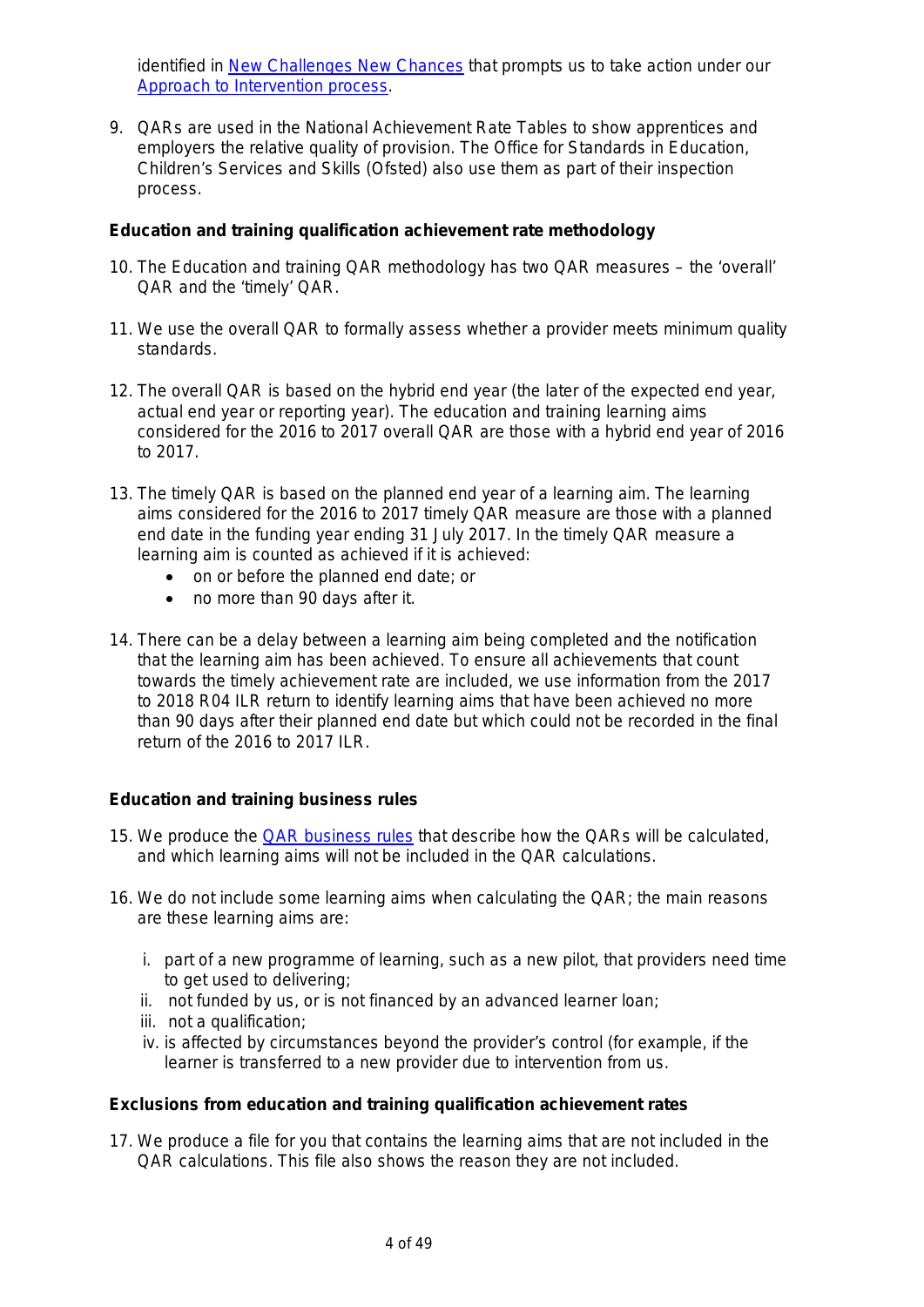identified in [New Challenges New Chances](#) that prompts us to take action under our [Approach to Intervention process](#).

9. QARs are used in the National Achievement Rate Tables to show apprentices and employers the relative quality of provision. The Office for Standards in Education, Children's Services and Skills (Ofsted) also use them as part of their inspection process.

**Education and training qualification achievement rate methodology**

10. The Education and training QAR methodology has two QAR measures – the 'overall' QAR and the 'timely' QAR.

11. We use the overall QAR to formally assess whether a provider meets minimum quality standards.

12. The overall QAR is based on the hybrid end year (the later of the expected end year, actual end year or reporting year). The education and training learning aims considered for the 2016 to 2017 overall QAR are those with a hybrid end year of 2016 to 2017.

13. The timely QAR is based on the planned end year of a learning aim. The learning aims considered for the 2016 to 2017 timely QAR measure are those with a planned end date in the funding year ending 31 July 2017. In the timely QAR measure a learning aim is counted as achieved if it is achieved:
    - on or before the planned end date; or
    - no more than 90 days after it.

14. There can be a delay between a learning aim being completed and the notification that the learning aim has been achieved. To ensure all achievements that count towards the timely achievement rate are included, we use information from the 2017 to 2018 R04 ILR return to identify learning aims that have been achieved no more than 90 days after their planned end date but which could not be recorded in the final return of the 2016 to 2017 ILR.

**Education and training business rules**

15. We produce the [QAR business rules](#) that describe how the QARs will be calculated, and which learning aims will not be included in the QAR calculations.

16. We do not include some learning aims when calculating the QAR; the main reasons are these learning aims are:

    i. part of a new programme of learning, such as a new pilot, that providers need time to get used to delivering;
    ii. not funded by us, or is not financed by an advanced learner loan;
    iii. not a qualification;
    iv. is affected by circumstances beyond the provider's control (for example, if the learner is transferred to a new provider due to intervention from us.

**Exclusions from education and training qualification achievement rates**

17. We produce a file for you that contains the learning aims that are not included in the QAR calculations. This file also shows the reason they are not included.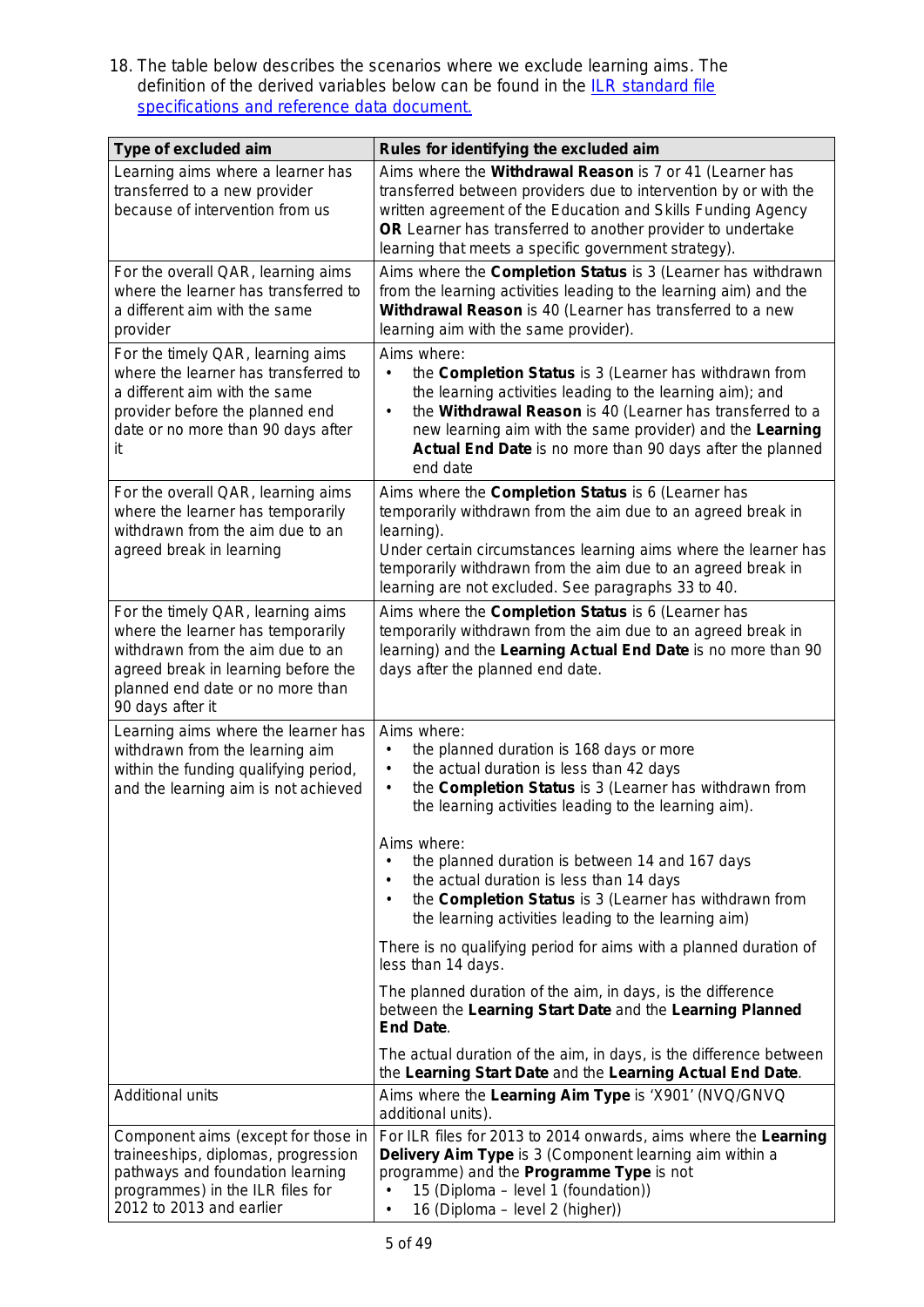18. The table below describes the scenarios where we exclude learning aims. The definition of the derived variables below can be found in the [ILR standard file specifications and reference data document.]

| Type of excluded aim | Rules for identifying the excluded aim |
|---|---|
| Learning aims where a learner has transferred to a new provider because of intervention from us | Aims where the **Withdrawal Reason** is 7 or 41 (Learner has transferred between providers due to intervention by or with the written agreement of the Education and Skills Funding Agency **OR** Learner has transferred to another provider to undertake learning that meets a specific government strategy). |
| For the overall QAR, learning aims where the learner has transferred to a different aim with the same provider | Aims where the **Completion Status** is 3 (Learner has withdrawn from the learning activities leading to the learning aim) and the **Withdrawal Reason** is 40 (Learner has transferred to a new learning aim with the same provider). |
| For the timely QAR, learning aims where the learner has transferred to a different aim with the same provider before the planned end date or no more than 90 days after it | Aims where:<br>• the **Completion Status** is 3 (Learner has withdrawn from the learning activities leading to the learning aim); and<br>• the **Withdrawal Reason** is 40 (Learner has transferred to a new learning aim with the same provider) and the **Learning Actual End Date** is no more than 90 days after the planned end date |
| For the overall QAR, learning aims where the learner has temporarily withdrawn from the aim due to an agreed break in learning | Aims where the **Completion Status** is 6 (Learner has temporarily withdrawn from the aim due to an agreed break in learning).<br>Under certain circumstances learning aims where the learner has temporarily withdrawn from the aim due to an agreed break in learning are not excluded. See paragraphs 33 to 40. |
| For the timely QAR, learning aims where the learner has temporarily withdrawn from the aim due to an agreed break in learning before the planned end date or no more than 90 days after it | Aims where the **Completion Status** is 6 (Learner has temporarily withdrawn from the aim due to an agreed break in learning) and the **Learning Actual End Date** is no more than 90 days after the planned end date. |
| Learning aims where the learner has withdrawn from the learning aim within the funding qualifying period, and the learning aim is not achieved | Aims where:<br>• the planned duration is 168 days or more<br>• the actual duration is less than 42 days<br>• the **Completion Status** is 3 (Learner has withdrawn from the learning activities leading to the learning aim).<br><br>Aims where:<br>• the planned duration is between 14 and 167 days<br>• the actual duration is less than 14 days<br>• the **Completion Status** is 3 (Learner has withdrawn from the learning activities leading to the learning aim)<br><br>There is no qualifying period for aims with a planned duration of less than 14 days.<br><br>The planned duration of the aim, in days, is the difference between the **Learning Start Date** and the **Learning Planned End Date**.<br><br>The actual duration of the aim, in days, is the difference between the **Learning Start Date** and the **Learning Actual End Date**. |
| Additional units | Aims where the **Learning Aim Type** is 'X901' (NVQ/GNVQ additional units). |
| Component aims (except for those in traineeships, diplomas, progression pathways and foundation learning programmes) in the ILR files for 2012 to 2013 and earlier | For ILR files for 2013 to 2014 onwards, aims where the **Learning Delivery Aim Type** is 3 (Component learning aim within a programme) and the **Programme Type** is not<br>• 15 (Diploma – level 1 (foundation))<br>• 16 (Diploma – level 2 (higher)) |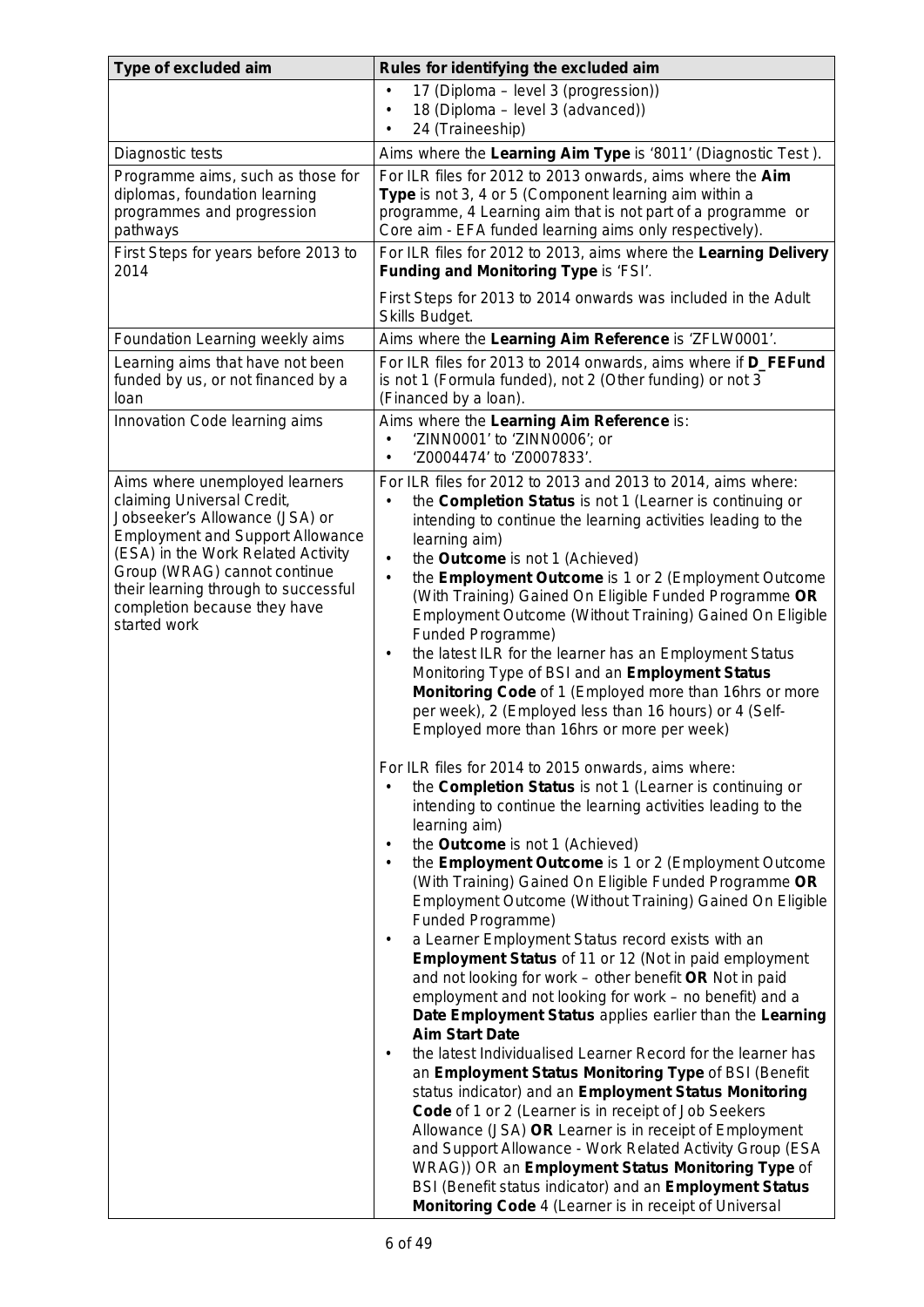| Type of excluded aim | Rules for identifying the excluded aim |
| --- | --- |
| | • 17 (Diploma – level 3 (progression))<br>• 18 (Diploma – level 3 (advanced))<br>• 24 (Traineeship) |
| Diagnostic tests | Aims where the **Learning Aim Type** is '8011' (Diagnostic Test ). |
| Programme aims, such as those for diplomas, foundation learning programmes and progression pathways | For ILR files for 2012 to 2013 onwards, aims where the **Aim Type** is not 3, 4 or 5 (Component learning aim within a programme, 4 Learning aim that is not part of a programme or Core aim - EFA funded learning aims only respectively). |
| First Steps for years before 2013 to 2014 | For ILR files for 2012 to 2013, aims where the **Learning Delivery Funding and Monitoring Type** is 'FSI'.<br><br>First Steps for 2013 to 2014 onwards was included in the Adult Skills Budget. |
| Foundation Learning weekly aims | Aims where the **Learning Aim Reference** is 'ZFLW0001'. |
| Learning aims that have not been funded by us, or not financed by a loan | For ILR files for 2013 to 2014 onwards, aims where if **D_FEFund** is not 1 (Formula funded), not 2 (Other funding) or not 3 (Financed by a loan). |
| Innovation Code learning aims | Aims where the **Learning Aim Reference** is:<br>• 'ZINN0001' to 'ZINN0006'; or<br>• 'Z0004474' to 'Z0007833'. |
| Aims where unemployed learners claiming Universal Credit, Jobseeker's Allowance (JSA) or Employment and Support Allowance (ESA) in the Work Related Activity Group (WRAG) cannot continue their learning through to successful completion because they have started work | For ILR files for 2012 to 2013 and 2013 to 2014, aims where:<br>• the **Completion Status** is not 1 (Learner is continuing or intending to continue the learning activities leading to the learning aim)<br>• the **Outcome** is not 1 (Achieved)<br>• the **Employment Outcome** is 1 or 2 (Employment Outcome (With Training) Gained On Eligible Funded Programme **OR** Employment Outcome (Without Training) Gained On Eligible Funded Programme)<br>• the latest ILR for the learner has an Employment Status Monitoring Type of BSI and an **Employment Status Monitoring Code** of 1 (Employed more than 16hrs or more per week), 2 (Employed less than 16 hours) or 4 (Self-Employed more than 16hrs or more per week)<br><br>For ILR files for 2014 to 2015 onwards, aims where:<br>• the **Completion Status** is not 1 (Learner is continuing or intending to continue the learning activities leading to the learning aim)<br>• the **Outcome** is not 1 (Achieved)<br>• the **Employment Outcome** is 1 or 2 (Employment Outcome (With Training) Gained On Eligible Funded Programme **OR** Employment Outcome (Without Training) Gained On Eligible Funded Programme)<br>• a Learner Employment Status record exists with an **Employment Status** of 11 or 12 (Not in paid employment and not looking for work – other benefit **OR** Not in paid employment and not looking for work – no benefit) and a **Date Employment Status** applies earlier than the **Learning Aim Start Date**<br>• the latest Individualised Learner Record for the learner has an **Employment Status Monitoring Type** of BSI (Benefit status indicator) and an **Employment Status Monitoring Code** of 1 or 2 (Learner is in receipt of Job Seekers Allowance (JSA) **OR** Learner is in receipt of Employment and Support Allowance - Work Related Activity Group (ESA WRAG)) OR an **Employment Status Monitoring Type** of BSI (Benefit status indicator) and an **Employment Status Monitoring Code** 4 (Learner is in receipt of Universal |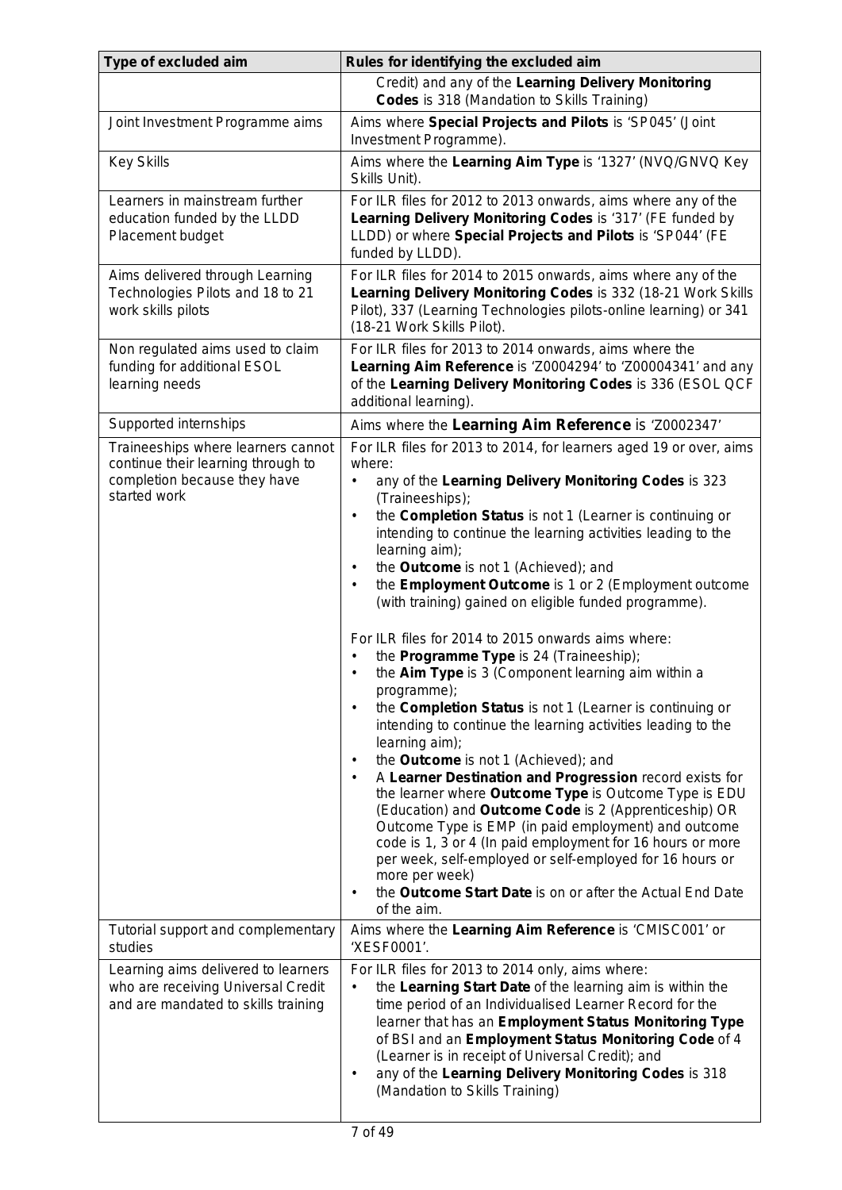| Type of excluded aim | Rules for identifying the excluded aim |
|---|---|
| | Credit) and any of the **Learning Delivery Monitoring Codes** is 318 (Mandation to Skills Training) |
| Joint Investment Programme aims | Aims where **Special Projects and Pilots** is 'SP045' (Joint Investment Programme). |
| Key Skills | Aims where the **Learning Aim Type** is '1327' (NVQ/GNVQ Key Skills Unit). |
| Learners in mainstream further education funded by the LLDD Placement budget | For ILR files for 2012 to 2013 onwards, aims where any of the **Learning Delivery Monitoring Codes** is '317' (FE funded by LLDD) or where **Special Projects and Pilots** is 'SP044' (FE funded by LLDD). |
| Aims delivered through Learning Technologies Pilots and 18 to 21 work skills pilots | For ILR files for 2014 to 2015 onwards, aims where any of the **Learning Delivery Monitoring Codes** is 332 (18-21 Work Skills Pilot), 337 (Learning Technologies pilots-online learning) or 341 (18-21 Work Skills Pilot). |
| Non regulated aims used to claim funding for additional ESOL learning needs | For ILR files for 2013 to 2014 onwards, aims where the **Learning Aim Reference** is 'Z0004294' to 'Z00004341' and any of the **Learning Delivery Monitoring Codes** is 336 (ESOL QCF additional learning). |
| Supported internships | Aims where the **Learning Aim Reference** is 'Z0002347' |
| Traineeships where learners cannot continue their learning through to completion because they have started work | For ILR files for 2013 to 2014, for learners aged 19 or over, aims where:<br>• any of the **Learning Delivery Monitoring Codes** is 323 (Traineeships);<br>• the **Completion Status** is not 1 (Learner is continuing or intending to continue the learning activities leading to the learning aim);<br>• the **Outcome** is not 1 (Achieved); and<br>• the **Employment Outcome** is 1 or 2 (Employment outcome (with training) gained on eligible funded programme).<br><br>For ILR files for 2014 to 2015 onwards aims where:<br>• the **Programme Type** is 24 (Traineeship);<br>• the **Aim Type** is 3 (Component learning aim within a programme);<br>• the **Completion Status** is not 1 (Learner is continuing or intending to continue the learning activities leading to the learning aim);<br>• the **Outcome** is not 1 (Achieved); and<br>• A **Learner Destination and Progression** record exists for the learner where **Outcome Type** is Outcome Type is EDU (Education) and **Outcome Code** is 2 (Apprenticeship) OR Outcome Type is EMP (in paid employment) and outcome code is 1, 3 or 4 (In paid employment for 16 hours or more per week, self-employed or self-employed for 16 hours or more per week)<br>• the **Outcome Start Date** is on or after the Actual End Date of the aim. |
| Tutorial support and complementary studies | Aims where the **Learning Aim Reference** is 'CMISC001' or 'XESF0001'. |
| Learning aims delivered to learners who are receiving Universal Credit and are mandated to skills training | For ILR files for 2013 to 2014 only, aims where:<br>• the **Learning Start Date** of the learning aim is within the time period of an Individualised Learner Record for the learner that has an **Employment Status Monitoring Type** of BSI and an **Employment Status Monitoring Code** of 4 (Learner is in receipt of Universal Credit); and<br>• any of the **Learning Delivery Monitoring Codes** is 318 (Mandation to Skills Training) |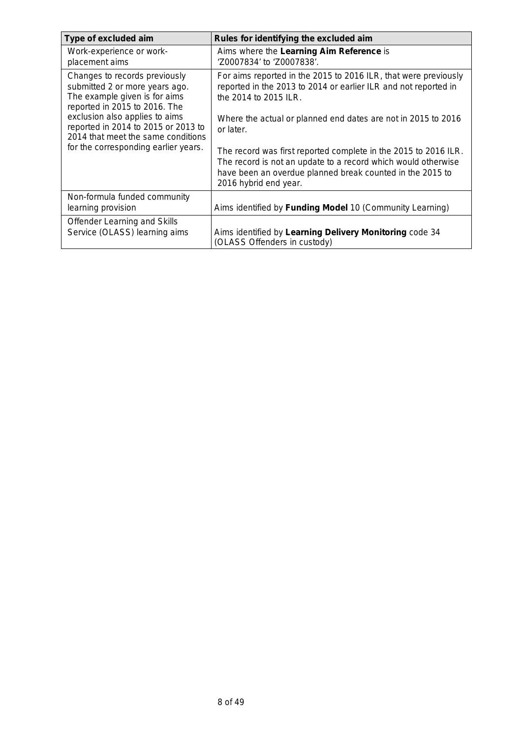| Type of excluded aim | Rules for identifying the excluded aim |
| --- | --- |
| Work-experience or work-placement aims | Aims where the **Learning Aim Reference** is 'Z0007834' to 'Z0007838'. |
| Changes to records previously submitted 2 or more years ago. The example given is for aims reported in 2015 to 2016. The exclusion also applies to aims reported in 2014 to 2015 or 2013 to 2014 that meet the same conditions for the corresponding earlier years. | For aims reported in the 2015 to 2016 ILR, that were previously reported in the 2013 to 2014 or earlier ILR and not reported in the 2014 to 2015 ILR.<br><br>Where the actual or planned end dates are not in 2015 to 2016 or later.<br><br>The record was first reported complete in the 2015 to 2016 ILR. The record is not an update to a record which would otherwise have been an overdue planned break counted in the 2015 to 2016 hybrid end year. |
| Non-formula funded community learning provision | Aims identified by **Funding Model** 10 (Community Learning) |
| Offender Learning and Skills Service (OLASS) learning aims | Aims identified by **Learning Delivery Monitoring** code 34 (OLASS Offenders in custody) |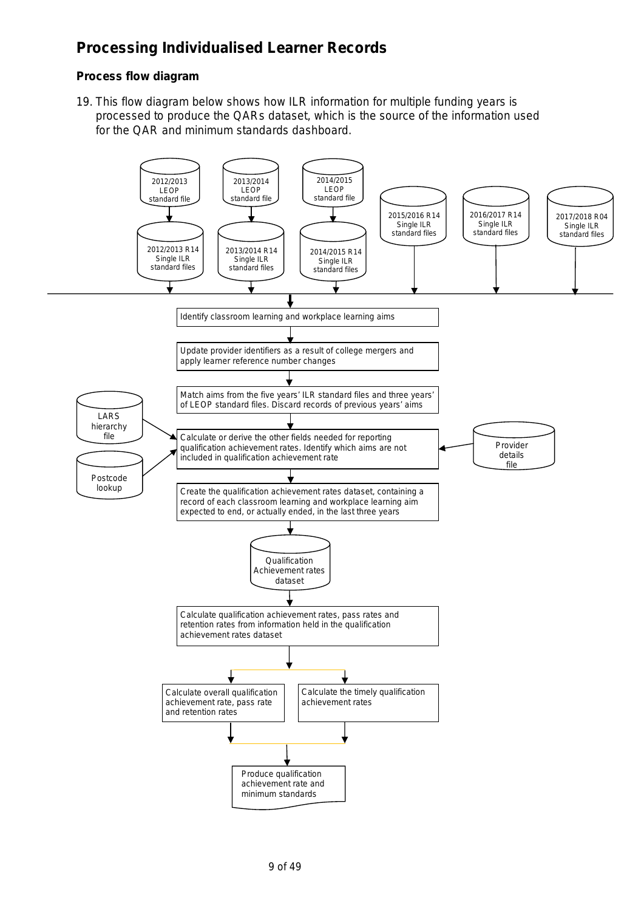# Processing Individualised Learner Records

## Process flow diagram

19. This flow diagram below shows how ILR information for multiple funding years is processed to produce the QARs dataset, which is the source of the information used for the QAR and minimum standards dashboard.

2012/2013 LEOP standard file

2013/2014 LEOP standard file

2014/2015 LEOP standard file

2012/2013 R14 Single ILR standard files

2013/2014 R14 Single ILR standard files

2014/2015 R14 Single ILR standard files

2015/2016 R14 Single ILR standard files

2016/2017 R14 Single ILR standard files

2017/2018 R04 Single ILR standard files

Identify classroom learning and workplace learning aims

Update provider identifiers as a result of college mergers and apply learner reference number changes

Match aims from the five years' ILR standard files and three years' of LEOP standard files. Discard records of previous years' aims

LARS hierarchy file

Postcode lookup

Provider details file

Calculate or derive the other fields needed for reporting qualification achievement rates. Identify which aims are not included in qualification achievement rate

Create the qualification achievement rates dataset, containing a record of each classroom learning and workplace learning aim expected to end, or actually ended, in the last three years

Qualification Achievement rates dataset

Calculate qualification achievement rates, pass rates and retention rates from information held in the qualification achievement rates dataset

Calculate overall qualification achievement rate, pass rate and retention rates

Calculate the timely qualification achievement rates

Produce qualification achievement rate and minimum standards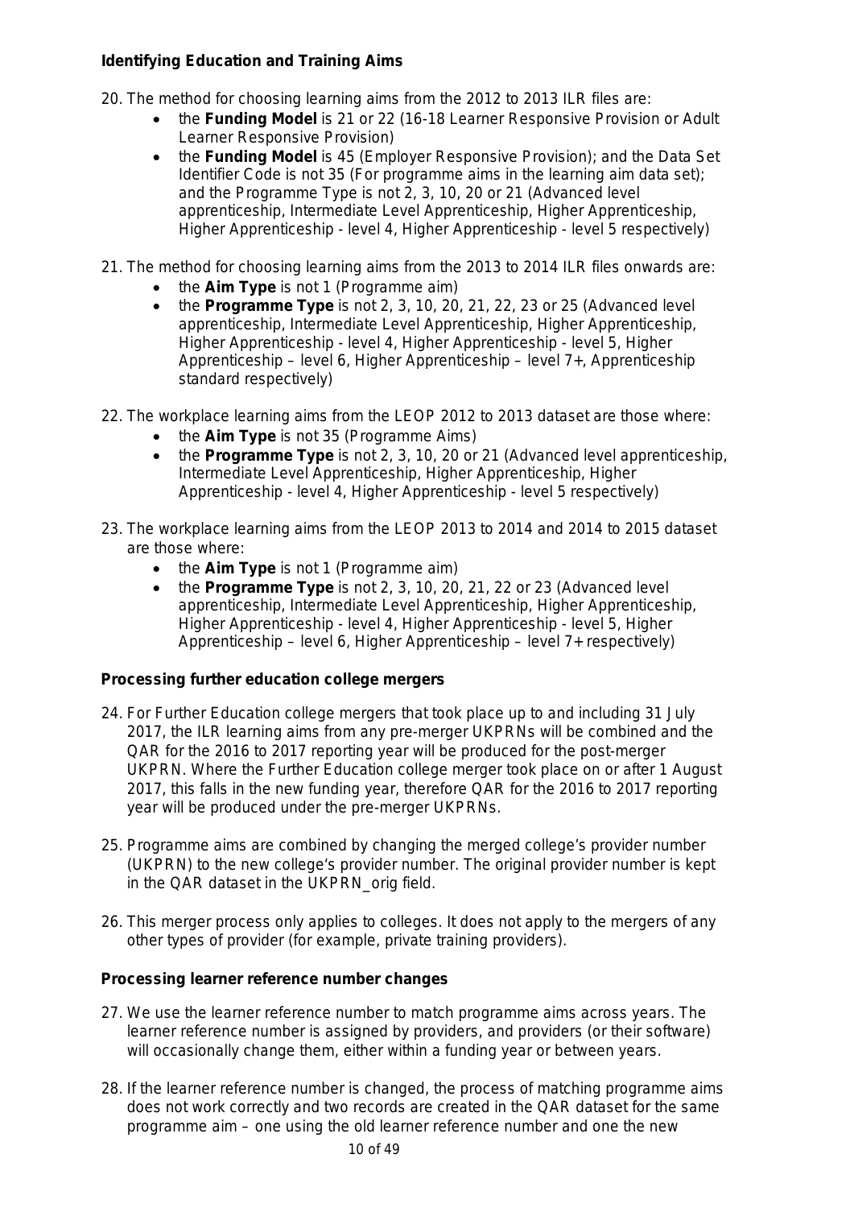**Identifying Education and Training Aims**

20. The method for choosing learning aims from the 2012 to 2013 ILR files are:
    - the **Funding Model** is 21 or 22 (16-18 Learner Responsive Provision or Adult Learner Responsive Provision)
    - the **Funding Model** is 45 (Employer Responsive Provision); and the Data Set Identifier Code is not 35 (For programme aims in the learning aim data set); and the Programme Type is not 2, 3, 10, 20 or 21 (Advanced level apprenticeship, Intermediate Level Apprenticeship, Higher Apprenticeship, Higher Apprenticeship - level 4, Higher Apprenticeship - level 5 respectively)

21. The method for choosing learning aims from the 2013 to 2014 ILR files onwards are:
    - the **Aim Type** is not 1 (Programme aim)
    - the **Programme Type** is not 2, 3, 10, 20, 21, 22, 23 or 25 (Advanced level apprenticeship, Intermediate Level Apprenticeship, Higher Apprenticeship, Higher Apprenticeship - level 4, Higher Apprenticeship - level 5, Higher Apprenticeship – level 6, Higher Apprenticeship – level 7+, Apprenticeship standard respectively)

22. The workplace learning aims from the LEOP 2012 to 2013 dataset are those where:
    - the **Aim Type** is not 35 (Programme Aims)
    - the **Programme Type** is not 2, 3, 10, 20 or 21 (Advanced level apprenticeship, Intermediate Level Apprenticeship, Higher Apprenticeship, Higher Apprenticeship - level 4, Higher Apprenticeship - level 5 respectively)

23. The workplace learning aims from the LEOP 2013 to 2014 and 2014 to 2015 dataset are those where:
    - the **Aim Type** is not 1 (Programme aim)
    - the **Programme Type** is not 2, 3, 10, 20, 21, 22 or 23 (Advanced level apprenticeship, Intermediate Level Apprenticeship, Higher Apprenticeship, Higher Apprenticeship - level 4, Higher Apprenticeship - level 5, Higher Apprenticeship – level 6, Higher Apprenticeship – level 7+ respectively)

**Processing further education college mergers**

24. For Further Education college mergers that took place up to and including 31 July 2017, the ILR learning aims from any pre-merger UKPRNs will be combined and the QAR for the 2016 to 2017 reporting year will be produced for the post-merger UKPRN. Where the Further Education college merger took place on or after 1 August 2017, this falls in the new funding year, therefore QAR for the 2016 to 2017 reporting year will be produced under the pre-merger UKPRNs.

25. Programme aims are combined by changing the merged college's provider number (UKPRN) to the new college's provider number. The original provider number is kept in the QAR dataset in the UKPRN_orig field.

26. This merger process only applies to colleges. It does not apply to the mergers of any other types of provider (for example, private training providers).

**Processing learner reference number changes**

27. We use the learner reference number to match programme aims across years. The learner reference number is assigned by providers, and providers (or their software) will occasionally change them, either within a funding year or between years.

28. If the learner reference number is changed, the process of matching programme aims does not work correctly and two records are created in the QAR dataset for the same programme aim – one using the old learner reference number and one the new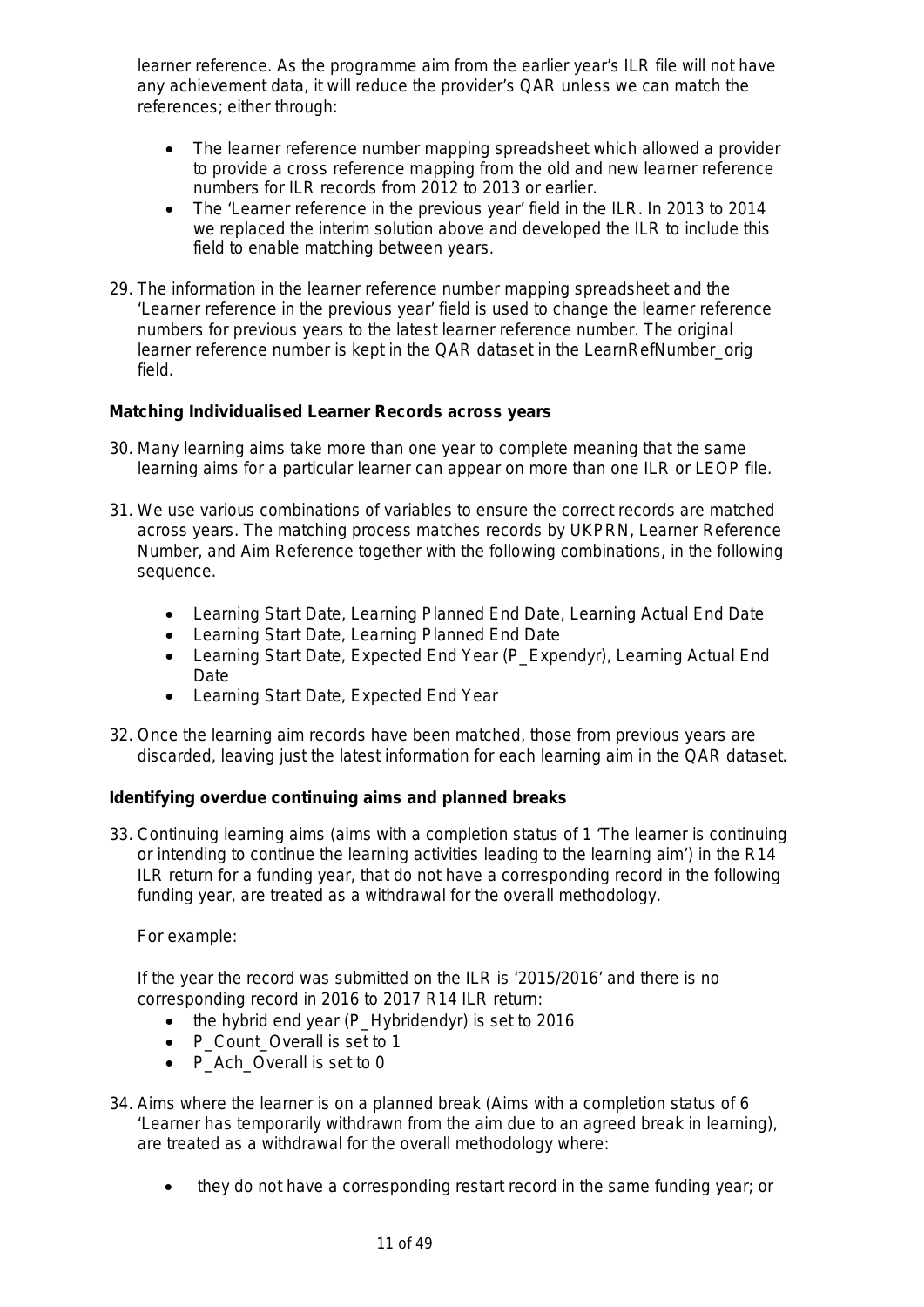learner reference. As the programme aim from the earlier year's ILR file will not have any achievement data, it will reduce the provider's QAR unless we can match the references; either through:

- The learner reference number mapping spreadsheet which allowed a provider to provide a cross reference mapping from the old and new learner reference numbers for ILR records from 2012 to 2013 or earlier.
- The 'Learner reference in the previous year' field in the ILR. In 2013 to 2014 we replaced the interim solution above and developed the ILR to include this field to enable matching between years.

29. The information in the learner reference number mapping spreadsheet and the 'Learner reference in the previous year' field is used to change the learner reference numbers for previous years to the latest learner reference number. The original learner reference number is kept in the QAR dataset in the LearnRefNumber_orig field.

**Matching Individualised Learner Records across years**

30. Many learning aims take more than one year to complete meaning that the same learning aims for a particular learner can appear on more than one ILR or LEOP file.

31. We use various combinations of variables to ensure the correct records are matched across years. The matching process matches records by UKPRN, Learner Reference Number, and Aim Reference together with the following combinations, in the following sequence.

    - Learning Start Date, Learning Planned End Date, Learning Actual End Date
    - Learning Start Date, Learning Planned End Date
    - Learning Start Date, Expected End Year (P_Expendyr), Learning Actual End Date
    - Learning Start Date, Expected End Year

32. Once the learning aim records have been matched, those from previous years are discarded, leaving just the latest information for each learning aim in the QAR dataset.

**Identifying overdue continuing aims and planned breaks**

33. Continuing learning aims (aims with a completion status of 1 'The learner is continuing or intending to continue the learning activities leading to the learning aim') in the R14 ILR return for a funding year, that do not have a corresponding record in the following funding year, are treated as a withdrawal for the overall methodology.

    For example:

    If the year the record was submitted on the ILR is '2015/2016' and there is no corresponding record in 2016 to 2017 R14 ILR return:

    - the hybrid end year (P_Hybridendyr) is set to 2016
    - P_Count_Overall is set to 1
    - P_Ach_Overall is set to 0

34. Aims where the learner is on a planned break (Aims with a completion status of 6 'Learner has temporarily withdrawn from the aim due to an agreed break in learning), are treated as a withdrawal for the overall methodology where:

    - they do not have a corresponding restart record in the same funding year; or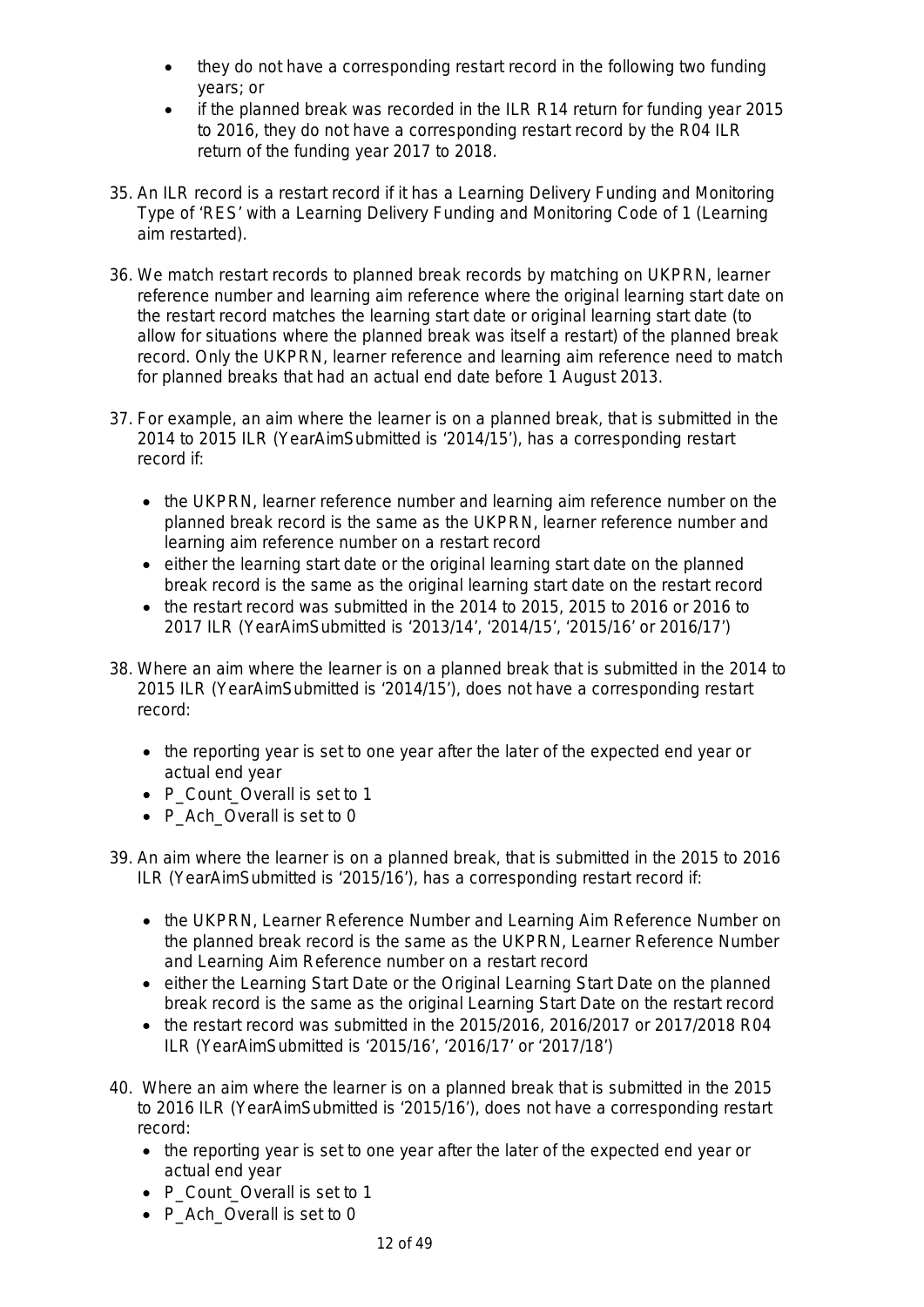- they do not have a corresponding restart record in the following two funding years; or
- if the planned break was recorded in the ILR R14 return for funding year 2015 to 2016, they do not have a corresponding restart record by the R04 ILR return of the funding year 2017 to 2018.

35. An ILR record is a restart record if it has a Learning Delivery Funding and Monitoring Type of 'RES' with a Learning Delivery Funding and Monitoring Code of 1 (Learning aim restarted).

36. We match restart records to planned break records by matching on UKPRN, learner reference number and learning aim reference where the original learning start date on the restart record matches the learning start date or original learning start date (to allow for situations where the planned break was itself a restart) of the planned break record. Only the UKPRN, learner reference and learning aim reference need to match for planned breaks that had an actual end date before 1 August 2013.

37. For example, an aim where the learner is on a planned break, that is submitted in the 2014 to 2015 ILR (YearAimSubmitted is '2014/15'), has a corresponding restart record if:

    - the UKPRN, learner reference number and learning aim reference number on the planned break record is the same as the UKPRN, learner reference number and learning aim reference number on a restart record
    - either the learning start date or the original learning start date on the planned break record is the same as the original learning start date on the restart record
    - the restart record was submitted in the 2014 to 2015, 2015 to 2016 or 2016 to 2017 ILR (YearAimSubmitted is '2013/14', '2014/15', '2015/16' or 2016/17')

38. Where an aim where the learner is on a planned break that is submitted in the 2014 to 2015 ILR (YearAimSubmitted is '2014/15'), does not have a corresponding restart record:

    - the reporting year is set to one year after the later of the expected end year or actual end year
    - P_Count_Overall is set to 1
    - P_Ach_Overall is set to 0

39. An aim where the learner is on a planned break, that is submitted in the 2015 to 2016 ILR (YearAimSubmitted is '2015/16'), has a corresponding restart record if:

    - the UKPRN, Learner Reference Number and Learning Aim Reference Number on the planned break record is the same as the UKPRN, Learner Reference Number and Learning Aim Reference number on a restart record
    - either the Learning Start Date or the Original Learning Start Date on the planned break record is the same as the original Learning Start Date on the restart record
    - the restart record was submitted in the 2015/2016, 2016/2017 or 2017/2018 R04 ILR (YearAimSubmitted is '2015/16', '2016/17' or '2017/18')

40. Where an aim where the learner is on a planned break that is submitted in the 2015 to 2016 ILR (YearAimSubmitted is '2015/16'), does not have a corresponding restart record:
    - the reporting year is set to one year after the later of the expected end year or actual end year
    - P_Count_Overall is set to 1
    - P_Ach_Overall is set to 0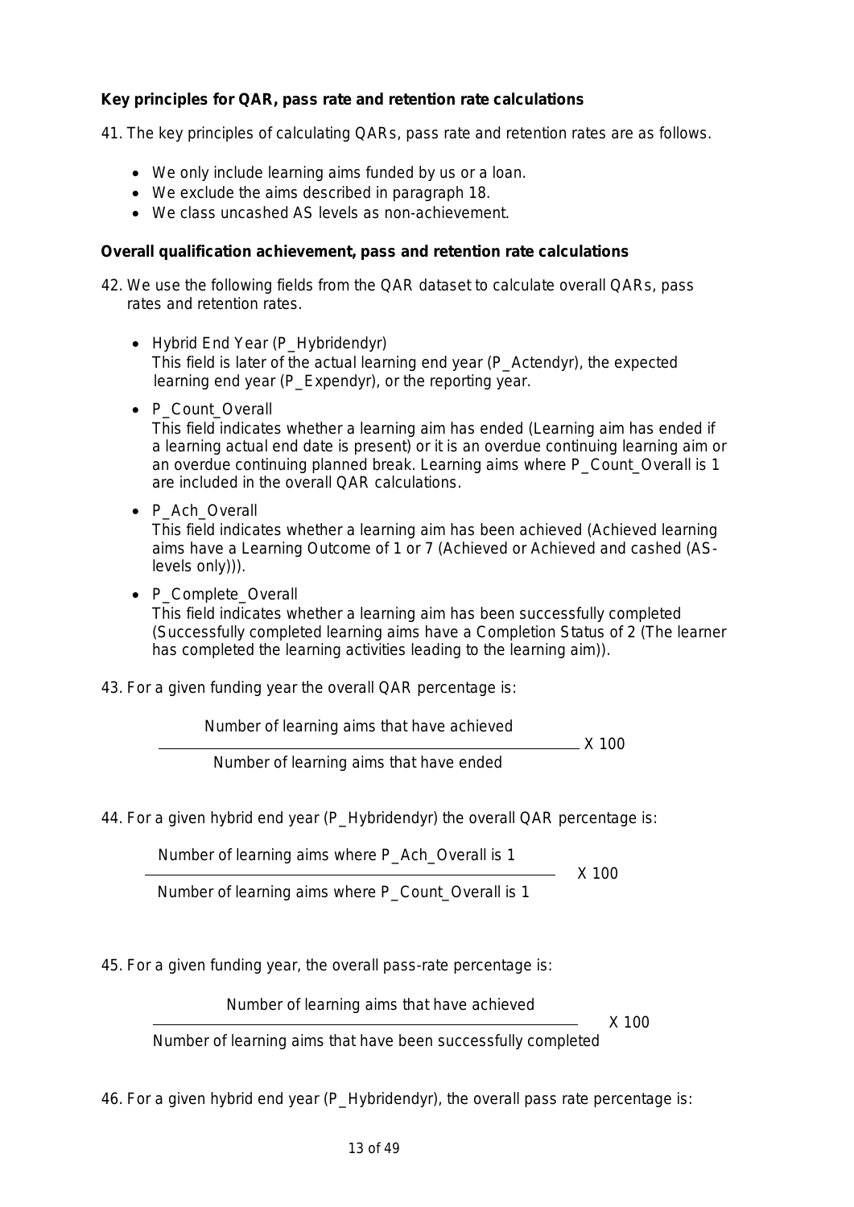**Key principles for QAR, pass rate and retention rate calculations**

41. The key principles of calculating QARs, pass rate and retention rates are as follows.

- We only include learning aims funded by us or a loan.
- We exclude the aims described in paragraph 18.
- We class uncashed AS levels as non-achievement.

**Overall qualification achievement, pass and retention rate calculations**

42. We use the following fields from the QAR dataset to calculate overall QARs, pass rates and retention rates.

    - Hybrid End Year (P_Hybridendyr)
      This field is later of the actual learning end year (P_Actendyr), the expected learning end year (P_Expendyr), or the reporting year.
    - P_Count_Overall
      This field indicates whether a learning aim has ended (Learning aim has ended if a learning actual end date is present) or it is an overdue continuing learning aim or an overdue continuing planned break. Learning aims where P_Count_Overall is 1 are included in the overall QAR calculations.
    - P_Ach_Overall
      This field indicates whether a learning aim has been achieved (Achieved learning aims have a Learning Outcome of 1 or 7 (Achieved or Achieved and cashed (AS-levels only))).
    - P_Complete_Overall
      This field indicates whether a learning aim has been successfully completed (Successfully completed learning aims have a Completion Status of 2 (The learner has completed the learning activities leading to the learning aim)).

43. For a given funding year the overall QAR percentage is:

$$\frac{\text{Number of learning aims that have achieved}}{\text{Number of learning aims that have ended}} \times 100$$

44. For a given hybrid end year (P_Hybridendyr) the overall QAR percentage is:

$$\frac{\text{Number of learning aims where P\_Ach\_Overall is 1}}{\text{Number of learning aims where P\_Count\_Overall is 1}} \times 100$$

45. For a given funding year, the overall pass-rate percentage is:

$$\frac{\text{Number of learning aims that have achieved}}{\text{Number of learning aims that have been successfully completed}} \times 100$$

46. For a given hybrid end year (P_Hybridendyr), the overall pass rate percentage is: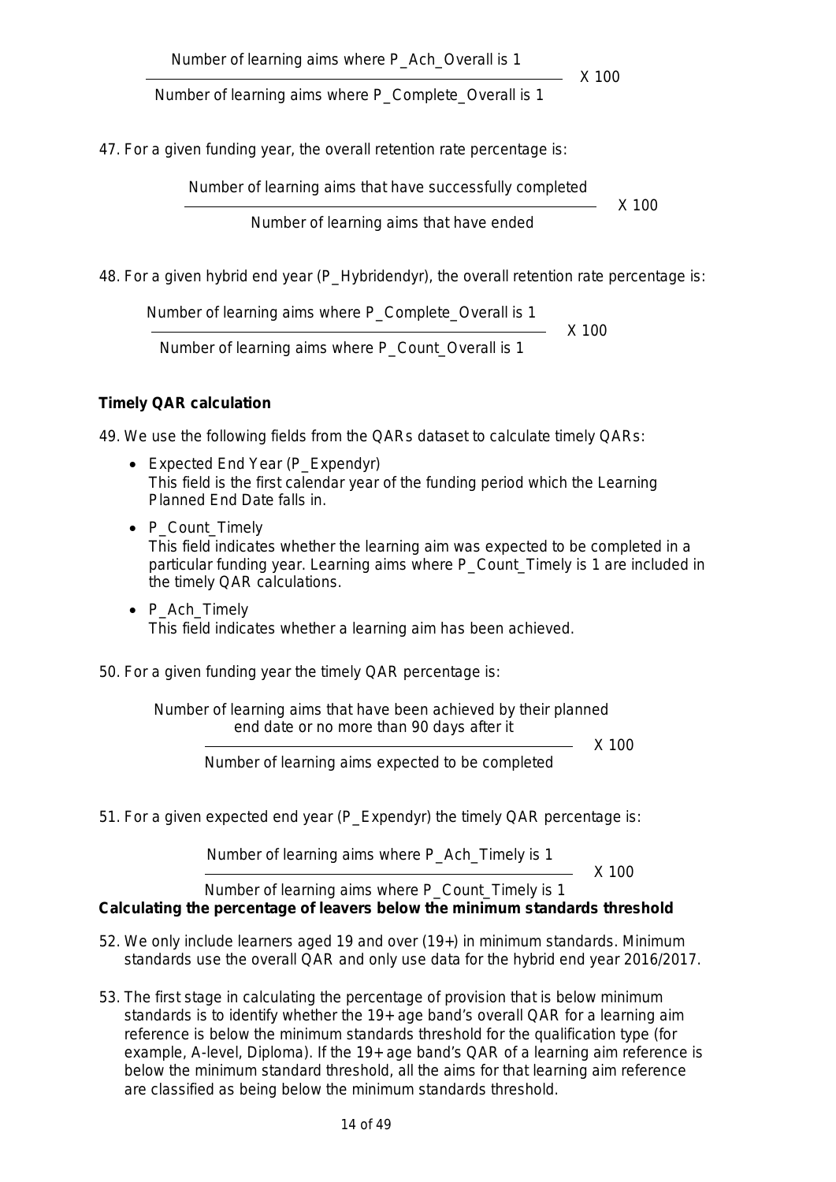$$\frac{\text{Number of learning aims where P\_Ach\_Overall is 1}}{\text{Number of learning aims where P\_Complete\_Overall is 1}} \times 100$$

47. For a given funding year, the overall retention rate percentage is:

$$\frac{\text{Number of learning aims that have successfully completed}}{\text{Number of learning aims that have ended}} \times 100$$

48. For a given hybrid end year (P_Hybridendyr), the overall retention rate percentage is:

$$\frac{\text{Number of learning aims where P\_Complete\_Overall is 1}}{\text{Number of learning aims where P\_Count\_Overall is 1}} \times 100$$

**Timely QAR calculation**

49. We use the following fields from the QARs dataset to calculate timely QARs:

- Expected End Year (P_Expendyr)
  This field is the first calendar year of the funding period which the Learning Planned End Date falls in.
- P_Count_Timely
  This field indicates whether the learning aim was expected to be completed in a particular funding year. Learning aims where P_Count_Timely is 1 are included in the timely QAR calculations.
- P_Ach_Timely
  This field indicates whether a learning aim has been achieved.

50. For a given funding year the timely QAR percentage is:

$$\frac{\text{Number of learning aims that have been achieved by their planned end date or no more than 90 days after it}}{\text{Number of learning aims expected to be completed}} \times 100$$

51. For a given expected end year (P_Expendyr) the timely QAR percentage is:

$$\frac{\text{Number of learning aims where P\_Ach\_Timely is 1}}{\text{Number of learning aims where P\_Count\_Timely is 1}} \times 100$$

**Calculating the percentage of leavers below the minimum standards threshold**

52. We only include learners aged 19 and over (19+) in minimum standards. Minimum standards use the overall QAR and only use data for the hybrid end year 2016/2017.

53. The first stage in calculating the percentage of provision that is below minimum standards is to identify whether the 19+ age band's overall QAR for a learning aim reference is below the minimum standards threshold for the qualification type (for example, A-level, Diploma). If the 19+ age band's QAR of a learning aim reference is below the minimum standard threshold, all the aims for that learning aim reference are classified as being below the minimum standards threshold.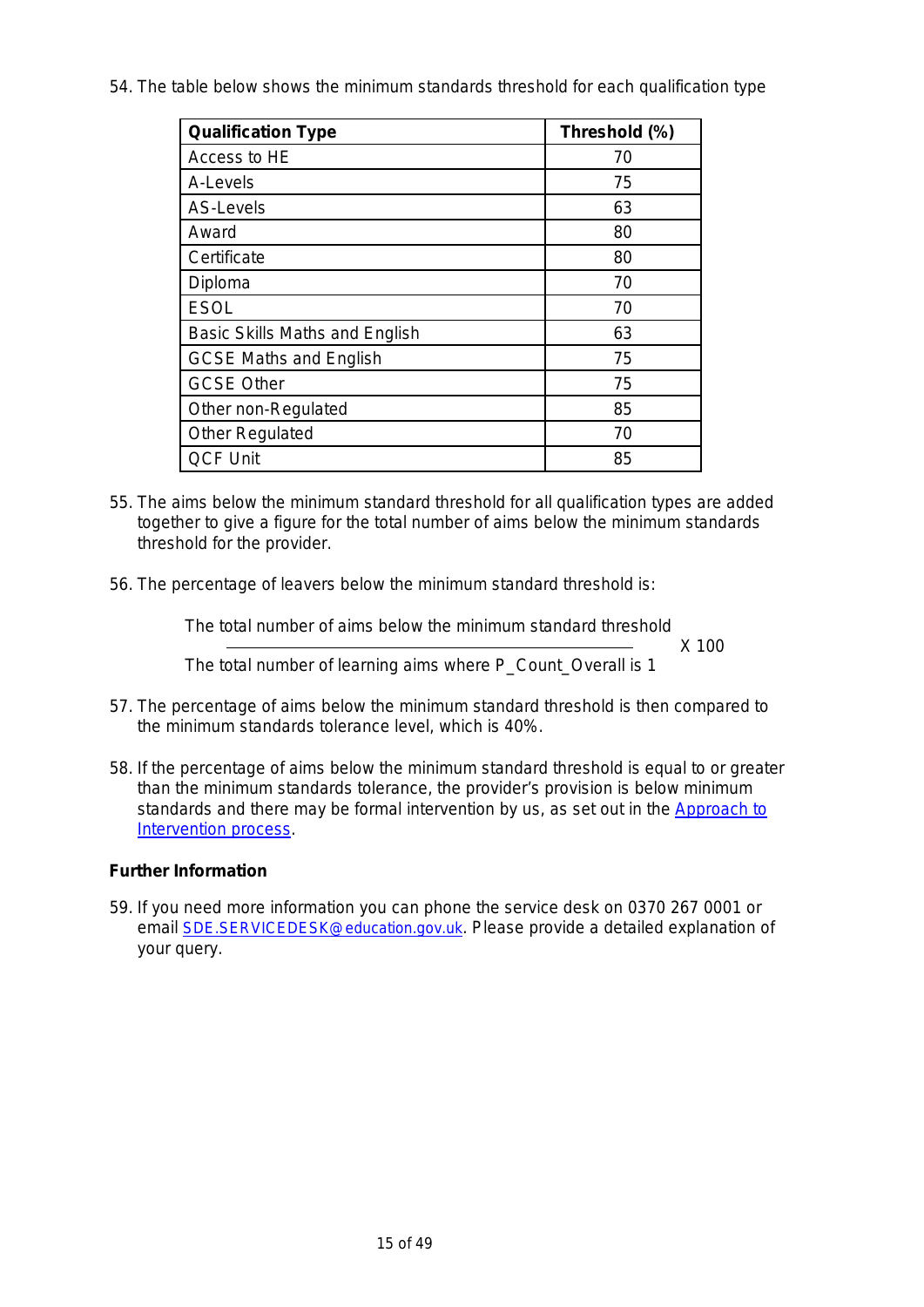54. The table below shows the minimum standards threshold for each qualification type

| Qualification Type | Threshold (%) |
| --- | --- |
| Access to HE | 70 |
| A-Levels | 75 |
| AS-Levels | 63 |
| Award | 80 |
| Certificate | 80 |
| Diploma | 70 |
| ESOL | 70 |
| Basic Skills Maths and English | 63 |
| GCSE Maths and English | 75 |
| GCSE Other | 75 |
| Other non-Regulated | 85 |
| Other Regulated | 70 |
| QCF Unit | 85 |

55. The aims below the minimum standard threshold for all qualification types are added together to give a figure for the total number of aims below the minimum standards threshold for the provider.

56. The percentage of leavers below the minimum standard threshold is:

$$\frac{\text{The total number of aims below the minimum standard threshold}}{\text{The total number of learning aims where P\_Count\_Overall is 1}} \times 100$$

57. The percentage of aims below the minimum standard threshold is then compared to the minimum standards tolerance level, which is 40%.

58. If the percentage of aims below the minimum standard threshold is equal to or greater than the minimum standards tolerance, the provider's provision is below minimum standards and there may be formal intervention by us, as set out in the [Approach to Intervention process](#).

**Further Information**

59. If you need more information you can phone the service desk on 0370 267 0001 or email [SDE.SERVICEDESK@education.gov.uk](mailto:SDE.SERVICEDESK@education.gov.uk). Please provide a detailed explanation of your query.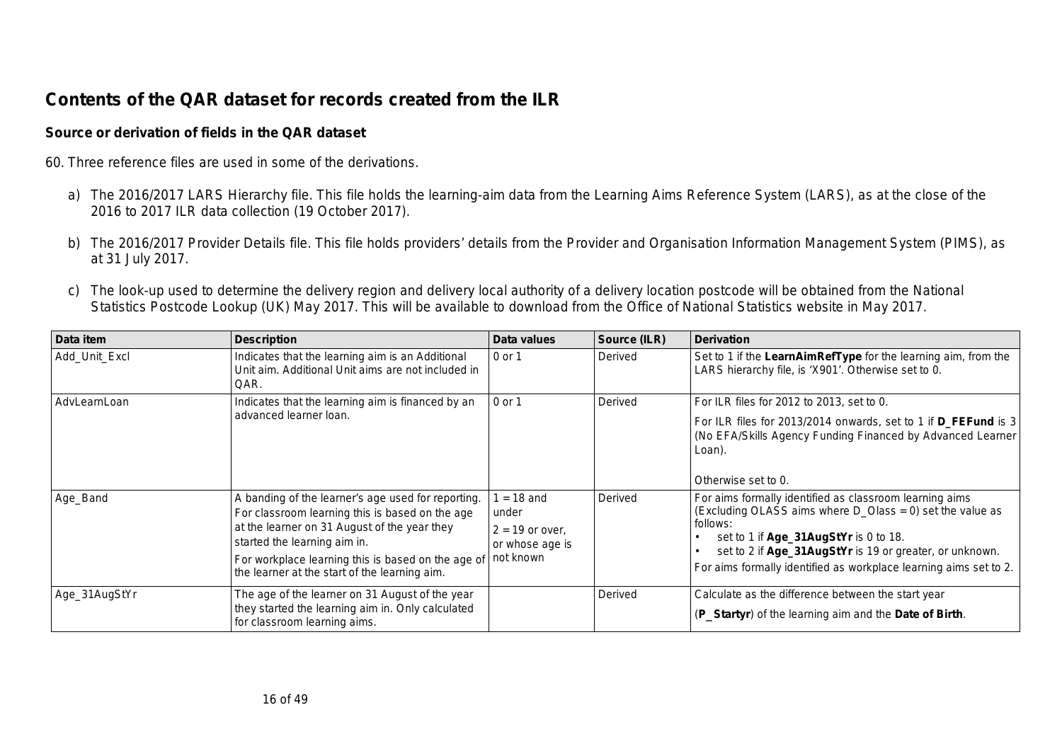## Contents of the QAR dataset for records created from the ILR

### Source or derivation of fields in the QAR dataset

60. Three reference files are used in some of the derivations.

a) The 2016/2017 LARS Hierarchy file. This file holds the learning-aim data from the Learning Aims Reference System (LARS), as at the close of the 2016 to 2017 ILR data collection (19 October 2017).

b) The 2016/2017 Provider Details file. This file holds providers' details from the Provider and Organisation Information Management System (PIMS), as at 31 July 2017.

c) The look-up used to determine the delivery region and delivery local authority of a delivery location postcode will be obtained from the National Statistics Postcode Lookup (UK) May 2017. This will be available to download from the Office of National Statistics website in May 2017.

| Data item | Description | Data values | Source (ILR) | Derivation |
|---|---|---|---|---|
| Add_Unit_Excl | Indicates that the learning aim is an Additional Unit aim. Additional Unit aims are not included in QAR. | 0 or 1 | Derived | Set to 1 if the **LearnAimRefType** for the learning aim, from the LARS hierarchy file, is 'X901'. Otherwise set to 0. |
| AdvLearnLoan | Indicates that the learning aim is financed by an advanced learner loan. | 0 or 1 | Derived | For ILR files for 2012 to 2013, set to 0.<br>For ILR files for 2013/2014 onwards, set to 1 if **D_FEFund** is 3 (No EFA/Skills Agency Funding Financed by Advanced Learner Loan).<br>Otherwise set to 0. |
| Age_Band | A banding of the learner's age used for reporting. For classroom learning this is based on the age at the learner on 31 August of the year they started the learning aim in.<br>For workplace learning this is based on the age of the learner at the start of the learning aim. | 1 = 18 and under<br>2 = 19 or over, or whose age is not known | Derived | For aims formally identified as classroom learning aims (Excluding OLASS aims where D_Olass = 0) set the value as follows:<br>• set to 1 if **Age_31AugStYr** is 0 to 18.<br>• set to 2 if **Age_31AugStYr** is 19 or greater, or unknown.<br>For aims formally identified as workplace learning aims set to 2. |
| Age_31AugStYr | The age of the learner on 31 August of the year they started the learning aim in. Only calculated for classroom learning aims. | | Derived | Calculate as the difference between the start year (**P_Startyr**) of the learning aim and the **Date of Birth**. |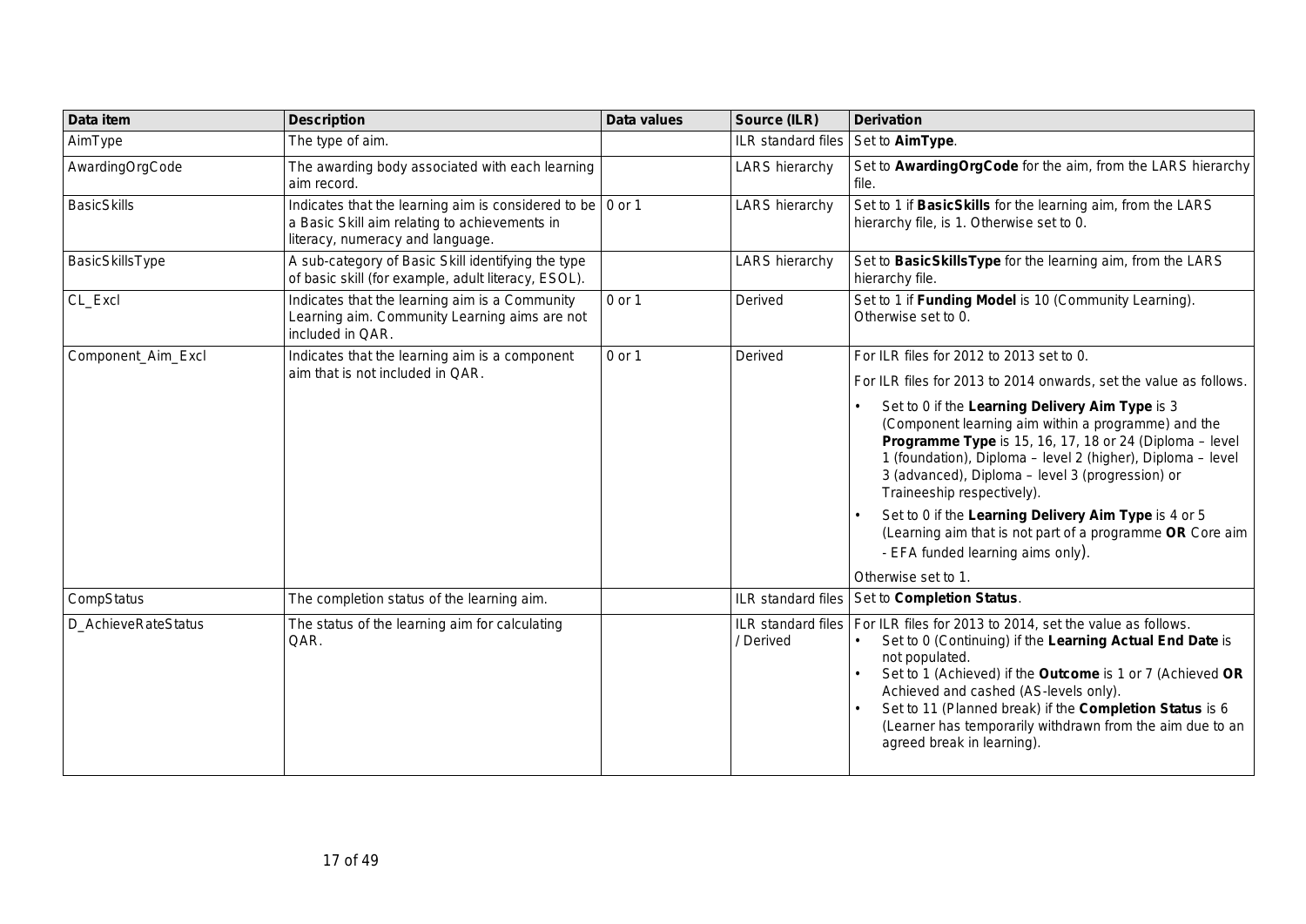| Data item | Description | Data values | Source (ILR) | Derivation |
| --- | --- | --- | --- | --- |
| AimType | The type of aim. | | ILR standard files | Set to **AimType**. |
| AwardingOrgCode | The awarding body associated with each learning aim record. | | LARS hierarchy | Set to **AwardingOrgCode** for the aim, from the LARS hierarchy file. |
| BasicSkills | Indicates that the learning aim is considered to be a Basic Skill aim relating to achievements in literacy, numeracy and language. | 0 or 1 | LARS hierarchy | Set to 1 if **BasicSkills** for the learning aim, from the LARS hierarchy file, is 1. Otherwise set to 0. |
| BasicSkillsType | A sub-category of Basic Skill identifying the type of basic skill (for example, adult literacy, ESOL). | | LARS hierarchy | Set to **BasicSkillsType** for the learning aim, from the LARS hierarchy file. |
| CL_Excl | Indicates that the learning aim is a Community Learning aim. Community Learning aims are not included in QAR. | 0 or 1 | Derived | Set to 1 if **Funding Model** is 10 (Community Learning). Otherwise set to 0. |
| Component_Aim_Excl | Indicates that the learning aim is a component aim that is not included in QAR. | 0 or 1 | Derived | For ILR files for 2012 to 2013 set to 0.<br><br>For ILR files for 2013 to 2014 onwards, set the value as follows.<br><br>• Set to 0 if the **Learning Delivery Aim Type** is 3 (Component learning aim within a programme) and the **Programme Type** is 15, 16, 17, 18 or 24 (Diploma – level 1 (foundation), Diploma – level 2 (higher), Diploma – level 3 (advanced), Diploma – level 3 (progression) or Traineeship respectively).<br><br>• Set to 0 if the **Learning Delivery Aim Type** is 4 or 5 (Learning aim that is not part of a programme **OR** Core aim - EFA funded learning aims only).<br><br>Otherwise set to 1. |
| CompStatus | The completion status of the learning aim. | | ILR standard files | Set to **Completion Status**. |
| D_AchieveRateStatus | The status of the learning aim for calculating QAR. | | ILR standard files / Derived | For ILR files for 2013 to 2014, set the value as follows.<br>• Set to 0 (Continuing) if the **Learning Actual End Date** is not populated.<br>• Set to 1 (Achieved) if the **Outcome** is 1 or 7 (Achieved **OR** Achieved and cashed (AS-levels only).<br>• Set to 11 (Planned break) if the **Completion Status** is 6 (Learner has temporarily withdrawn from the aim due to an agreed break in learning). |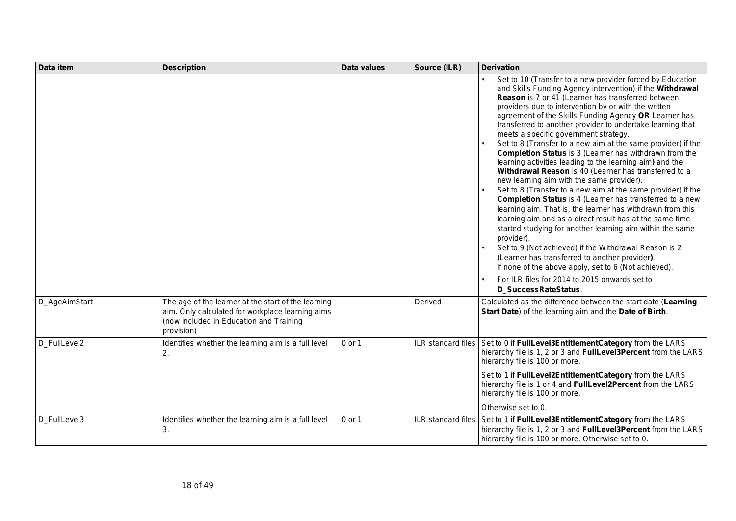| Data item | Description | Data values | Source (ILR) | Derivation |
|---|---|---|---|---|
| | | | | • Set to 10 (Transfer to a new provider forced by Education and Skills Funding Agency intervention) if the **Withdrawal Reason** is 7 or 41 (Learner has transferred between providers due to intervention by or with the written agreement of the Skills Funding Agency **OR** Learner has transferred to another provider to undertake learning that meets a specific government strategy.<br>• Set to 8 (Transfer to a new aim at the same provider) if the **Completion Status** is 3 (Learner has withdrawn from the learning activities leading to the learning aim**)** and the **Withdrawal Reason** is 40 (Learner has transferred to a new learning aim with the same provider).<br>• Set to 8 (Transfer to a new aim at the same provider) if the **Completion Status** is 4 (Learner has transferred to a new learning aim. That is, the learner has withdrawn from this learning aim and as a direct result has at the same time started studying for another learning aim within the same provider).<br>• Set to 9 (Not achieved) if the Withdrawal Reason is 2 (Learner has transferred to another provider**)**.<br>If none of the above apply, set to 6 (Not achieved).<br>• For ILR files for 2014 to 2015 onwards set to **D_SuccessRateStatus**. |
| D_AgeAimStart | The age of the learner at the start of the learning aim. Only calculated for workplace learning aims (now included in Education and Training provision) | | Derived | Calculated as the difference between the start date (**Learning Start Date**) of the learning aim and the **Date of Birth**. |
| D_FullLevel2 | Identifies whether the learning aim is a full level 2. | 0 or 1 | ILR standard files | Set to 0 if **FullLevel3EntitlementCategory** from the LARS hierarchy file is 1, 2 or 3 and **FullLevel3Percent** from the LARS hierarchy file is 100 or more.<br><br>Set to 1 if **FullLevel2EntitlementCategory** from the LARS hierarchy file is 1 or 4 and **FullLevel2Percent** from the LARS hierarchy file is 100 or more.<br><br>Otherwise set to 0. |
| D_FullLevel3 | Identifies whether the learning aim is a full level 3. | 0 or 1 | ILR standard files | Set to 1 if **FullLevel3EntitlementCategory** from the LARS hierarchy file is 1, 2 or 3 and **FullLevel3Percent** from the LARS hierarchy file is 100 or more. Otherwise set to 0. |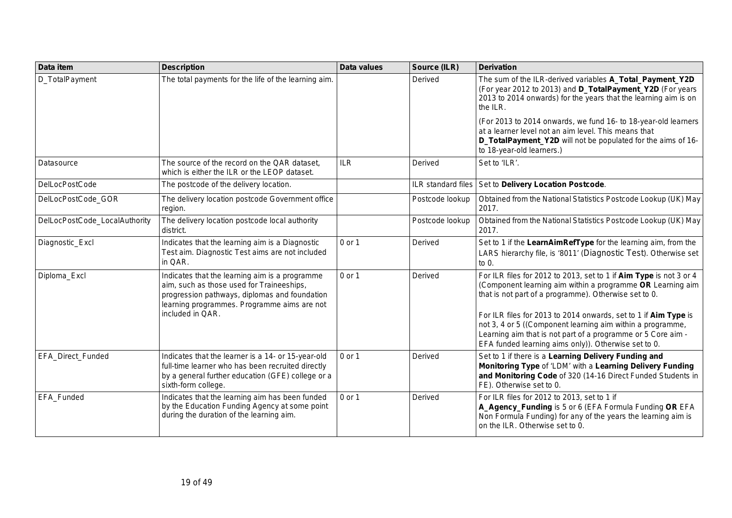| Data item | Description | Data values | Source (ILR) | Derivation |
|---|---|---|---|---|
| D_TotalPayment | The total payments for the life of the learning aim. | | Derived | The sum of the ILR-derived variables **A_Total_Payment_Y2D** (For year 2012 to 2013) and **D_TotalPayment_Y2D** (For years 2013 to 2014 onwards) for the years that the learning aim is on the ILR.<br><br>(For 2013 to 2014 onwards, we fund 16- to 18-year-old learners at a learner level not an aim level. This means that **D_TotalPayment_Y2D** will not be populated for the aims of 16- to 18-year-old learners.) |
| Datasource | The source of the record on the QAR dataset, which is either the ILR or the LEOP dataset. | ILR | Derived | Set to 'ILR'. |
| DelLocPostCode | The postcode of the delivery location. | | ILR standard files | Set to **Delivery Location Postcode**. |
| DelLocPostCode_GOR | The delivery location postcode Government office region. | | Postcode lookup | Obtained from the National Statistics Postcode Lookup (UK) May 2017. |
| DelLocPostCode_LocalAuthority | The delivery location postcode local authority district. | | Postcode lookup | Obtained from the National Statistics Postcode Lookup (UK) May 2017. |
| Diagnostic_Excl | Indicates that the learning aim is a Diagnostic Test aim. Diagnostic Test aims are not included in QAR. | 0 or 1 | Derived | Set to 1 if the **LearnAimRefType** for the learning aim, from the LARS hierarchy file, is '8011' (Diagnostic Test). Otherwise set to 0. |
| Diploma_Excl | Indicates that the learning aim is a programme aim, such as those used for Traineeships, progression pathways, diplomas and foundation learning programmes. Programme aims are not included in QAR. | 0 or 1 | Derived | For ILR files for 2012 to 2013, set to 1 if **Aim Type** is not 3 or 4 (Component learning aim within a programme **OR** Learning aim that is not part of a programme). Otherwise set to 0.<br><br>For ILR files for 2013 to 2014 onwards, set to 1 if **Aim Type** is not 3, 4 or 5 ((Component learning aim within a programme, Learning aim that is not part of a programme or 5 Core aim - EFA funded learning aims only)). Otherwise set to 0. |
| EFA_Direct_Funded | Indicates that the learner is a 14- or 15-year-old full-time learner who has been recruited directly by a general further education (GFE) college or a sixth-form college. | 0 or 1 | Derived | Set to 1 if there is a **Learning Delivery Funding and Monitoring Type** of 'LDM' with a **Learning Delivery Funding and Monitoring Code** of 320 (14-16 Direct Funded Students in FE). Otherwise set to 0. |
| EFA_Funded | Indicates that the learning aim has been funded by the Education Funding Agency at some point during the duration of the learning aim. | 0 or 1 | Derived | For ILR files for 2012 to 2013, set to 1 if **A_Agency_Funding** is 5 or 6 (EFA Formula Funding **OR** EFA Non Formula Funding) for any of the years the learning aim is on the ILR. Otherwise set to 0. |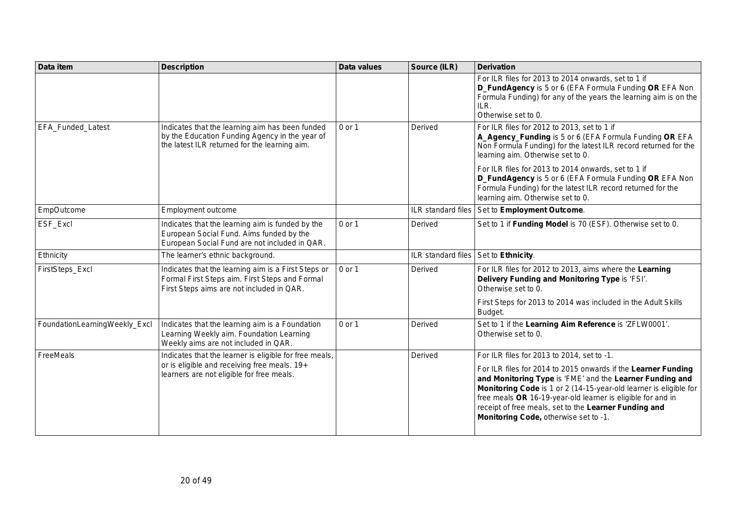| Data item | Description | Data values | Source (ILR) | Derivation |
|---|---|---|---|---|
| | | | | For ILR files for 2013 to 2014 onwards, set to 1 if **D_FundAgency** is 5 or 6 (EFA Formula Funding **OR** EFA Non Formula Funding) for any of the years the learning aim is on the ILR.<br>Otherwise set to 0. |
| EFA_Funded_Latest | Indicates that the learning aim has been funded by the Education Funding Agency in the year of the latest ILR returned for the learning aim. | 0 or 1 | Derived | For ILR files for 2012 to 2013, set to 1 if **A_Agency_Funding** is 5 or 6 (EFA Formula Funding **OR** EFA Non Formula Funding) for the latest ILR record returned for the learning aim. Otherwise set to 0.<br><br>For ILR files for 2013 to 2014 onwards, set to 1 if **D_FundAgency** is 5 or 6 (EFA Formula Funding **OR** EFA Non Formula Funding) for the latest ILR record returned for the learning aim. Otherwise set to 0. |
| EmpOutcome | Employment outcome | | ILR standard files | Set to **Employment Outcome**. |
| ESF_Excl | Indicates that the learning aim is funded by the European Social Fund. Aims funded by the European Social Fund are not included in QAR. | 0 or 1 | Derived | Set to 1 if **Funding Model** is 70 (ESF). Otherwise set to 0. |
| Ethnicity | The learner's ethnic background. | | ILR standard files | Set to **Ethnicity**. |
| FirstSteps_Excl | Indicates that the learning aim is a First Steps or Formal First Steps aim. First Steps and Formal First Steps aims are not included in QAR. | 0 or 1 | Derived | For ILR files for 2012 to 2013, aims where the **Learning Delivery Funding and Monitoring Type** is 'FSI'.<br>Otherwise set to 0.<br><br>First Steps for 2013 to 2014 was included in the Adult Skills Budget. |
| FoundationLearningWeekly_Excl | Indicates that the learning aim is a Foundation Learning Weekly aim. Foundation Learning Weekly aims are not included in QAR. | 0 or 1 | Derived | Set to 1 if the **Learning Aim Reference** is 'ZFLW0001'.<br>Otherwise set to 0. |
| FreeMeals | Indicates that the learner is eligible for free meals, or is eligible and receiving free meals. 19+ learners are not eligible for free meals. | | Derived | For ILR files for 2013 to 2014, set to -1.<br><br>For ILR files for 2014 to 2015 onwards if the **Learner Funding and Monitoring Type** is 'FME' and the **Learner Funding and Monitoring Code** is 1 or 2 (14-15-year-old learner is eligible for free meals **OR** 16-19-year-old learner is eligible for and in receipt of free meals, set to the **Learner Funding and Monitoring Code,** otherwise set to -1. |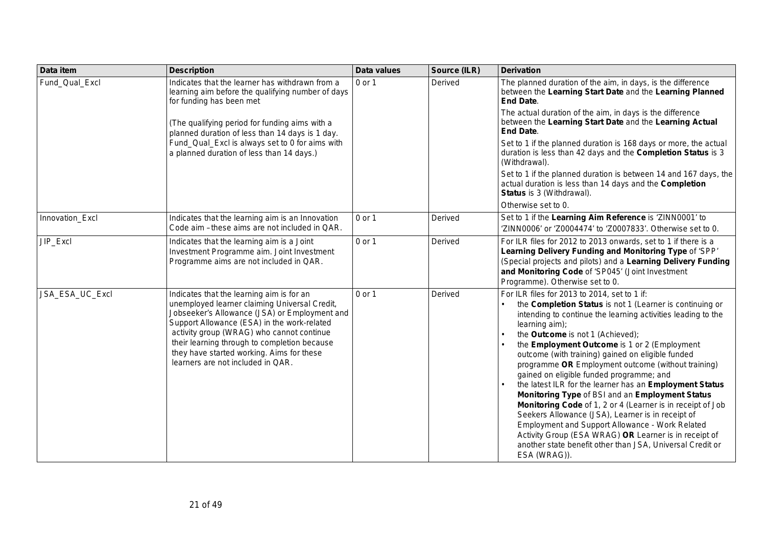| Data item | Description | Data values | Source (ILR) | Derivation |
|---|---|---|---|---|
| Fund_Qual_Excl | Indicates that the learner has withdrawn from a learning aim before the qualifying number of days for funding has been met<br><br>(The qualifying period for funding aims with a planned duration of less than 14 days is 1 day. Fund_Qual_Excl is always set to 0 for aims with a planned duration of less than 14 days.) | 0 or 1 | Derived | The planned duration of the aim, in days, is the difference between the **Learning Start Date** and the **Learning Planned End Date**.<br><br>The actual duration of the aim, in days is the difference between the **Learning Start Date** and the **Learning Actual End Date**.<br><br>Set to 1 if the planned duration is 168 days or more, the actual duration is less than 42 days and the **Completion Status** is 3 (Withdrawal).<br><br>Set to 1 if the planned duration is between 14 and 167 days, the actual duration is less than 14 days and the **Completion Status** is 3 (Withdrawal).<br><br>Otherwise set to 0. |
| Innovation_Excl | Indicates that the learning aim is an Innovation Code aim – these aims are not included in QAR. | 0 or 1 | Derived | Set to 1 if the **Learning Aim Reference** is 'ZINN0001' to 'ZINN0006' or 'Z0004474' to 'Z0007833'. Otherwise set to 0. |
| JIP_Excl | Indicates that the learning aim is a Joint Investment Programme aim. Joint Investment Programme aims are not included in QAR. | 0 or 1 | Derived | For ILR files for 2012 to 2013 onwards, set to 1 if there is a **Learning Delivery Funding and Monitoring Type** of 'SPP' (Special projects and pilots) and a **Learning Delivery Funding and Monitoring Code** of 'SP045' (Joint Investment Programme). Otherwise set to 0. |
| JSA_ESA_UC_Excl | Indicates that the learning aim is for an unemployed learner claiming Universal Credit, Jobseeker's Allowance (JSA) or Employment and Support Allowance (ESA) in the work-related activity group (WRAG) who cannot continue their learning through to completion because they have started working. Aims for these learners are not included in QAR. | 0 or 1 | Derived | For ILR files for 2013 to 2014, set to 1 if:<br>• the **Completion Status** is not 1 (Learner is continuing or intending to continue the learning activities leading to the learning aim);<br>• the **Outcome** is not 1 (Achieved);<br>• the **Employment Outcome** is 1 or 2 (Employment outcome (with training) gained on eligible funded programme **OR** Employment outcome (without training) gained on eligible funded programme; and<br>• the latest ILR for the learner has an **Employment Status Monitoring Type** of BSI and an **Employment Status Monitoring Code** of 1, 2 or 4 (Learner is in receipt of Job Seekers Allowance (JSA), Learner is in receipt of Employment and Support Allowance - Work Related Activity Group (ESA WRAG) **OR** Learner is in receipt of another state benefit other than JSA, Universal Credit or ESA (WRAG)). |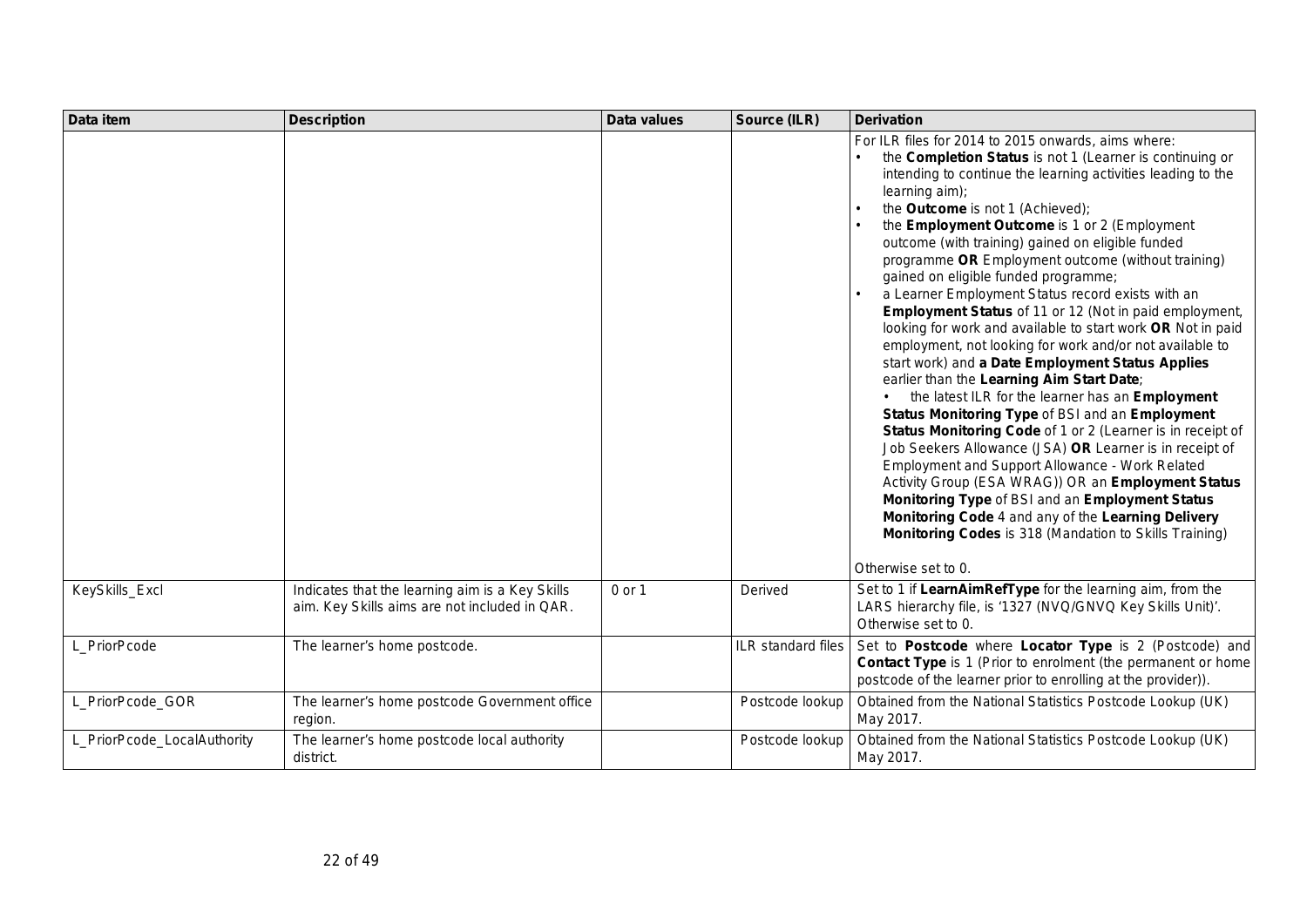| Data item | Description | Data values | Source (ILR) | Derivation |
|---|---|---|---|---|
| | | | | For ILR files for 2014 to 2015 onwards, aims where:<br>• the **Completion Status** is not 1 (Learner is continuing or intending to continue the learning activities leading to the learning aim);<br>• the **Outcome** is not 1 (Achieved);<br>• the **Employment Outcome** is 1 or 2 (Employment outcome (with training) gained on eligible funded programme **OR** Employment outcome (without training) gained on eligible funded programme;<br>• a Learner Employment Status record exists with an **Employment Status** of 11 or 12 (Not in paid employment, looking for work and available to start work **OR** Not in paid employment, not looking for work and/or not available to start work) and **a Date Employment Status Applies** earlier than the **Learning Aim Start Date**;<br>• the latest ILR for the learner has an **Employment Status Monitoring Type** of BSI and an **Employment Status Monitoring Code** of 1 or 2 (Learner is in receipt of Job Seekers Allowance (JSA) **OR** Learner is in receipt of Employment and Support Allowance - Work Related Activity Group (ESA WRAG)) OR an **Employment Status Monitoring Type** of BSI and an **Employment Status Monitoring Code** 4 and any of the **Learning Delivery Monitoring Codes** is 318 (Mandation to Skills Training)<br><br>Otherwise set to 0. |
| KeySkills_Excl | Indicates that the learning aim is a Key Skills aim. Key Skills aims are not included in QAR. | 0 or 1 | Derived | Set to 1 if **LearnAimRefType** for the learning aim, from the LARS hierarchy file, is '1327 (NVQ/GNVQ Key Skills Unit)'. Otherwise set to 0. |
| L_PriorPcode | The learner's home postcode. | | ILR standard files | Set to **Postcode** where **Locator Type** is 2 (Postcode) and **Contact Type** is 1 (Prior to enrolment (the permanent or home postcode of the learner prior to enrolling at the provider)). |
| L_PriorPcode_GOR | The learner's home postcode Government office region. | | Postcode lookup | Obtained from the National Statistics Postcode Lookup (UK) May 2017. |
| L_PriorPcode_LocalAuthority | The learner's home postcode local authority district. | | Postcode lookup | Obtained from the National Statistics Postcode Lookup (UK) May 2017. |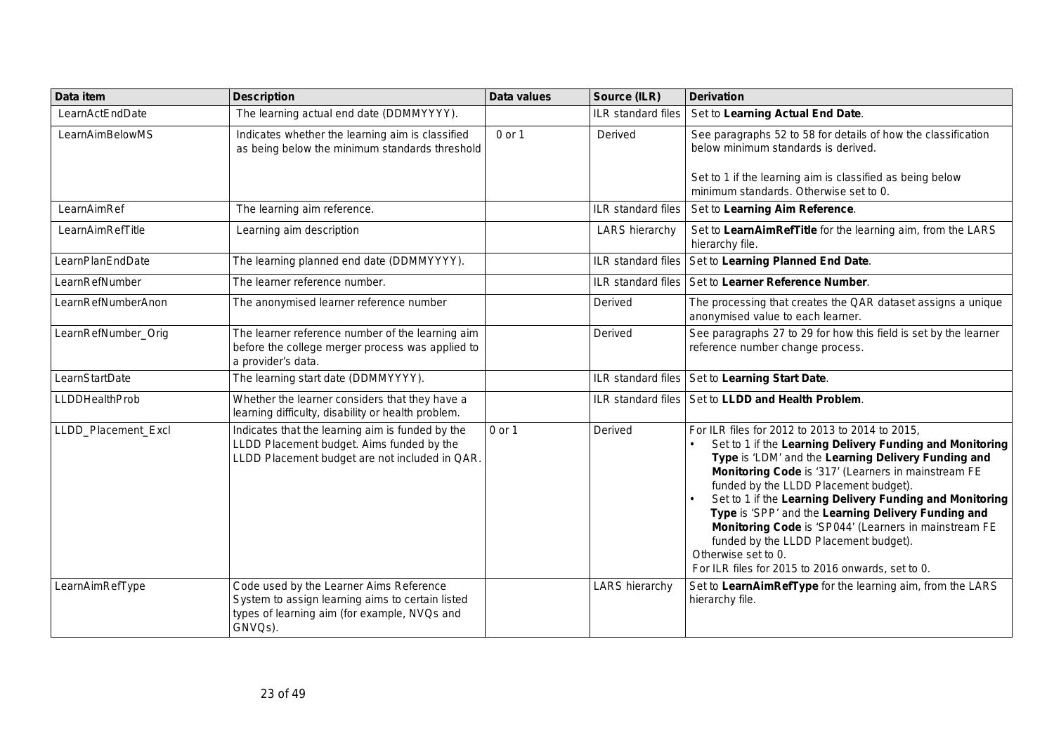| Data item | Description | Data values | Source (ILR) | Derivation |
|---|---|---|---|---|
| LearnActEndDate | The learning actual end date (DDMMYYYY). | | ILR standard files | Set to **Learning Actual End Date**. |
| LearnAimBelowMS | Indicates whether the learning aim is classified as being below the minimum standards threshold | 0 or 1 | Derived | See paragraphs 52 to 58 for details of how the classification below minimum standards is derived.<br><br>Set to 1 if the learning aim is classified as being below minimum standards. Otherwise set to 0. |
| LearnAimRef | The learning aim reference. | | ILR standard files | Set to **Learning Aim Reference**. |
| LearnAimRefTitle | Learning aim description | | LARS hierarchy | Set to **LearnAimRefTitle** for the learning aim, from the LARS hierarchy file. |
| LearnPlanEndDate | The learning planned end date (DDMMYYYY). | | ILR standard files | Set to **Learning Planned End Date**. |
| LearnRefNumber | The learner reference number. | | ILR standard files | Set to **Learner Reference Number**. |
| LearnRefNumberAnon | The anonymised learner reference number | | Derived | The processing that creates the QAR dataset assigns a unique anonymised value to each learner. |
| LearnRefNumber_Orig | The learner reference number of the learning aim before the college merger process was applied to a provider's data. | | Derived | See paragraphs 27 to 29 for how this field is set by the learner reference number change process. |
| LearnStartDate | The learning start date (DDMMYYYY). | | ILR standard files | Set to **Learning Start Date**. |
| LLDDHealthProb | Whether the learner considers that they have a learning difficulty, disability or health problem. | | ILR standard files | Set to **LLDD and Health Problem**. |
| LLDD_Placement_Excl | Indicates that the learning aim is funded by the LLDD Placement budget. Aims funded by the LLDD Placement budget are not included in QAR. | 0 or 1 | Derived | For ILR files for 2012 to 2013 to 2014 to 2015,<br>• Set to 1 if the **Learning Delivery Funding and Monitoring Type** is 'LDM' and the **Learning Delivery Funding and Monitoring Code** is '317' (Learners in mainstream FE funded by the LLDD Placement budget).<br>• Set to 1 if the **Learning Delivery Funding and Monitoring Type** is 'SPP' and the **Learning Delivery Funding and Monitoring Code** is 'SP044' (Learners in mainstream FE funded by the LLDD Placement budget).<br>Otherwise set to 0.<br>For ILR files for 2015 to 2016 onwards, set to 0. |
| LearnAimRefType | Code used by the Learner Aims Reference System to assign learning aims to certain listed types of learning aim (for example, NVQs and GNVQs). | | LARS hierarchy | Set to **LearnAimRefType** for the learning aim, from the LARS hierarchy file. |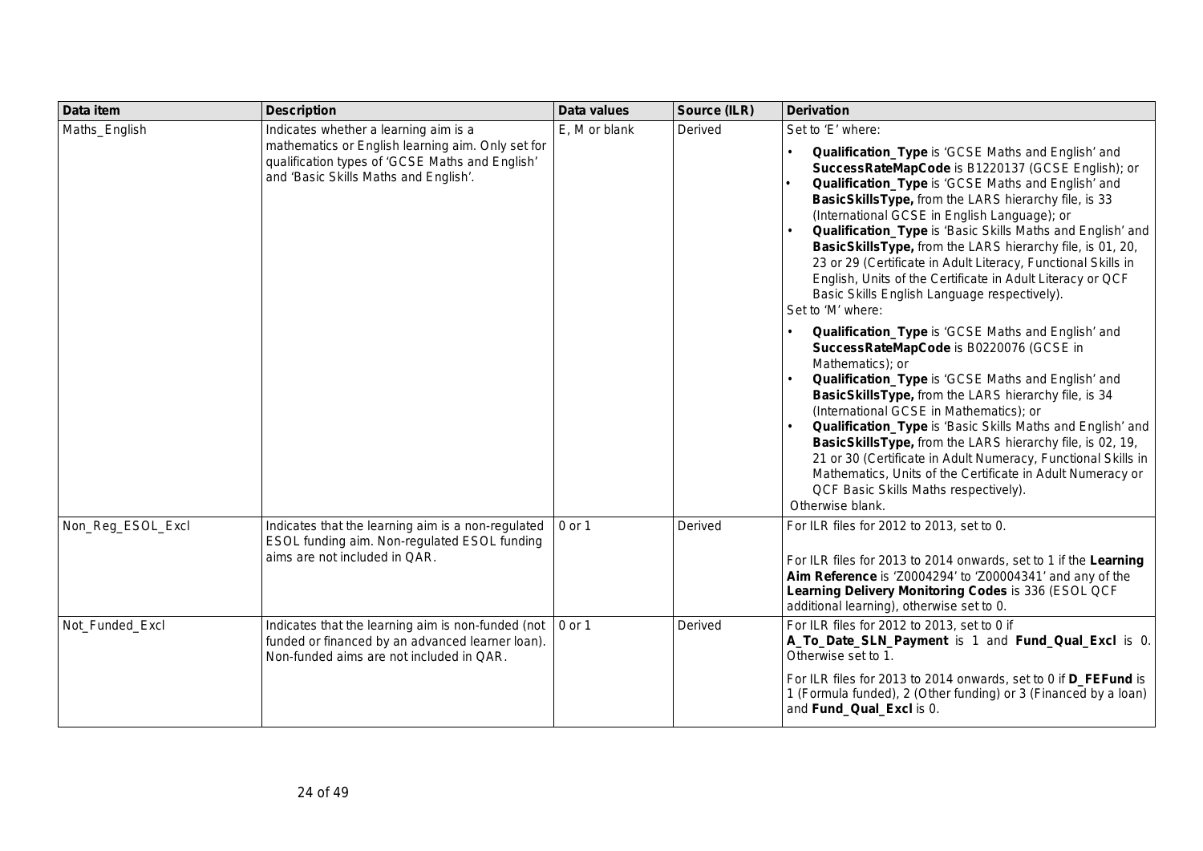| Data item | Description | Data values | Source (ILR) | Derivation |
|---|---|---|---|---|
| Maths_English | Indicates whether a learning aim is a mathematics or English learning aim. Only set for qualification types of 'GCSE Maths and English' and 'Basic Skills Maths and English'. | E, M or blank | Derived | Set to 'E' where:<br>• **Qualification_Type** is 'GCSE Maths and English' and **SuccessRateMapCode** is B1220137 (GCSE English); or<br>• **Qualification_Type** is 'GCSE Maths and English' and **BasicSkillsType,** from the LARS hierarchy file, is 33 (International GCSE in English Language); or<br>• **Qualification_Type** is 'Basic Skills Maths and English' and **BasicSkillsType,** from the LARS hierarchy file, is 01, 20, 23 or 29 (Certificate in Adult Literacy, Functional Skills in English, Units of the Certificate in Adult Literacy or QCF Basic Skills English Language respectively).<br>Set to 'M' where:<br>• **Qualification_Type** is 'GCSE Maths and English' and **SuccessRateMapCode** is B0220076 (GCSE in Mathematics); or<br>• **Qualification_Type** is 'GCSE Maths and English' and **BasicSkillsType,** from the LARS hierarchy file, is 34 (International GCSE in Mathematics); or<br>• **Qualification_Type** is 'Basic Skills Maths and English' and **BasicSkillsType,** from the LARS hierarchy file, is 02, 19, 21 or 30 (Certificate in Adult Numeracy, Functional Skills in Mathematics, Units of the Certificate in Adult Numeracy or QCF Basic Skills Maths respectively).<br>Otherwise blank. |
| Non_Reg_ESOL_Excl | Indicates that the learning aim is a non-regulated ESOL funding aim. Non-regulated ESOL funding aims are not included in QAR. | 0 or 1 | Derived | For ILR files for 2012 to 2013, set to 0.<br><br>For ILR files for 2013 to 2014 onwards, set to 1 if the **Learning Aim Reference** is 'Z0004294' to 'Z00004341' and any of the **Learning Delivery Monitoring Codes** is 336 (ESOL QCF additional learning), otherwise set to 0. |
| Not_Funded_Excl | Indicates that the learning aim is non-funded (not funded or financed by an advanced learner loan). Non-funded aims are not included in QAR. | 0 or 1 | Derived | For ILR files for 2012 to 2013, set to 0 if **A_To_Date_SLN_Payment** is 1 and **Fund_Qual_Excl** is 0. Otherwise set to 1.<br><br>For ILR files for 2013 to 2014 onwards, set to 0 if **D_FEFund** is 1 (Formula funded), 2 (Other funding) or 3 (Financed by a loan) and **Fund_Qual_Excl** is 0. |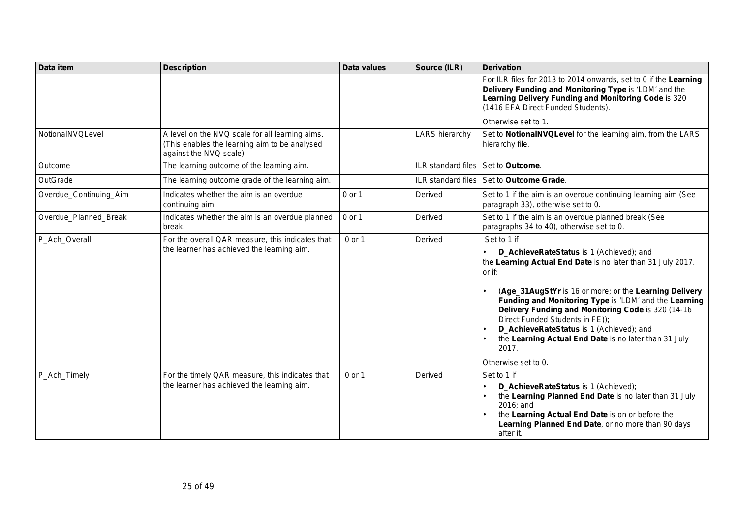| Data item | Description | Data values | Source (ILR) | Derivation |
|---|---|---|---|---|
| | | | | For ILR files for 2013 to 2014 onwards, set to 0 if the **Learning Delivery Funding and Monitoring Type** is 'LDM' and the **Learning Delivery Funding and Monitoring Code** is 320 (1416 EFA Direct Funded Students).<br><br>Otherwise set to 1. |
| NotionalNVQLevel | A level on the NVQ scale for all learning aims. (This enables the learning aim to be analysed against the NVQ scale) | | LARS hierarchy | Set to **NotionalNVQLevel** for the learning aim, from the LARS hierarchy file. |
| Outcome | The learning outcome of the learning aim. | | ILR standard files | Set to **Outcome**. |
| OutGrade | The learning outcome grade of the learning aim. | | ILR standard files | Set to **Outcome Grade**. |
| Overdue_Continuing_Aim | Indicates whether the aim is an overdue continuing aim. | 0 or 1 | Derived | Set to 1 if the aim is an overdue continuing learning aim (See paragraph 33), otherwise set to 0. |
| Overdue_Planned_Break | Indicates whether the aim is an overdue planned break. | 0 or 1 | Derived | Set to 1 if the aim is an overdue planned break (See paragraphs 34 to 40), otherwise set to 0. |
| P_Ach_Overall | For the overall QAR measure, this indicates that the learner has achieved the learning aim. | 0 or 1 | Derived | Set to 1 if<br>• **D_AchieveRateStatus** is 1 (Achieved); and<br>the **Learning Actual End Date** is no later than 31 July 2017.<br>or if:<br>• (**Age_31AugStYr** is 16 or more; or the **Learning Delivery Funding and Monitoring Type** is 'LDM' and the **Learning Delivery Funding and Monitoring Code** is 320 (14-16 Direct Funded Students in FE));<br>• **D_AchieveRateStatus** is 1 (Achieved); and<br>• the **Learning Actual End Date** is no later than 31 July 2017.<br><br>Otherwise set to 0. |
| P_Ach_Timely | For the timely QAR measure, this indicates that the learner has achieved the learning aim. | 0 or 1 | Derived | Set to 1 if<br>• **D_AchieveRateStatus** is 1 (Achieved);<br>• the **Learning Planned End Date** is no later than 31 July 2016; and<br>• the **Learning Actual End Date** is on or before the **Learning Planned End Date**, or no more than 90 days after it. |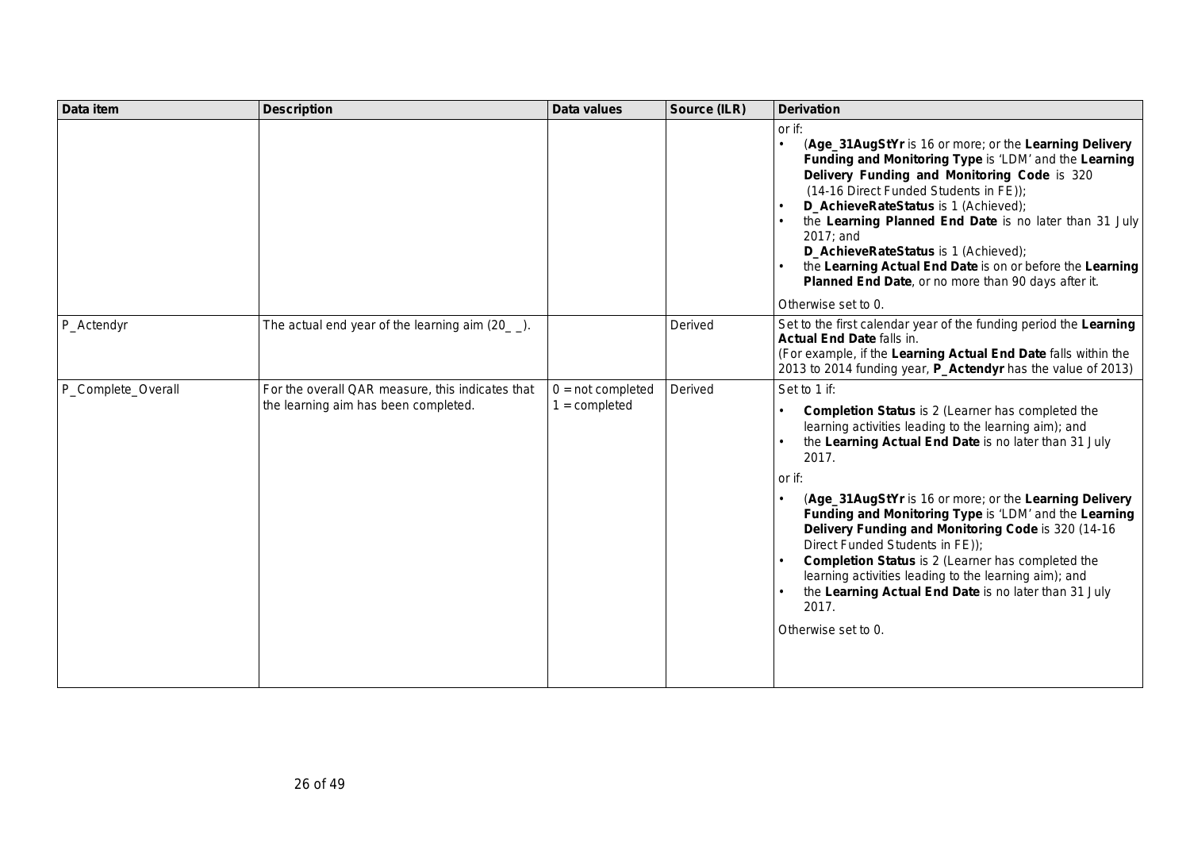| Data item | Description | Data values | Source (ILR) | Derivation |
|---|---|---|---|---|
| | | | | or if:<br>• (**Age_31AugStYr** is 16 or more; or the **Learning Delivery Funding and Monitoring Type** is 'LDM' and the **Learning Delivery Funding and Monitoring Code** is 320 (14-16 Direct Funded Students in FE));<br>• **D_AchieveRateStatus** is 1 (Achieved);<br>• the **Learning Planned End Date** is no later than 31 July 2017; and **D_AchieveRateStatus** is 1 (Achieved);<br>• the **Learning Actual End Date** is on or before the **Learning Planned End Date**, or no more than 90 days after it.<br><br>Otherwise set to 0. |
| P_Actendyr | The actual end year of the learning aim (20_ _). | | Derived | Set to the first calendar year of the funding period the **Learning Actual End Date** falls in.<br>(For example, if the **Learning Actual End Date** falls within the 2013 to 2014 funding year, **P_Actendyr** has the value of 2013) |
| P_Complete_Overall | For the overall QAR measure, this indicates that the learning aim has been completed. | 0 = not completed<br>1 = completed | Derived | Set to 1 if:<br>• **Completion Status** is 2 (Learner has completed the learning activities leading to the learning aim); and<br>• the **Learning Actual End Date** is no later than 31 July 2017.<br><br>or if:<br>• (**Age_31AugStYr** is 16 or more; or the **Learning Delivery Funding and Monitoring Type** is 'LDM' and the **Learning Delivery Funding and Monitoring Code** is 320 (14-16 Direct Funded Students in FE));<br>• **Completion Status** is 2 (Learner has completed the learning activities leading to the learning aim); and<br>• the **Learning Actual End Date** is no later than 31 July 2017.<br><br>Otherwise set to 0. |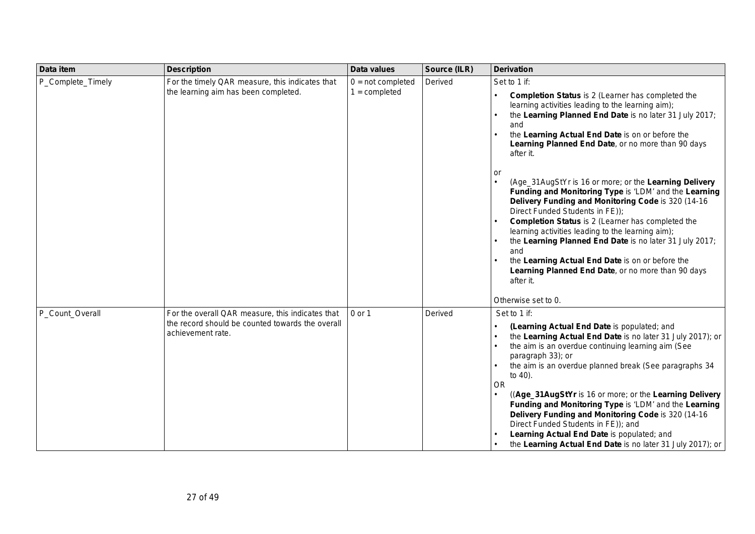| Data item | Description | Data values | Source (ILR) | Derivation |
|---|---|---|---|---|
| P_Complete_Timely | For the timely QAR measure, this indicates that the learning aim has been completed. | 0 = not completed<br>1 = completed | Derived | Set to 1 if:<br>• **Completion Status** is 2 (Learner has completed the learning activities leading to the learning aim);<br>• the **Learning Planned End Date** is no later 31 July 2017; and<br>• the **Learning Actual End Date** is on or before the **Learning Planned End Date**, or no more than 90 days after it.<br><br>or<br>• (Age_31AugStYr is 16 or more; or the **Learning Delivery Funding and Monitoring Type** is 'LDM' and the **Learning Delivery Funding and Monitoring Code** is 320 (14-16 Direct Funded Students in FE));<br>• **Completion Status** is 2 (Learner has completed the learning activities leading to the learning aim);<br>• the **Learning Planned End Date** is no later 31 July 2017; and<br>• the **Learning Actual End Date** is on or before the **Learning Planned End Date**, or no more than 90 days after it.<br><br>Otherwise set to 0. |
| P_Count_Overall | For the overall QAR measure, this indicates that the record should be counted towards the overall achievement rate. | 0 or 1 | Derived | Set to 1 if:<br>• **(Learning Actual End Date** is populated; and<br>• the **Learning Actual End Date** is no later 31 July 2017); or<br>• the aim is an overdue continuing learning aim (See paragraph 33); or<br>• the aim is an overdue planned break (See paragraphs 34 to 40).<br>OR<br>• ((**Age_31AugStYr** is 16 or more; or the **Learning Delivery Funding and Monitoring Type** is 'LDM' and the **Learning Delivery Funding and Monitoring Code** is 320 (14-16 Direct Funded Students in FE)); and<br>• **Learning Actual End Date** is populated; and<br>• the **Learning Actual End Date** is no later 31 July 2017); or |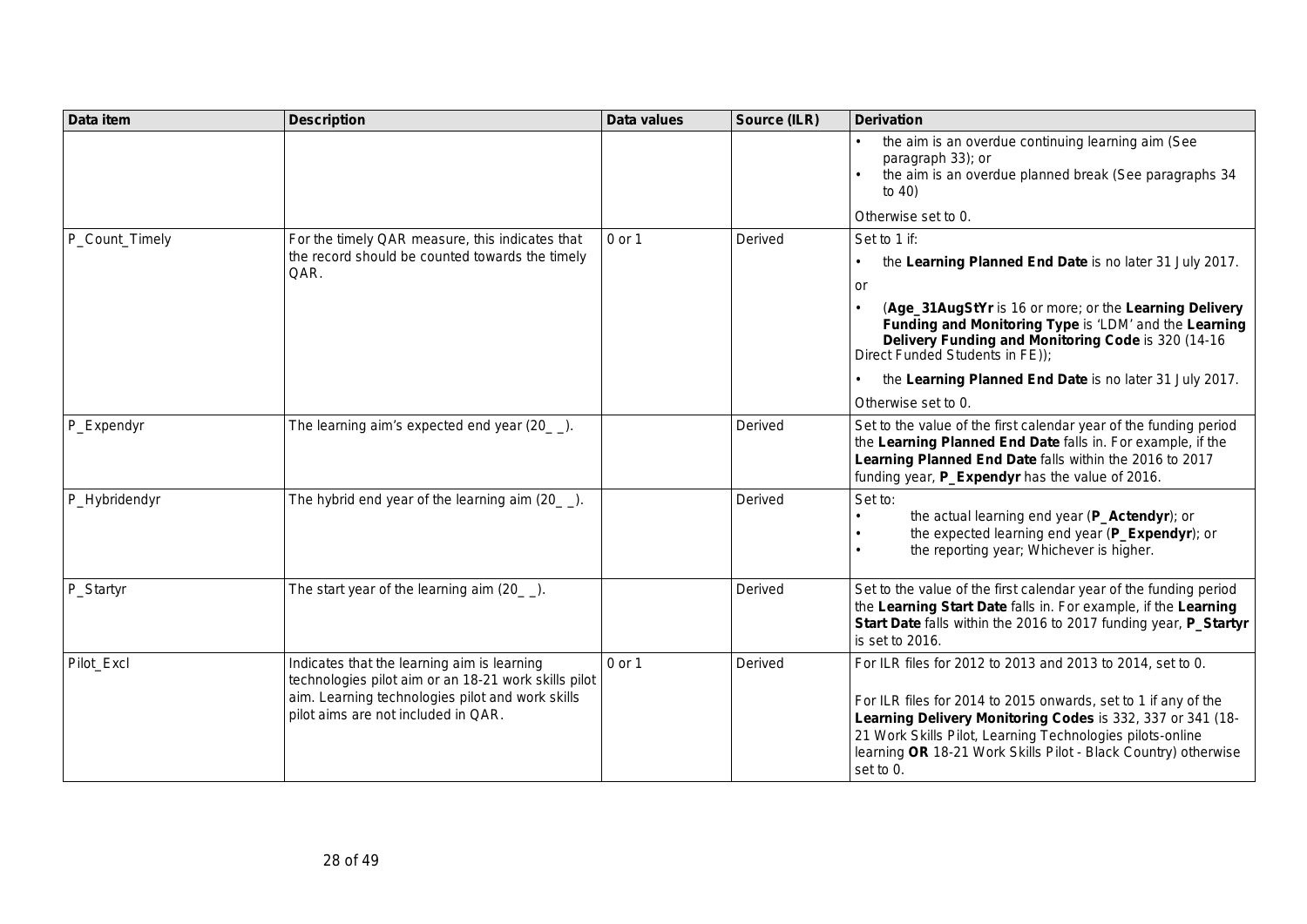| Data item | Description | Data values | Source (ILR) | Derivation |
| --- | --- | --- | --- | --- |
| | | | | • the aim is an overdue continuing learning aim (See paragraph 33); or<br>• the aim is an overdue planned break (See paragraphs 34 to 40)<br><br>Otherwise set to 0. |
| P_Count_Timely | For the timely QAR measure, this indicates that the record should be counted towards the timely QAR. | 0 or 1 | Derived | Set to 1 if:<br>• the **Learning Planned End Date** is no later 31 July 2017.<br>or<br>• (**Age_31AugStYr** is 16 or more; or the **Learning Delivery Funding and Monitoring Type** is 'LDM' and the **Learning Delivery Funding and Monitoring Code** is 320 (14-16 Direct Funded Students in FE));<br>• the **Learning Planned End Date** is no later 31 July 2017.<br>Otherwise set to 0. |
| P_Expendyr | The learning aim's expected end year (20_ _). | | Derived | Set to the value of the first calendar year of the funding period the **Learning Planned End Date** falls in. For example, if the **Learning Planned End Date** falls within the 2016 to 2017 funding year, **P_Expendyr** has the value of 2016. |
| P_Hybridendyr | The hybrid end year of the learning aim (20_ _). | | Derived | Set to:<br>• the actual learning end year (**P_Actendyr**); or<br>• the expected learning end year (**P_Expendyr**); or<br>• the reporting year; Whichever is higher. |
| P_Startyr | The start year of the learning aim (20_ _). | | Derived | Set to the value of the first calendar year of the funding period the **Learning Start Date** falls in. For example, if the **Learning Start Date** falls within the 2016 to 2017 funding year, **P_Startyr** is set to 2016. |
| Pilot_Excl | Indicates that the learning aim is learning technologies pilot aim or an 18-21 work skills pilot aim. Learning technologies pilot and work skills pilot aims are not included in QAR. | 0 or 1 | Derived | For ILR files for 2012 to 2013 and 2013 to 2014, set to 0.<br><br>For ILR files for 2014 to 2015 onwards, set to 1 if any of the **Learning Delivery Monitoring Codes** is 332, 337 or 341 (18-21 Work Skills Pilot, Learning Technologies pilots-online learning **OR** 18-21 Work Skills Pilot - Black Country) otherwise set to 0. |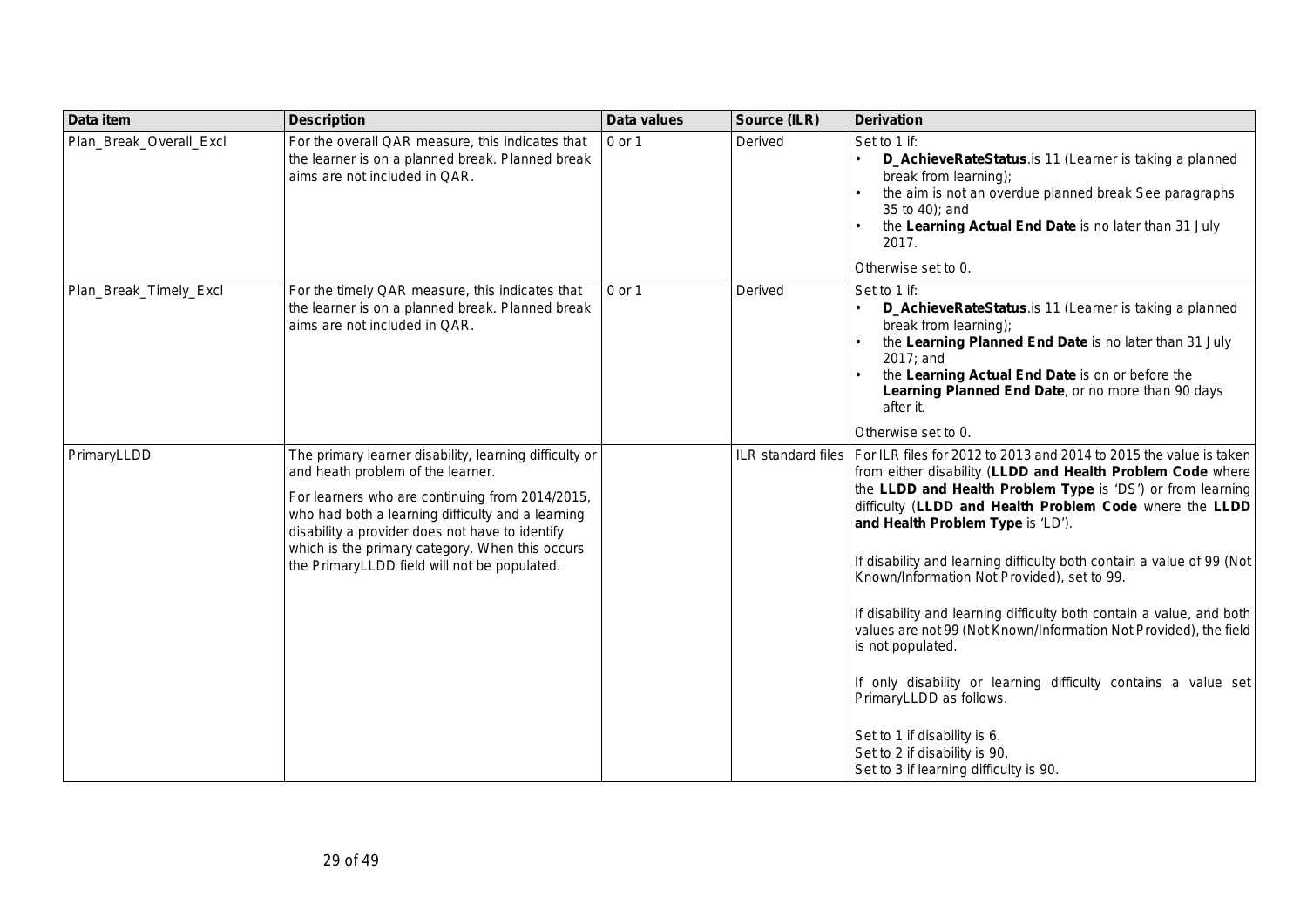| Data item | Description | Data values | Source (ILR) | Derivation |
|---|---|---|---|---|
| Plan_Break_Overall_Excl | For the overall QAR measure, this indicates that the learner is on a planned break. Planned break aims are not included in QAR. | 0 or 1 | Derived | Set to 1 if:<br>• **D_AchieveRateStatus**.is 11 (Learner is taking a planned break from learning);<br>• the aim is not an overdue planned break See paragraphs 35 to 40); and<br>• the **Learning Actual End Date** is no later than 31 July 2017.<br><br>Otherwise set to 0. |
| Plan_Break_Timely_Excl | For the timely QAR measure, this indicates that the learner is on a planned break. Planned break aims are not included in QAR. | 0 or 1 | Derived | Set to 1 if:<br>• **D_AchieveRateStatus**.is 11 (Learner is taking a planned break from learning);<br>• the **Learning Planned End Date** is no later than 31 July 2017; and<br>• the **Learning Actual End Date** is on or before the **Learning Planned End Date**, or no more than 90 days after it.<br><br>Otherwise set to 0. |
| PrimaryLLDD | The primary learner disability, learning difficulty or and heath problem of the learner.<br><br>For learners who are continuing from 2014/2015, who had both a learning difficulty and a learning disability a provider does not have to identify which is the primary category. When this occurs the PrimaryLLDD field will not be populated. | | ILR standard files | For ILR files for 2012 to 2013 and 2014 to 2015 the value is taken from either disability (**LLDD and Health Problem Code** where the **LLDD and Health Problem Type** is 'DS') or from learning difficulty (**LLDD and Health Problem Code** where the **LLDD and Health Problem Type** is 'LD').<br><br>If disability and learning difficulty both contain a value of 99 (Not Known/Information Not Provided), set to 99.<br><br>If disability and learning difficulty both contain a value, and both values are not 99 (Not Known/Information Not Provided), the field is not populated.<br><br>If only disability or learning difficulty contains a value set PrimaryLLDD as follows.<br><br>Set to 1 if disability is 6.<br>Set to 2 if disability is 90.<br>Set to 3 if learning difficulty is 90. |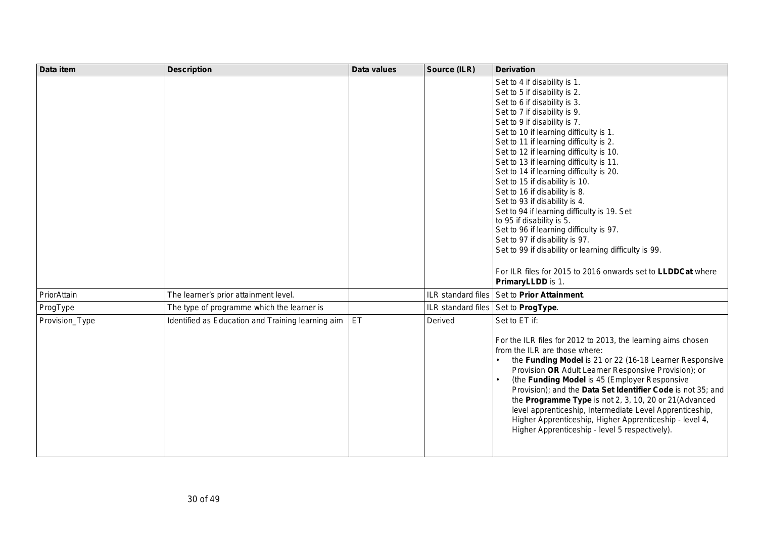| Data item | Description | Data values | Source (ILR) | Derivation |
|---|---|---|---|---|
| | | | | Set to 4 if disability is 1.<br>Set to 5 if disability is 2.<br>Set to 6 if disability is 3.<br>Set to 7 if disability is 9.<br>Set to 9 if disability is 7.<br>Set to 10 if learning difficulty is 1.<br>Set to 11 if learning difficulty is 2.<br>Set to 12 if learning difficulty is 10.<br>Set to 13 if learning difficulty is 11.<br>Set to 14 if learning difficulty is 20.<br>Set to 15 if disability is 10.<br>Set to 16 if disability is 8.<br>Set to 93 if disability is 4.<br>Set to 94 if learning difficulty is 19. Set to 95 if disability is 5.<br>Set to 96 if learning difficulty is 97.<br>Set to 97 if disability is 97.<br>Set to 99 if disability or learning difficulty is 99.<br><br>For ILR files for 2015 to 2016 onwards set to **LLDDCat** where **PrimaryLLDD** is 1. |
| PriorAttain | The learner's prior attainment level. | | ILR standard files | Set to **Prior Attainment**. |
| ProgType | The type of programme which the learner is | | ILR standard files | Set to **ProgType**. |
| Provision_Type | Identified as Education and Training learning aim | ET | Derived | Set to ET if:<br><br>For the ILR files for 2012 to 2013, the learning aims chosen from the ILR are those where:<br>• the **Funding Model** is 21 or 22 (16-18 Learner Responsive Provision **OR** Adult Learner Responsive Provision); or<br>• (the **Funding Model** is 45 (Employer Responsive Provision); and the **Data Set Identifier Code** is not 35; and the **Programme Type** is not 2, 3, 10, 20 or 21(Advanced level apprenticeship, Intermediate Level Apprenticeship, Higher Apprenticeship, Higher Apprenticeship - level 4, Higher Apprenticeship - level 5 respectively). |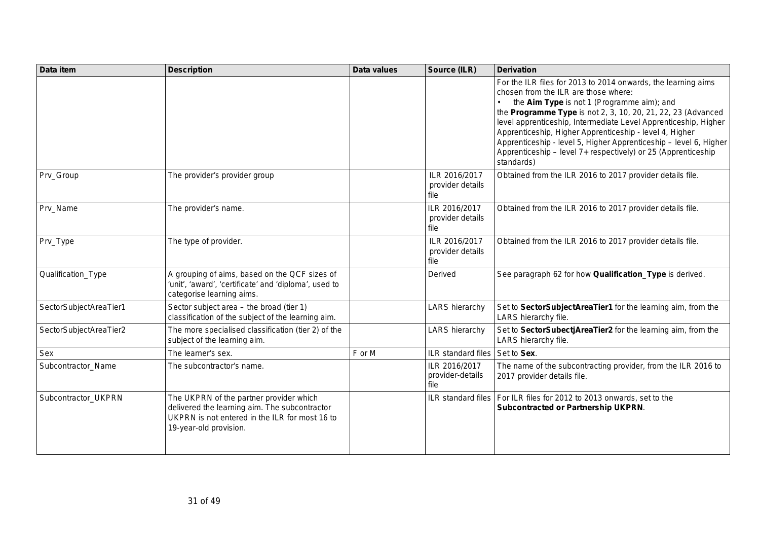| Data item | Description | Data values | Source (ILR) | Derivation |
|---|---|---|---|---|
| | | | | For the ILR files for 2013 to 2014 onwards, the learning aims chosen from the ILR are those where:<br>• the **Aim Type** is not 1 (Programme aim); and<br>the **Programme Type** is not 2, 3, 10, 20, 21, 22, 23 (Advanced level apprenticeship, Intermediate Level Apprenticeship, Higher Apprenticeship, Higher Apprenticeship - level 4, Higher Apprenticeship - level 5, Higher Apprenticeship – level 6, Higher Apprenticeship – level 7+ respectively) or 25 (Apprenticeship standards) |
| Prv_Group | The provider's provider group | | ILR 2016/2017 provider details file | Obtained from the ILR 2016 to 2017 provider details file. |
| Prv_Name | The provider's name. | | ILR 2016/2017 provider details file | Obtained from the ILR 2016 to 2017 provider details file. |
| Prv_Type | The type of provider. | | ILR 2016/2017 provider details file | Obtained from the ILR 2016 to 2017 provider details file. |
| Qualification_Type | A grouping of aims, based on the QCF sizes of 'unit', 'award', 'certificate' and 'diploma', used to categorise learning aims. | | Derived | See paragraph 62 for how **Qualification_Type** is derived. |
| SectorSubjectAreaTier1 | Sector subject area – the broad (tier 1) classification of the subject of the learning aim. | | LARS hierarchy | Set to **SectorSubjectAreaTier1** for the learning aim, from the LARS hierarchy file. |
| SectorSubjectAreaTier2 | The more specialised classification (tier 2) of the subject of the learning aim. | | LARS hierarchy | Set to **SectorSubectjAreaTier2** for the learning aim, from the LARS hierarchy file. |
| Sex | The learner's sex. | F or M | ILR standard files | Set to **Sex**. |
| Subcontractor_Name | The subcontractor's name. | | ILR 2016/2017 provider-details file | The name of the subcontracting provider, from the ILR 2016 to 2017 provider details file. |
| Subcontractor_UKPRN | The UKPRN of the partner provider which delivered the learning aim. The subcontractor UKPRN is not entered in the ILR for most 16 to 19-year-old provision. | | ILR standard files | For ILR files for 2012 to 2013 onwards, set to the **Subcontracted or Partnership UKPRN**. |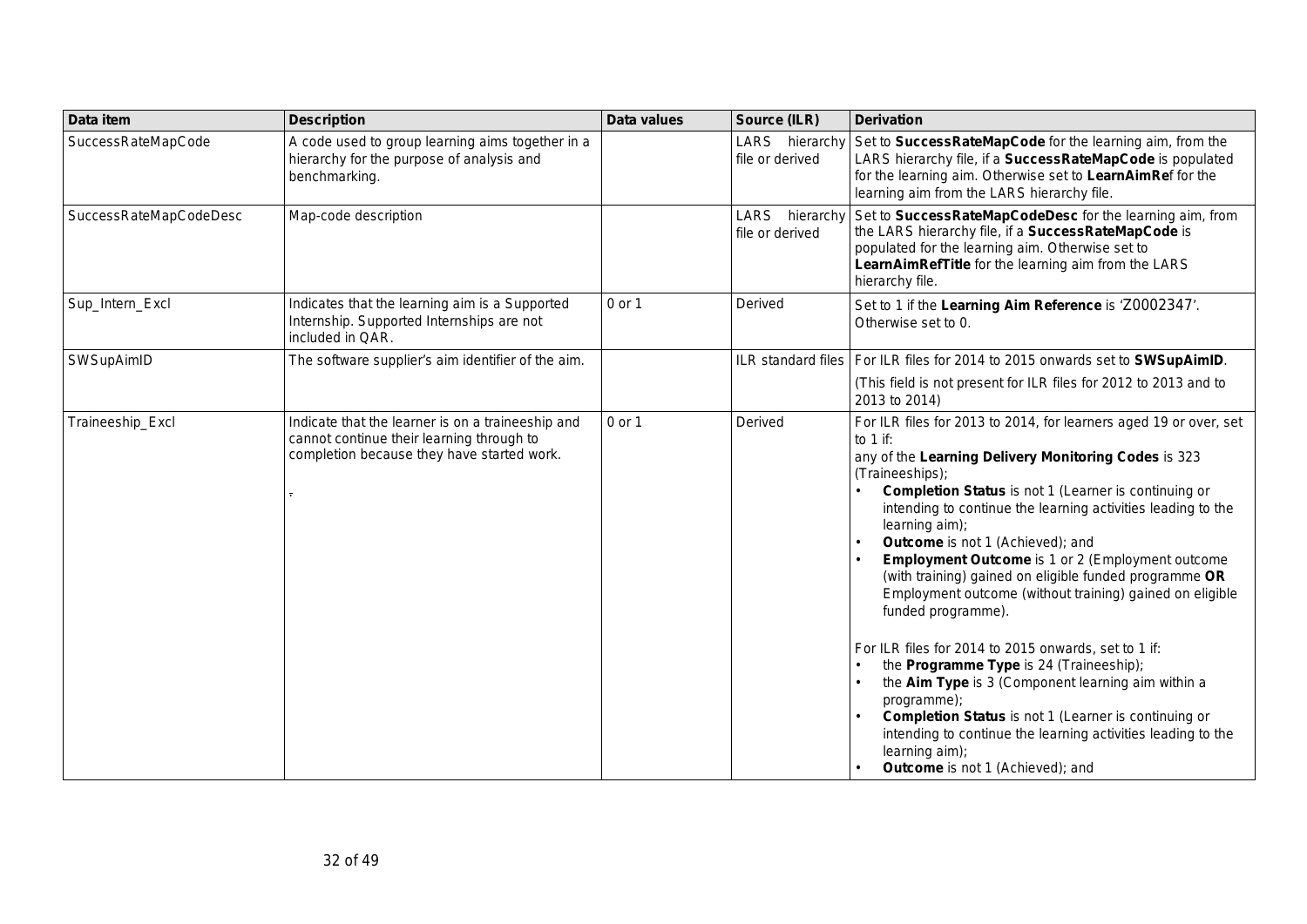| Data item | Description | Data values | Source (ILR) | Derivation |
|---|---|---|---|---|
| SuccessRateMapCode | A code used to group learning aims together in a hierarchy for the purpose of analysis and benchmarking. | | LARS hierarchy file or derived | Set to **SuccessRateMapCode** for the learning aim, from the LARS hierarchy file, if a **SuccessRateMapCode** is populated for the learning aim. Otherwise set to **LearnAimRef** for the learning aim from the LARS hierarchy file. |
| SuccessRateMapCodeDesc | Map-code description | | LARS hierarchy file or derived | Set to **SuccessRateMapCodeDesc** for the learning aim, from the LARS hierarchy file, if a **SuccessRateMapCode** is populated for the learning aim. Otherwise set to **LearnAimRefTitle** for the learning aim from the LARS hierarchy file. |
| Sup_Intern_Excl | Indicates that the learning aim is a Supported Internship. Supported Internships are not included in QAR. | 0 or 1 | Derived | Set to 1 if the **Learning Aim Reference** is 'Z0002347'. Otherwise set to 0. |
| SWSupAimID | The software supplier's aim identifier of the aim. | | ILR standard files | For ILR files for 2014 to 2015 onwards set to **SWSupAimID**.<br>(This field is not present for ILR files for 2012 to 2013 and to 2013 to 2014) |
| Traineeship_Excl | Indicate that the learner is on a traineeship and cannot continue their learning through to completion because they have started work.<br>. | 0 or 1 | Derived | For ILR files for 2013 to 2014, for learners aged 19 or over, set to 1 if:<br>any of the **Learning Delivery Monitoring Codes** is 323 (Traineeships);<br>• **Completion Status** is not 1 (Learner is continuing or intending to continue the learning activities leading to the learning aim);<br>• **Outcome** is not 1 (Achieved); and<br>• **Employment Outcome** is 1 or 2 (Employment outcome (with training) gained on eligible funded programme **OR** Employment outcome (without training) gained on eligible funded programme).<br><br>For ILR files for 2014 to 2015 onwards, set to 1 if:<br>• the **Programme Type** is 24 (Traineeship);<br>• the **Aim Type** is 3 (Component learning aim within a programme);<br>• **Completion Status** is not 1 (Learner is continuing or intending to continue the learning activities leading to the learning aim);<br>• **Outcome** is not 1 (Achieved); and |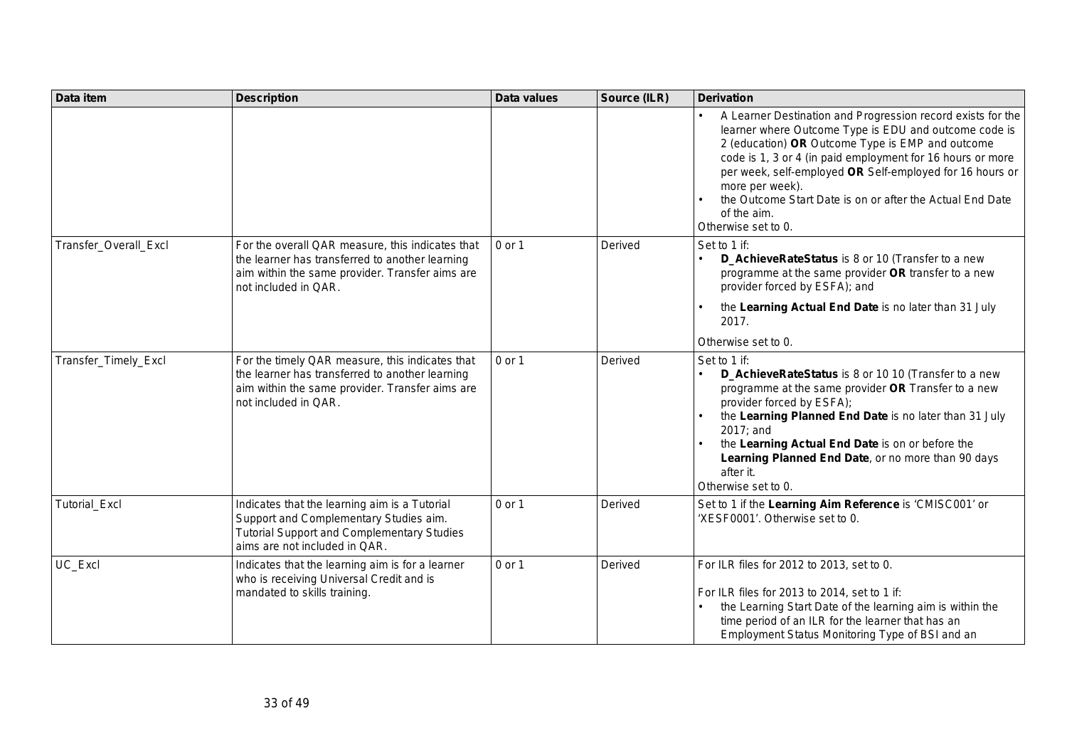| Data item | Description | Data values | Source (ILR) | Derivation |
| --- | --- | --- | --- | --- |
| | | | | • A Learner Destination and Progression record exists for the learner where Outcome Type is EDU and outcome code is 2 (education) **OR** Outcome Type is EMP and outcome code is 1, 3 or 4 (in paid employment for 16 hours or more per week, self-employed **OR** Self-employed for 16 hours or more per week).<br>• the Outcome Start Date is on or after the Actual End Date of the aim.<br>Otherwise set to 0. |
| Transfer_Overall_Excl | For the overall QAR measure, this indicates that the learner has transferred to another learning aim within the same provider. Transfer aims are not included in QAR. | 0 or 1 | Derived | Set to 1 if:<br>• **D_AchieveRateStatus** is 8 or 10 (Transfer to a new programme at the same provider **OR** transfer to a new provider forced by ESFA); and<br>• the **Learning Actual End Date** is no later than 31 July 2017.<br>Otherwise set to 0. |
| Transfer_Timely_Excl | For the timely QAR measure, this indicates that the learner has transferred to another learning aim within the same provider. Transfer aims are not included in QAR. | 0 or 1 | Derived | Set to 1 if:<br>• **D_AchieveRateStatus** is 8 or 10 10 (Transfer to a new programme at the same provider **OR** Transfer to a new provider forced by ESFA);<br>• the **Learning Planned End Date** is no later than 31 July 2017; and<br>• the **Learning Actual End Date** is on or before the **Learning Planned End Date**, or no more than 90 days after it.<br>Otherwise set to 0. |
| Tutorial_Excl | Indicates that the learning aim is a Tutorial Support and Complementary Studies aim. Tutorial Support and Complementary Studies aims are not included in QAR. | 0 or 1 | Derived | Set to 1 if the **Learning Aim Reference** is 'CMISC001' or 'XESF0001'. Otherwise set to 0. |
| UC_Excl | Indicates that the learning aim is for a learner who is receiving Universal Credit and is mandated to skills training. | 0 or 1 | Derived | For ILR files for 2012 to 2013, set to 0.<br><br>For ILR files for 2013 to 2014, set to 1 if:<br>• the Learning Start Date of the learning aim is within the time period of an ILR for the learner that has an Employment Status Monitoring Type of BSI and an |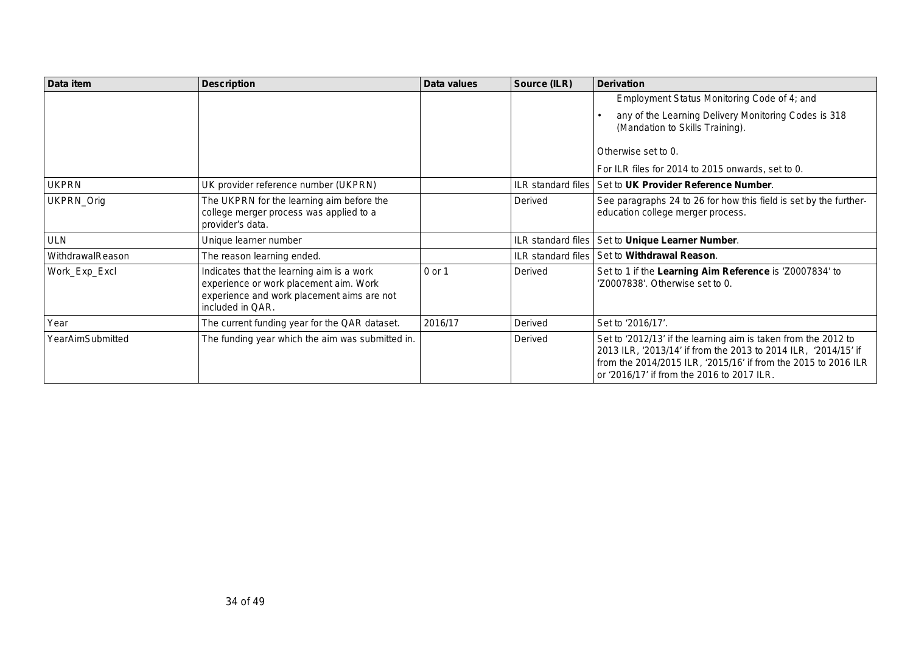| Data item | Description | Data values | Source (ILR) | Derivation |
|---|---|---|---|---|
| | | | | Employment Status Monitoring Code of 4; and<br>• any of the Learning Delivery Monitoring Codes is 318 (Mandation to Skills Training).<br><br>Otherwise set to 0.<br><br>For ILR files for 2014 to 2015 onwards, set to 0. |
| UKPRN | UK provider reference number (UKPRN) | | ILR standard files | Set to **UK Provider Reference Number**. |
| UKPRN_Orig | The UKPRN for the learning aim before the college merger process was applied to a provider's data. | | Derived | See paragraphs 24 to 26 for how this field is set by the further-education college merger process. |
| ULN | Unique learner number | | ILR standard files | Set to **Unique Learner Number**. |
| WithdrawalReason | The reason learning ended. | | ILR standard files | Set to **Withdrawal Reason**. |
| Work_Exp_Excl | Indicates that the learning aim is a work experience or work placement aim. Work experience and work placement aims are not included in QAR. | 0 or 1 | Derived | Set to 1 if the **Learning Aim Reference** is 'Z0007834' to 'Z0007838'. Otherwise set to 0. |
| Year | The current funding year for the QAR dataset. | 2016/17 | Derived | Set to '2016/17'. |
| YearAimSubmitted | The funding year which the aim was submitted in. | | Derived | Set to '2012/13' if the learning aim is taken from the 2012 to 2013 ILR, '2013/14' if from the 2013 to 2014 ILR, '2014/15' if from the 2014/2015 ILR, '2015/16' if from the 2015 to 2016 ILR or '2016/17' if from the 2016 to 2017 ILR. |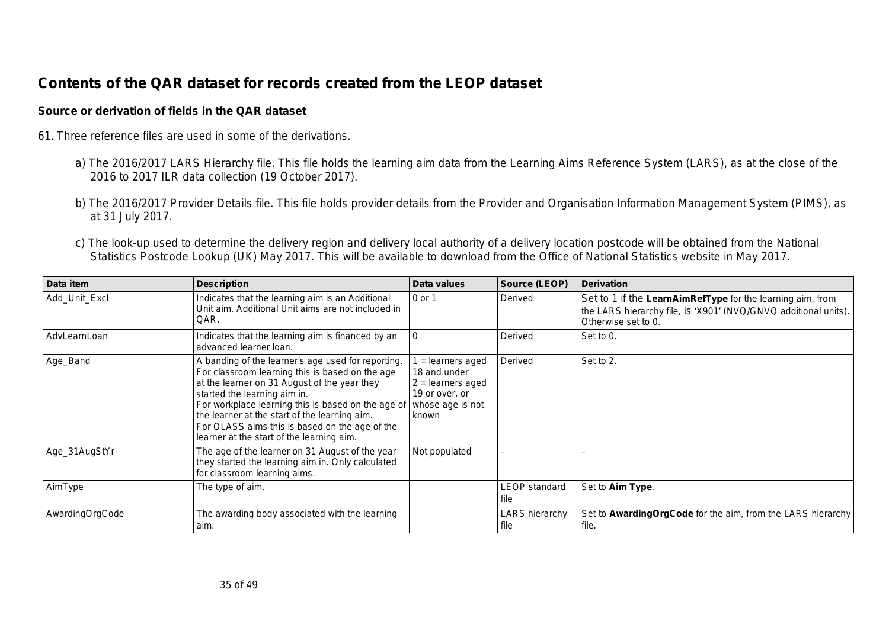## Contents of the QAR dataset for records created from the LEOP dataset

### Source or derivation of fields in the QAR dataset

61. Three reference files are used in some of the derivations.

a) The 2016/2017 LARS Hierarchy file. This file holds the learning aim data from the Learning Aims Reference System (LARS), as at the close of the 2016 to 2017 ILR data collection (19 October 2017).

b) The 2016/2017 Provider Details file. This file holds provider details from the Provider and Organisation Information Management System (PIMS), as at 31 July 2017.

c) The look-up used to determine the delivery region and delivery local authority of a delivery location postcode will be obtained from the National Statistics Postcode Lookup (UK) May 2017. This will be available to download from the Office of National Statistics website in May 2017.

| Data item | Description | Data values | Source (LEOP) | Derivation |
|---|---|---|---|---|
| Add_Unit_Excl | Indicates that the learning aim is an Additional Unit aim. Additional Unit aims are not included in QAR. | 0 or 1 | Derived | Set to 1 if the **LearnAimRefType** for the learning aim, from the LARS hierarchy file, is 'X901' (NVQ/GNVQ additional units). Otherwise set to 0. |
| AdvLearnLoan | Indicates that the learning aim is financed by an advanced learner loan. | 0 | Derived | Set to 0. |
| Age_Band | A banding of the learner's age used for reporting. For classroom learning this is based on the age at the learner on 31 August of the year they started the learning aim in. For workplace learning this is based on the age of the learner at the start of the learning aim. For OLASS aims this is based on the age of the learner at the start of the learning aim. | 1 = learners aged 18 and under 2 = learners aged 19 or over, or whose age is not known | Derived | Set to 2. |
| Age_31AugStYr | The age of the learner on 31 August of the year they started the learning aim in. Only calculated for classroom learning aims. | Not populated | – | – |
| AimType | The type of aim. | | LEOP standard file | Set to **Aim Type**. |
| AwardingOrgCode | The awarding body associated with the learning aim. | | LARS hierarchy file | Set to **AwardingOrgCode** for the aim, from the LARS hierarchy file. |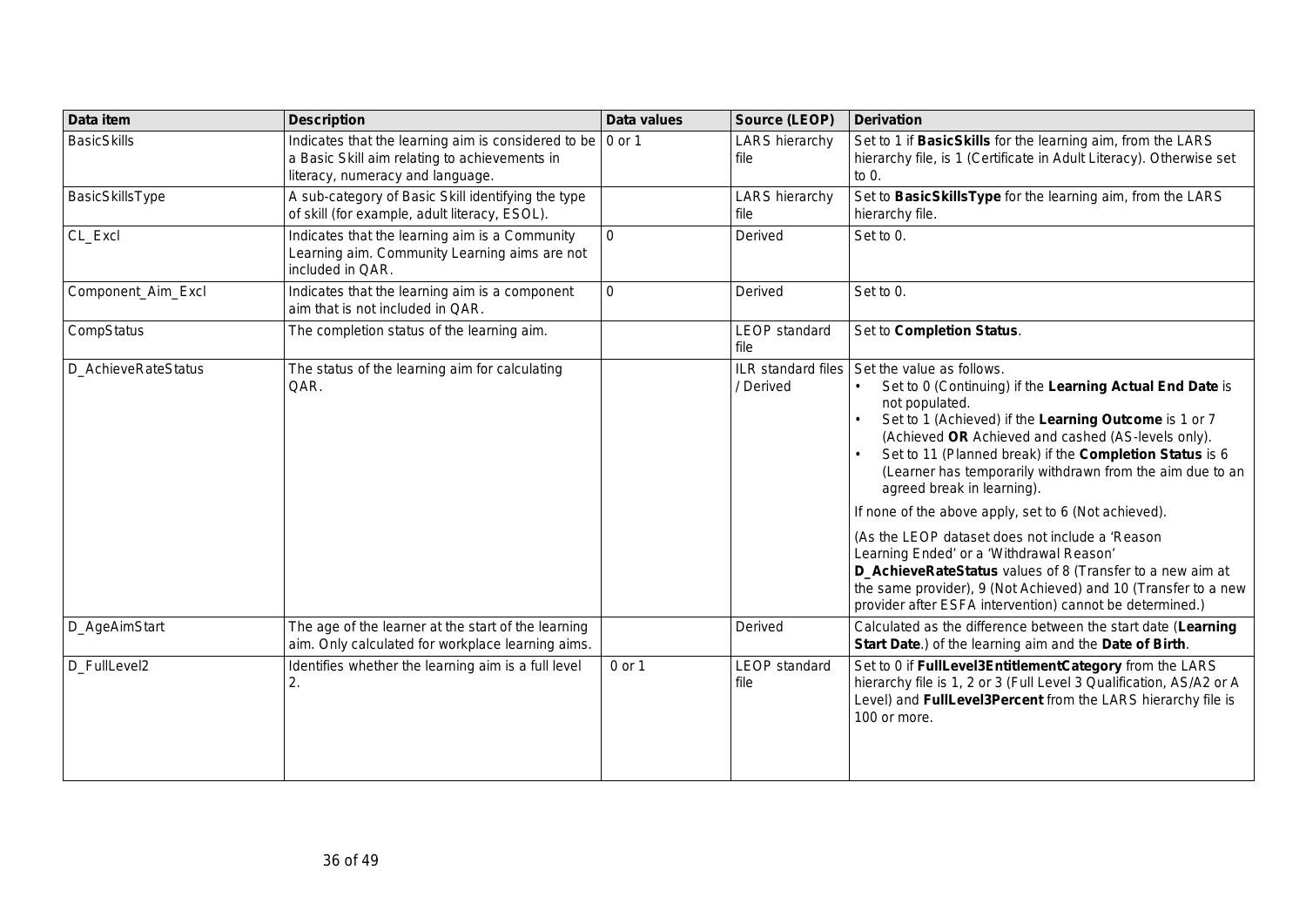| Data item | Description | Data values | Source (LEOP) | Derivation |
|---|---|---|---|---|
| BasicSkills | Indicates that the learning aim is considered to be a Basic Skill aim relating to achievements in literacy, numeracy and language. | 0 or 1 | LARS hierarchy file | Set to 1 if **BasicSkills** for the learning aim, from the LARS hierarchy file, is 1 (Certificate in Adult Literacy). Otherwise set to 0. |
| BasicSkillsType | A sub-category of Basic Skill identifying the type of skill (for example, adult literacy, ESOL). | | LARS hierarchy file | Set to **BasicSkillsType** for the learning aim, from the LARS hierarchy file. |
| CL_Excl | Indicates that the learning aim is a Community Learning aim. Community Learning aims are not included in QAR. | 0 | Derived | Set to 0. |
| Component_Aim_Excl | Indicates that the learning aim is a component aim that is not included in QAR. | 0 | Derived | Set to 0. |
| CompStatus | The completion status of the learning aim. | | LEOP standard file | Set to **Completion Status**. |
| D_AchieveRateStatus | The status of the learning aim for calculating QAR. | | ILR standard files / Derived | Set the value as follows.<br>• Set to 0 (Continuing) if the **Learning Actual End Date** is not populated.<br>• Set to 1 (Achieved) if the **Learning Outcome** is 1 or 7 (Achieved **OR** Achieved and cashed (AS-levels only).<br>• Set to 11 (Planned break) if the **Completion Status** is 6 (Learner has temporarily withdrawn from the aim due to an agreed break in learning).<br><br>If none of the above apply, set to 6 (Not achieved).<br><br>(As the LEOP dataset does not include a 'Reason Learning Ended' or a 'Withdrawal Reason' **D_AchieveRateStatus** values of 8 (Transfer to a new aim at the same provider), 9 (Not Achieved) and 10 (Transfer to a new provider after ESFA intervention) cannot be determined.) |
| D_AgeAimStart | The age of the learner at the start of the learning aim. Only calculated for workplace learning aims. | | Derived | Calculated as the difference between the start date (**Learning Start Date**.) of the learning aim and the **Date of Birth**. |
| D_FullLevel2 | Identifies whether the learning aim is a full level 2. | 0 or 1 | LEOP standard file | Set to 0 if **FullLevel3EntitlementCategory** from the LARS hierarchy file is 1, 2 or 3 (Full Level 3 Qualification, AS/A2 or A Level) and **FullLevel3Percent** from the LARS hierarchy file is 100 or more. |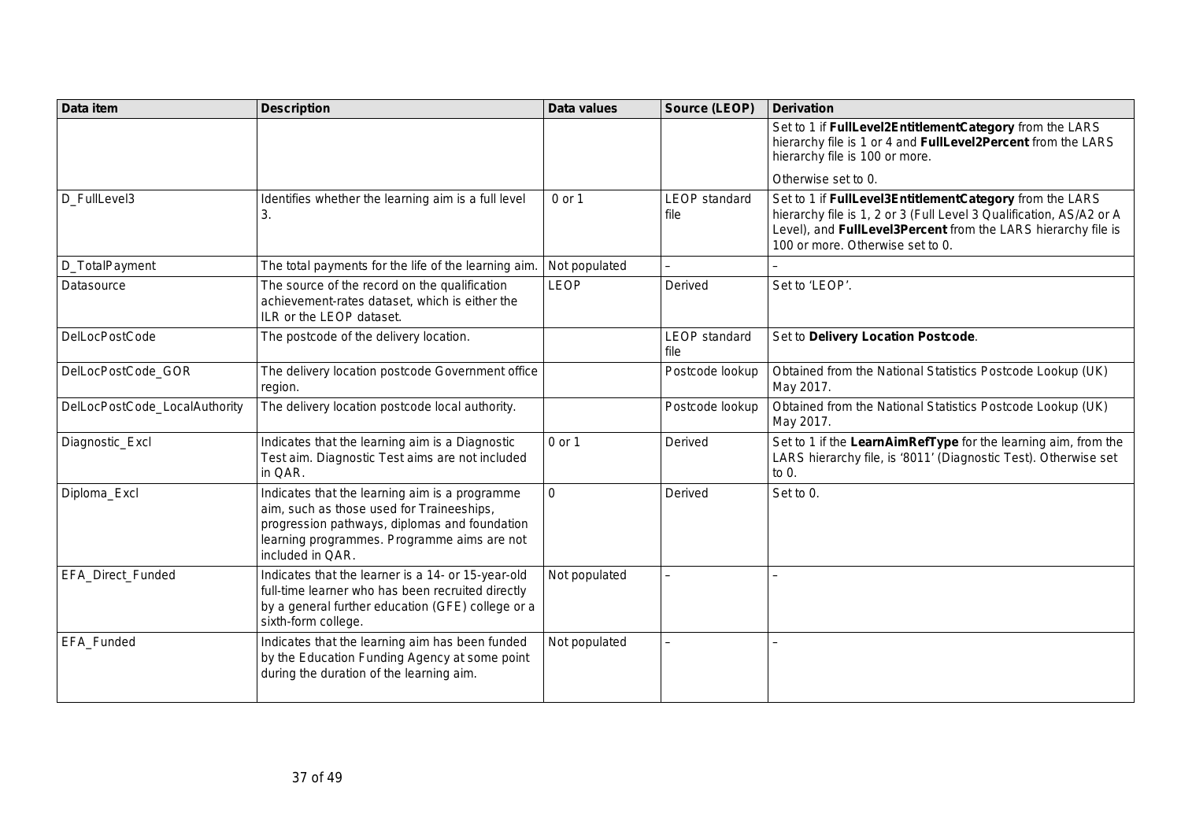| Data item | Description | Data values | Source (LEOP) | Derivation |
| --- | --- | --- | --- | --- |
| | | | | Set to 1 if **FullLevel2EntitlementCategory** from the LARS hierarchy file is 1 or 4 and **FullLevel2Percent** from the LARS hierarchy file is 100 or more.<br><br>Otherwise set to 0. |
| D_FullLevel3 | Identifies whether the learning aim is a full level 3. | 0 or 1 | LEOP standard file | Set to 1 if **FullLevel3EntitlementCategory** from the LARS hierarchy file is 1, 2 or 3 (Full Level 3 Qualification, AS/A2 or A Level), and **FullLevel3Percent** from the LARS hierarchy file is 100 or more. Otherwise set to 0. |
| D_TotalPayment | The total payments for the life of the learning aim. | Not populated | – | – |
| Datasource | The source of the record on the qualification achievement-rates dataset, which is either the ILR or the LEOP dataset. | LEOP | Derived | Set to 'LEOP'. |
| DelLocPostCode | The postcode of the delivery location. | | LEOP standard file | Set to **Delivery Location Postcode**. |
| DelLocPostCode_GOR | The delivery location postcode Government office region. | | Postcode lookup | Obtained from the National Statistics Postcode Lookup (UK) May 2017. |
| DelLocPostCode_LocalAuthority | The delivery location postcode local authority. | | Postcode lookup | Obtained from the National Statistics Postcode Lookup (UK) May 2017. |
| Diagnostic_Excl | Indicates that the learning aim is a Diagnostic Test aim. Diagnostic Test aims are not included in QAR. | 0 or 1 | Derived | Set to 1 if the **LearnAimRefType** for the learning aim, from the LARS hierarchy file, is '8011' (Diagnostic Test). Otherwise set to 0. |
| Diploma_Excl | Indicates that the learning aim is a programme aim, such as those used for Traineeships, progression pathways, diplomas and foundation learning programmes. Programme aims are not included in QAR. | 0 | Derived | Set to 0. |
| EFA_Direct_Funded | Indicates that the learner is a 14- or 15-year-old full-time learner who has been recruited directly by a general further education (GFE) college or a sixth-form college. | Not populated | – | – |
| EFA_Funded | Indicates that the learning aim has been funded by the Education Funding Agency at some point during the duration of the learning aim. | Not populated | – | – |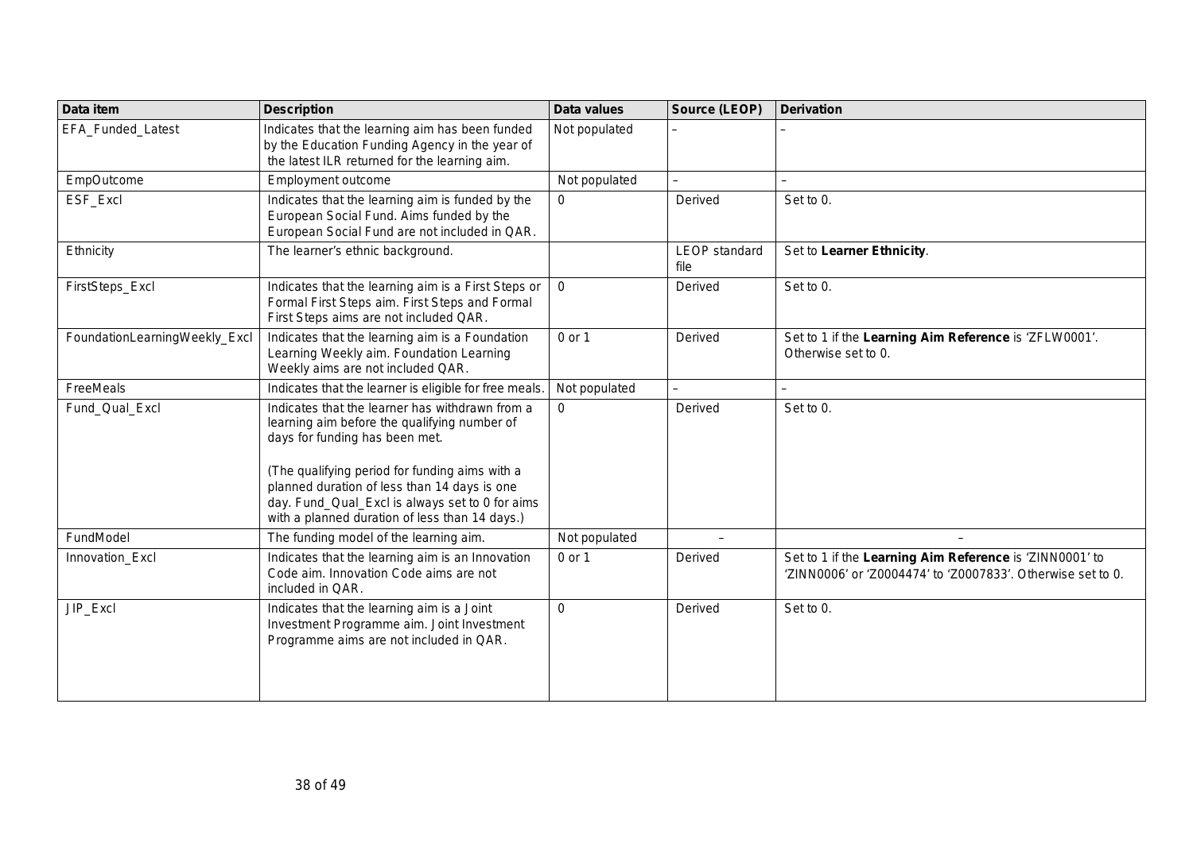| Data item | Description | Data values | Source (LEOP) | Derivation |
|---|---|---|---|---|
| EFA_Funded_Latest | Indicates that the learning aim has been funded by the Education Funding Agency in the year of the latest ILR returned for the learning aim. | Not populated | – | – |
| EmpOutcome | Employment outcome | Not populated | – | – |
| ESF_Excl | Indicates that the learning aim is funded by the European Social Fund. Aims funded by the European Social Fund are not included in QAR. | 0 | Derived | Set to 0. |
| Ethnicity | The learner's ethnic background. | | LEOP standard file | Set to **Learner Ethnicity**. |
| FirstSteps_Excl | Indicates that the learning aim is a First Steps or Formal First Steps aim. First Steps and Formal First Steps aims are not included QAR. | 0 | Derived | Set to 0. |
| FoundationLearningWeekly_Excl | Indicates that the learning aim is a Foundation Learning Weekly aim. Foundation Learning Weekly aims are not included QAR. | 0 or 1 | Derived | Set to 1 if the **Learning Aim Reference** is 'ZFLW0001'. Otherwise set to 0. |
| FreeMeals | Indicates that the learner is eligible for free meals. | Not populated | – | – |
| Fund_Qual_Excl | Indicates that the learner has withdrawn from a learning aim before the qualifying number of days for funding has been met.<br><br>(The qualifying period for funding aims with a planned duration of less than 14 days is one day. Fund_Qual_Excl is always set to 0 for aims with a planned duration of less than 14 days.) | 0 | Derived | Set to 0. |
| FundModel | The funding model of the learning aim. | Not populated | – | – |
| Innovation_Excl | Indicates that the learning aim is an Innovation Code aim. Innovation Code aims are not included in QAR. | 0 or 1 | Derived | Set to 1 if the **Learning Aim Reference** is 'ZINN0001' to 'ZINN0006' or 'Z0004474' to 'Z0007833'. Otherwise set to 0. |
| JIP_Excl | Indicates that the learning aim is a Joint Investment Programme aim. Joint Investment Programme aims are not included in QAR. | 0 | Derived | Set to 0. |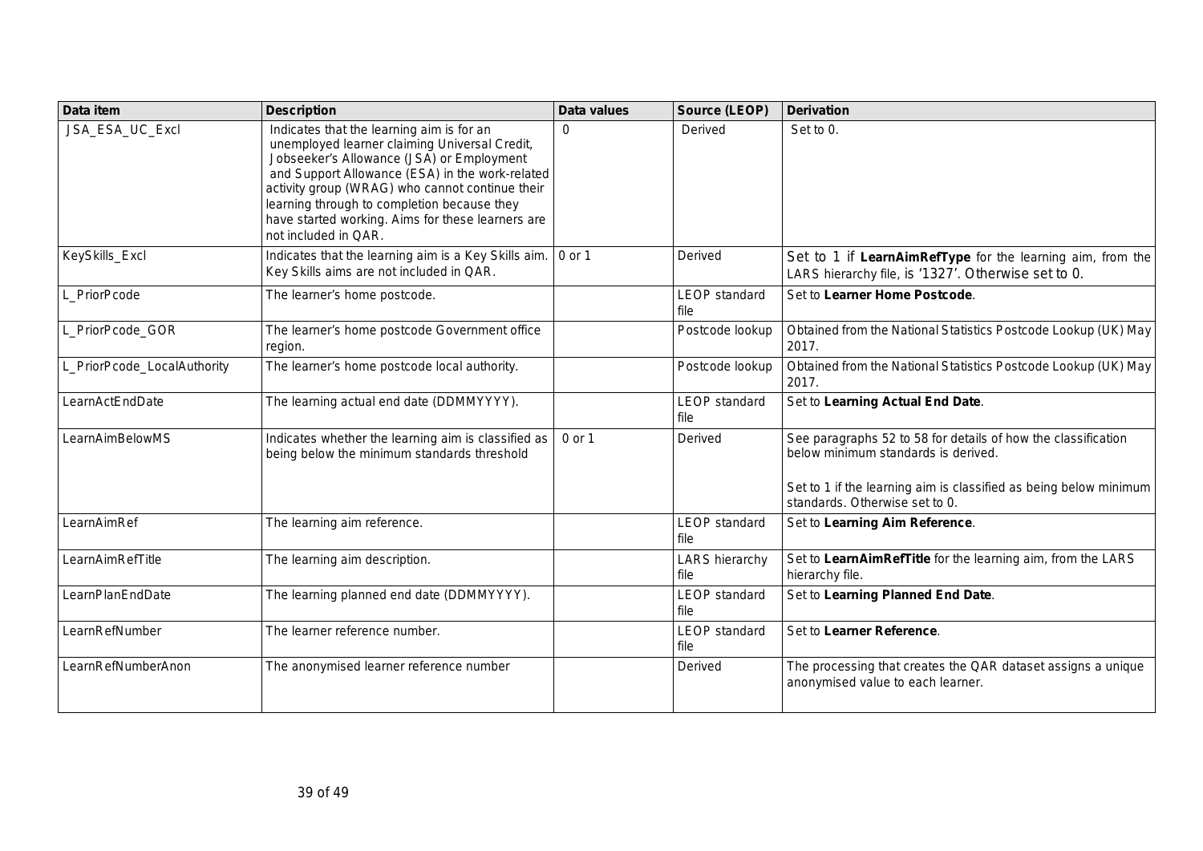| Data item | Description | Data values | Source (LEOP) | Derivation |
|---|---|---|---|---|
| JSA_ESA_UC_Excl | Indicates that the learning aim is for an unemployed learner claiming Universal Credit, Jobseeker's Allowance (JSA) or Employment and Support Allowance (ESA) in the work-related activity group (WRAG) who cannot continue their learning through to completion because they have started working. Aims for these learners are not included in QAR. | 0 | Derived | Set to 0. |
| KeySkills_Excl | Indicates that the learning aim is a Key Skills aim. Key Skills aims are not included in QAR. | 0 or 1 | Derived | Set to 1 if **LearnAimRefType** for the learning aim, from the LARS hierarchy file, is '1327'. Otherwise set to 0. |
| L_PriorPcode | The learner's home postcode. | | LEOP standard file | Set to **Learner Home Postcode**. |
| L_PriorPcode_GOR | The learner's home postcode Government office region. | | Postcode lookup | Obtained from the National Statistics Postcode Lookup (UK) May 2017. |
| L_PriorPcode_LocalAuthority | The learner's home postcode local authority. | | Postcode lookup | Obtained from the National Statistics Postcode Lookup (UK) May 2017. |
| LearnActEndDate | The learning actual end date (DDMMYYYY). | | LEOP standard file | Set to **Learning Actual End Date**. |
| LearnAimBelowMS | Indicates whether the learning aim is classified as being below the minimum standards threshold | 0 or 1 | Derived | See paragraphs 52 to 58 for details of how the classification below minimum standards is derived.<br><br>Set to 1 if the learning aim is classified as being below minimum standards. Otherwise set to 0. |
| LearnAimRef | The learning aim reference. | | LEOP standard file | Set to **Learning Aim Reference**. |
| LearnAimRefTitle | The learning aim description. | | LARS hierarchy file | Set to **LearnAimRefTitle** for the learning aim, from the LARS hierarchy file. |
| LearnPlanEndDate | The learning planned end date (DDMMYYYY). | | LEOP standard file | Set to **Learning Planned End Date**. |
| LearnRefNumber | The learner reference number. | | LEOP standard file | Set to **Learner Reference**. |
| LearnRefNumberAnon | The anonymised learner reference number | | Derived | The processing that creates the QAR dataset assigns a unique anonymised value to each learner. |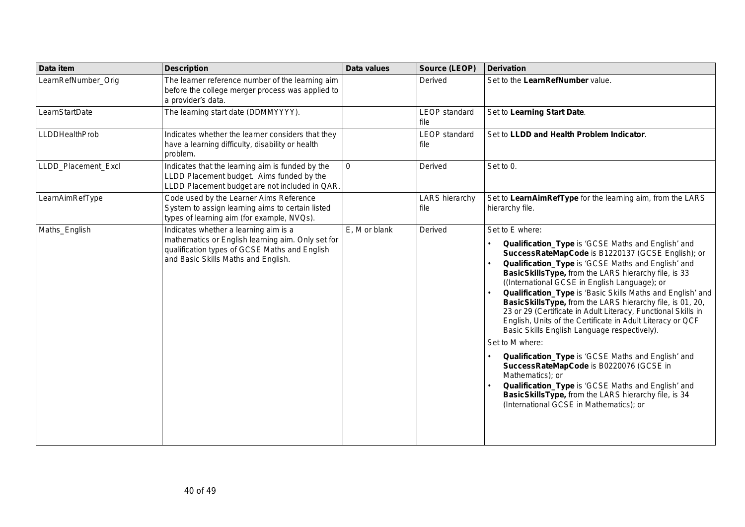| Data item | Description | Data values | Source (LEOP) | Derivation |
|---|---|---|---|---|
| LearnRefNumber_Orig | The learner reference number of the learning aim before the college merger process was applied to a provider's data. | | Derived | Set to the **LearnRefNumber** value. |
| LearnStartDate | The learning start date (DDMMYYYY). | | LEOP standard file | Set to **Learning Start Date**. |
| LLDDHealthProb | Indicates whether the learner considers that they have a learning difficulty, disability or health problem. | | LEOP standard file | Set to **LLDD and Health Problem Indicator**. |
| LLDD_Placement_Excl | Indicates that the learning aim is funded by the LLDD Placement budget. Aims funded by the LLDD Placement budget are not included in QAR. | 0 | Derived | Set to 0. |
| LearnAimRefType | Code used by the Learner Aims Reference System to assign learning aims to certain listed types of learning aim (for example, NVQs). | | LARS hierarchy file | Set to **LearnAimRefType** for the learning aim, from the LARS hierarchy file. |
| Maths_English | Indicates whether a learning aim is a mathematics or English learning aim. Only set for qualification types of GCSE Maths and English and Basic Skills Maths and English. | E, M or blank | Derived | Set to E where:<br>• **Qualification_Type** is 'GCSE Maths and English' and **SuccessRateMapCode** is B1220137 (GCSE English); or<br>• **Qualification_Type** is 'GCSE Maths and English' and **BasicSkillsType,** from the LARS hierarchy file, is 33 ((International GCSE in English Language); or<br>• **Qualification_Type** is 'Basic Skills Maths and English' and **BasicSkillsType,** from the LARS hierarchy file, is 01, 20, 23 or 29 (Certificate in Adult Literacy, Functional Skills in English, Units of the Certificate in Adult Literacy or QCF Basic Skills English Language respectively).<br>Set to M where:<br>• **Qualification_Type** is 'GCSE Maths and English' and **SuccessRateMapCode** is B0220076 (GCSE in Mathematics); or<br>• **Qualification_Type** is 'GCSE Maths and English' and **BasicSkillsType,** from the LARS hierarchy file, is 34 (International GCSE in Mathematics); or |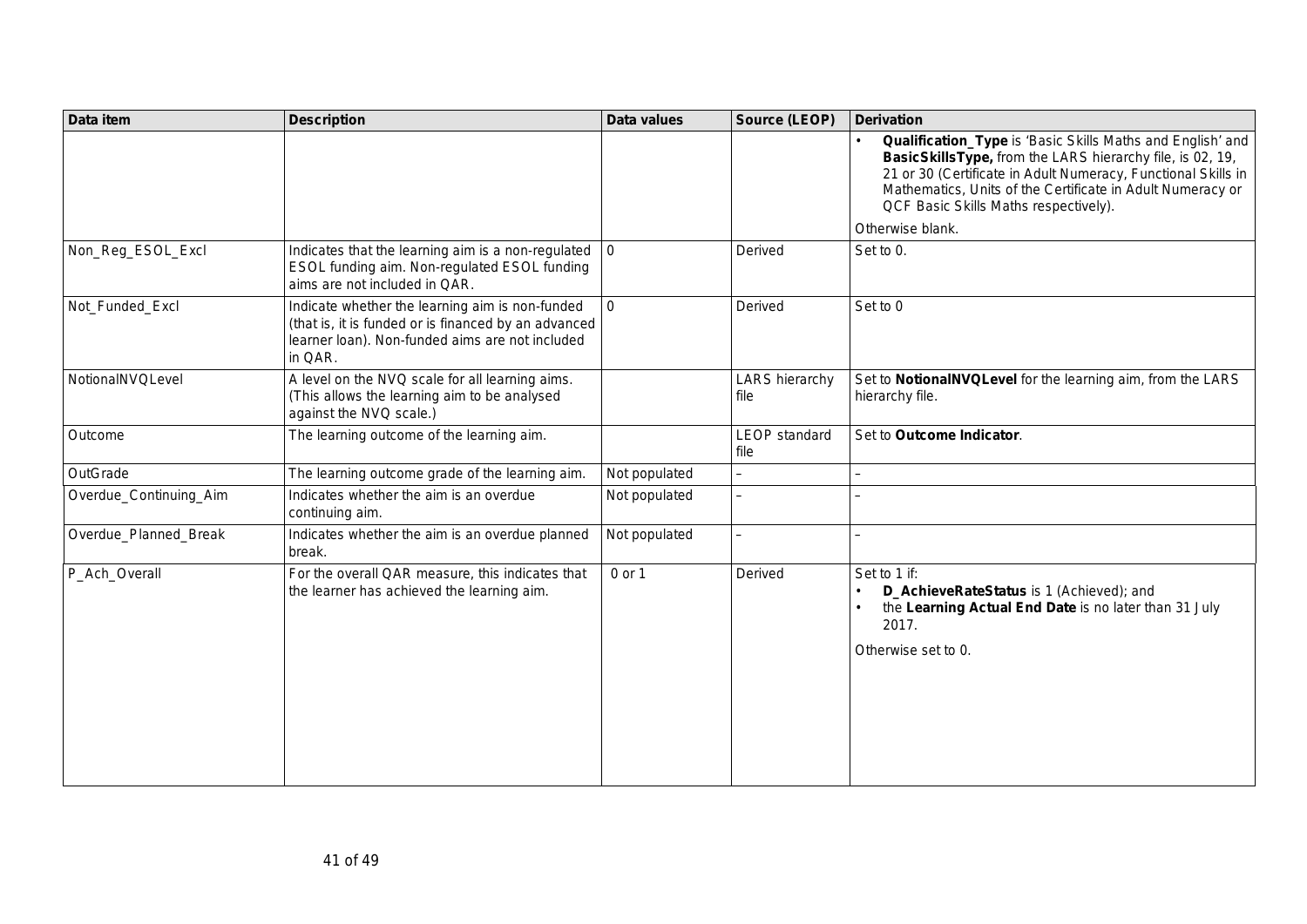| Data item | Description | Data values | Source (LEOP) | Derivation |
|---|---|---|---|---|
| | | | | • **Qualification_Type** is 'Basic Skills Maths and English' and **BasicSkillsType,** from the LARS hierarchy file, is 02, 19, 21 or 30 (Certificate in Adult Numeracy, Functional Skills in Mathematics, Units of the Certificate in Adult Numeracy or QCF Basic Skills Maths respectively).<br><br>Otherwise blank. |
| Non_Reg_ESOL_Excl | Indicates that the learning aim is a non-regulated ESOL funding aim. Non-regulated ESOL funding aims are not included in QAR. | 0 | Derived | Set to 0. |
| Not_Funded_Excl | Indicate whether the learning aim is non-funded (that is, it is funded or is financed by an advanced learner loan). Non-funded aims are not included in QAR. | 0 | Derived | Set to 0 |
| NotionalNVQLevel | A level on the NVQ scale for all learning aims. (This allows the learning aim to be analysed against the NVQ scale.) | | LARS hierarchy file | Set to **NotionalNVQLevel** for the learning aim, from the LARS hierarchy file. |
| Outcome | The learning outcome of the learning aim. | | LEOP standard file | Set to **Outcome Indicator**. |
| OutGrade | The learning outcome grade of the learning aim. | Not populated | – | – |
| Overdue_Continuing_Aim | Indicates whether the aim is an overdue continuing aim. | Not populated | – | – |
| Overdue_Planned_Break | Indicates whether the aim is an overdue planned break. | Not populated | – | – |
| P_Ach_Overall | For the overall QAR measure, this indicates that the learner has achieved the learning aim. | 0 or 1 | Derived | Set to 1 if:<br>• **D_AchieveRateStatus** is 1 (Achieved); and<br>• the **Learning Actual End Date** is no later than 31 July 2017.<br><br>Otherwise set to 0. |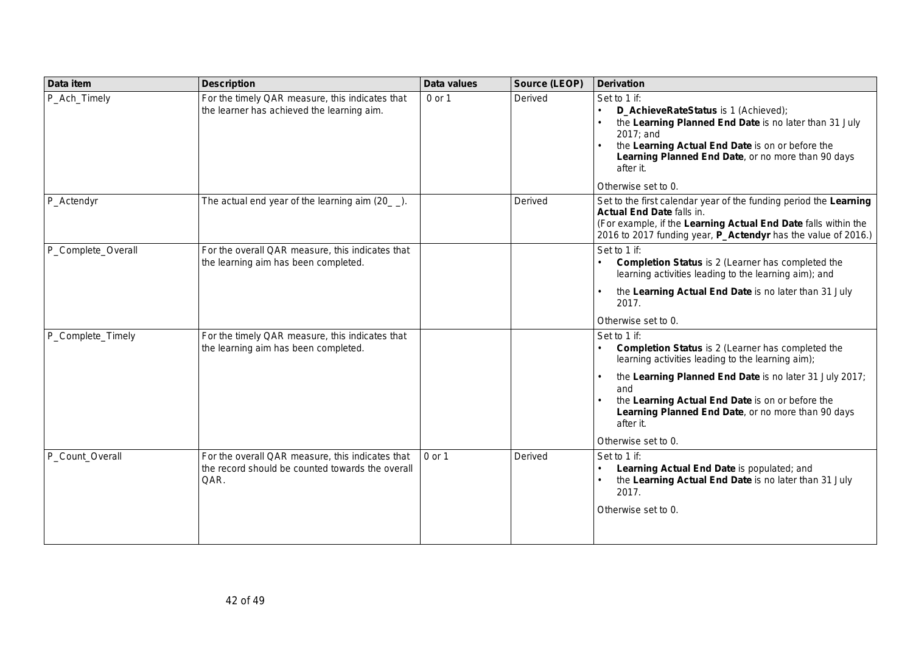| Data item | Description | Data values | Source (LEOP) | Derivation |
| --- | --- | --- | --- | --- |
| P_Ach_Timely | For the timely QAR measure, this indicates that the learner has achieved the learning aim. | 0 or 1 | Derived | Set to 1 if:<br>• **D_AchieveRateStatus** is 1 (Achieved);<br>• the **Learning Planned End Date** is no later than 31 July 2017; and<br>• the **Learning Actual End Date** is on or before the **Learning Planned End Date**, or no more than 90 days after it.<br><br>Otherwise set to 0. |
| P_Actendyr | The actual end year of the learning aim (20_ _). | | Derived | Set to the first calendar year of the funding period the **Learning Actual End Date** falls in.<br>(For example, if the **Learning Actual End Date** falls within the 2016 to 2017 funding year, **P_Actendyr** has the value of 2016.) |
| P_Complete_Overall | For the overall QAR measure, this indicates that the learning aim has been completed. | | | Set to 1 if:<br>• **Completion Status** is 2 (Learner has completed the learning activities leading to the learning aim); and<br>• the **Learning Actual End Date** is no later than 31 July 2017.<br><br>Otherwise set to 0. |
| P_Complete_Timely | For the timely QAR measure, this indicates that the learning aim has been completed. | | | Set to 1 if:<br>• **Completion Status** is 2 (Learner has completed the learning activities leading to the learning aim);<br>• the **Learning Planned End Date** is no later 31 July 2017; and<br>• the **Learning Actual End Date** is on or before the **Learning Planned End Date**, or no more than 90 days after it.<br><br>Otherwise set to 0. |
| P_Count_Overall | For the overall QAR measure, this indicates that the record should be counted towards the overall QAR. | 0 or 1 | Derived | Set to 1 if:<br>• **Learning Actual End Date** is populated; and<br>• the **Learning Actual End Date** is no later than 31 July 2017.<br><br>Otherwise set to 0. |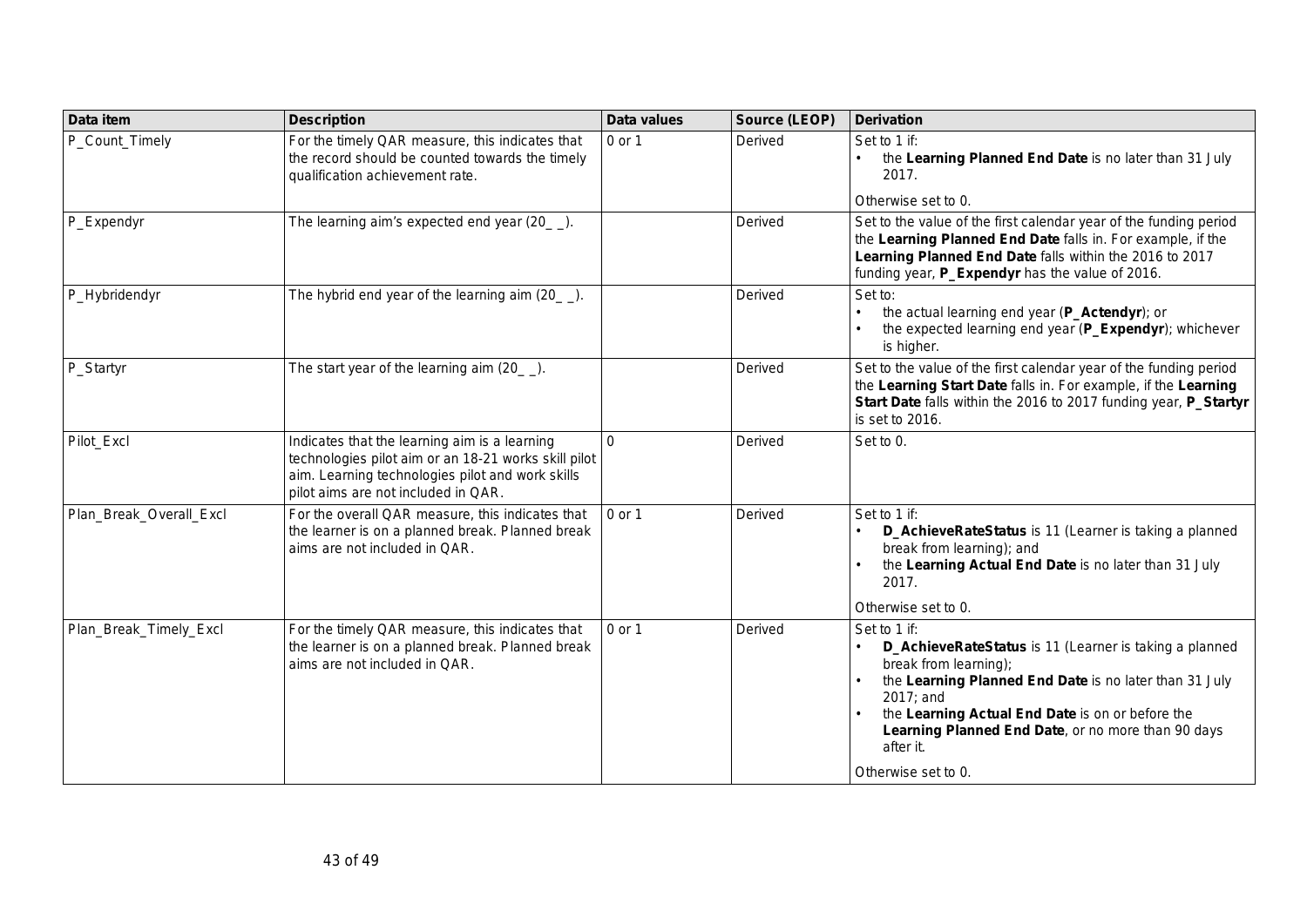| Data item | Description | Data values | Source (LEOP) | Derivation |
| --- | --- | --- | --- | --- |
| P_Count_Timely | For the timely QAR measure, this indicates that the record should be counted towards the timely qualification achievement rate. | 0 or 1 | Derived | Set to 1 if:<br>• the **Learning Planned End Date** is no later than 31 July 2017.<br><br>Otherwise set to 0. |
| P_Expendyr | The learning aim's expected end year (20_ _). | | Derived | Set to the value of the first calendar year of the funding period the **Learning Planned End Date** falls in. For example, if the **Learning Planned End Date** falls within the 2016 to 2017 funding year, **P_Expendyr** has the value of 2016. |
| P_Hybridendyr | The hybrid end year of the learning aim (20_ _). | | Derived | Set to:<br>• the actual learning end year (**P_Actendyr**); or<br>• the expected learning end year (**P_Expendyr**); whichever is higher. |
| P_Startyr | The start year of the learning aim (20_ _). | | Derived | Set to the value of the first calendar year of the funding period the **Learning Start Date** falls in. For example, if the **Learning Start Date** falls within the 2016 to 2017 funding year, **P_Startyr** is set to 2016. |
| Pilot_Excl | Indicates that the learning aim is a learning technologies pilot aim or an 18-21 works skill pilot aim. Learning technologies pilot and work skills pilot aims are not included in QAR. | 0 | Derived | Set to 0. |
| Plan_Break_Overall_Excl | For the overall QAR measure, this indicates that the learner is on a planned break. Planned break aims are not included in QAR. | 0 or 1 | Derived | Set to 1 if:<br>• **D_AchieveRateStatus** is 11 (Learner is taking a planned break from learning); and<br>• the **Learning Actual End Date** is no later than 31 July 2017.<br><br>Otherwise set to 0. |
| Plan_Break_Timely_Excl | For the timely QAR measure, this indicates that the learner is on a planned break. Planned break aims are not included in QAR. | 0 or 1 | Derived | Set to 1 if:<br>• **D_AchieveRateStatus** is 11 (Learner is taking a planned break from learning);<br>• the **Learning Planned End Date** is no later than 31 July 2017; and<br>• the **Learning Actual End Date** is on or before the **Learning Planned End Date**, or no more than 90 days after it.<br><br>Otherwise set to 0. |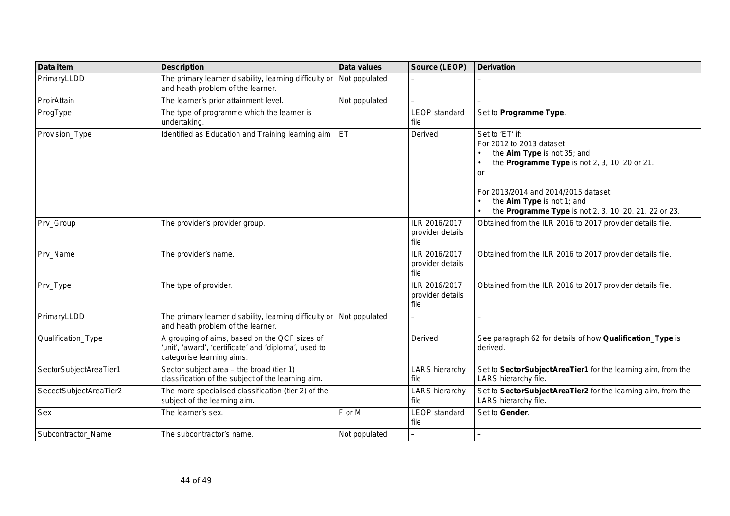| Data item | Description | Data values | Source (LEOP) | Derivation |
|---|---|---|---|---|
| PrimaryLLDD | The primary learner disability, learning difficulty or and heath problem of the learner. | Not populated | – | – |
| ProirAttain | The learner's prior attainment level. | Not populated | – | – |
| ProgType | The type of programme which the learner is undertaking. | | LEOP standard file | Set to **Programme Type**. |
| Provision_Type | Identified as Education and Training learning aim | ET | Derived | Set to 'ET' if:<br>For 2012 to 2013 dataset<br>• the **Aim Type** is not 35; and<br>• the **Programme Type** is not 2, 3, 10, 20 or 21.<br>or<br><br>For 2013/2014 and 2014/2015 dataset<br>• the **Aim Type** is not 1; and<br>• the **Programme Type** is not 2, 3, 10, 20, 21, 22 or 23. |
| Prv_Group | The provider's provider group. | | ILR 2016/2017 provider details file | Obtained from the ILR 2016 to 2017 provider details file. |
| Prv_Name | The provider's name. | | ILR 2016/2017 provider details file | Obtained from the ILR 2016 to 2017 provider details file. |
| Prv_Type | The type of provider. | | ILR 2016/2017 provider details file | Obtained from the ILR 2016 to 2017 provider details file. |
| PrimaryLLDD | The primary learner disability, learning difficulty or and heath problem of the learner. | Not populated | – | – |
| Qualification_Type | A grouping of aims, based on the QCF sizes of 'unit', 'award', 'certificate' and 'diploma', used to categorise learning aims. | | Derived | See paragraph 62 for details of how **Qualification_Type** is derived. |
| SectorSubjectAreaTier1 | Sector subject area – the broad (tier 1) classification of the subject of the learning aim. | | LARS hierarchy file | Set to **SectorSubjectAreaTier1** for the learning aim, from the LARS hierarchy file. |
| SecectSubjectAreaTier2 | The more specialised classification (tier 2) of the subject of the learning aim. | | LARS hierarchy file | Set to **SectorSubjectAreaTier2** for the learning aim, from the LARS hierarchy file. |
| Sex | The learner's sex. | F or M | LEOP standard file | Set to **Gender**. |
| Subcontractor_Name | The subcontractor's name. | Not populated | – | – |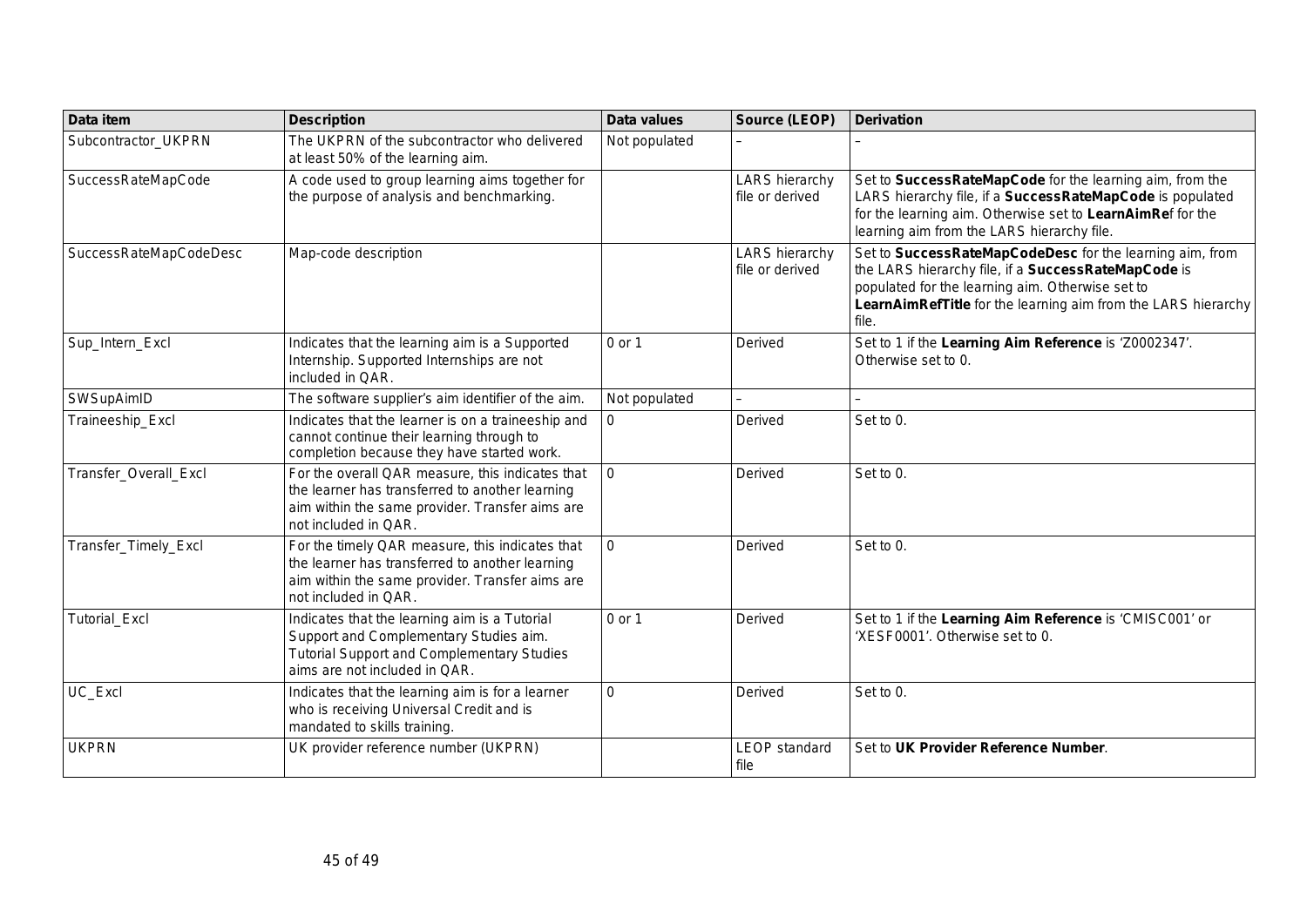| Data item | Description | Data values | Source (LEOP) | Derivation |
|---|---|---|---|---|
| Subcontractor_UKPRN | The UKPRN of the subcontractor who delivered at least 50% of the learning aim. | Not populated | – | – |
| SuccessRateMapCode | A code used to group learning aims together for the purpose of analysis and benchmarking. | | LARS hierarchy file or derived | Set to **SuccessRateMapCode** for the learning aim, from the LARS hierarchy file, if a **SuccessRateMapCode** is populated for the learning aim. Otherwise set to **LearnAimRe**f for the learning aim from the LARS hierarchy file. |
| SuccessRateMapCodeDesc | Map-code description | | LARS hierarchy file or derived | Set to **SuccessRateMapCodeDesc** for the learning aim, from the LARS hierarchy file, if a **SuccessRateMapCode** is populated for the learning aim. Otherwise set to **LearnAimRefTitle** for the learning aim from the LARS hierarchy file. |
| Sup_Intern_Excl | Indicates that the learning aim is a Supported Internship. Supported Internships are not included in QAR. | 0 or 1 | Derived | Set to 1 if the **Learning Aim Reference** is 'Z0002347'. Otherwise set to 0. |
| SWSupAimID | The software supplier's aim identifier of the aim. | Not populated | – | – |
| Traineeship_Excl | Indicates that the learner is on a traineeship and cannot continue their learning through to completion because they have started work. | 0 | Derived | Set to 0. |
| Transfer_Overall_Excl | For the overall QAR measure, this indicates that the learner has transferred to another learning aim within the same provider. Transfer aims are not included in QAR. | 0 | Derived | Set to 0. |
| Transfer_Timely_Excl | For the timely QAR measure, this indicates that the learner has transferred to another learning aim within the same provider. Transfer aims are not included in QAR. | 0 | Derived | Set to 0. |
| Tutorial_Excl | Indicates that the learning aim is a Tutorial Support and Complementary Studies aim. Tutorial Support and Complementary Studies aims are not included in QAR. | 0 or 1 | Derived | Set to 1 if the **Learning Aim Reference** is 'CMISC001' or 'XESF0001'. Otherwise set to 0. |
| UC_Excl | Indicates that the learning aim is for a learner who is receiving Universal Credit and is mandated to skills training. | 0 | Derived | Set to 0. |
| UKPRN | UK provider reference number (UKPRN) | | LEOP standard file | Set to **UK Provider Reference Number**. |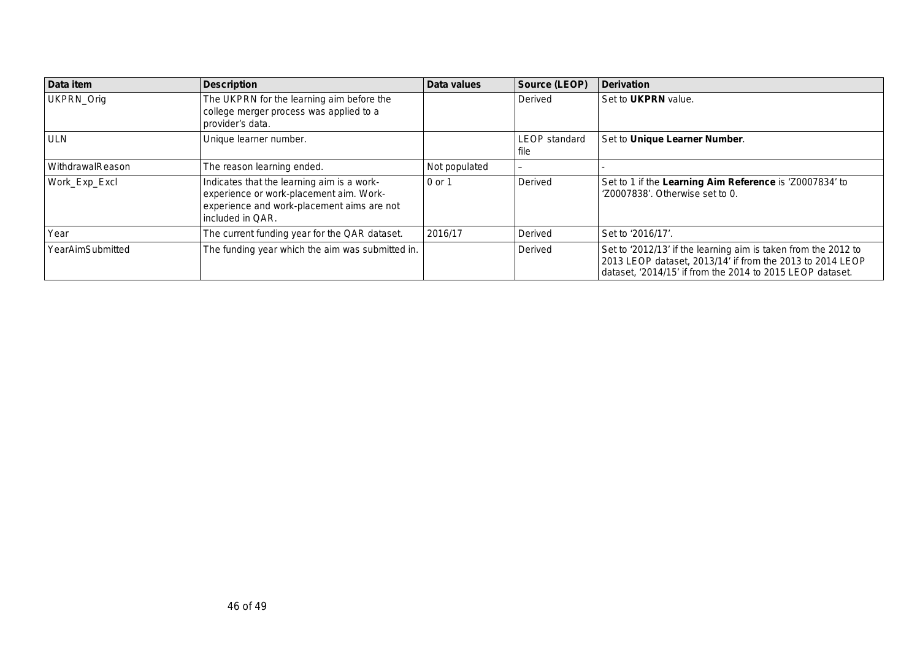| Data item | Description | Data values | Source (LEOP) | Derivation |
|---|---|---|---|---|
| UKPRN_Orig | The UKPRN for the learning aim before the college merger process was applied to a provider's data. | | Derived | Set to **UKPRN** value. |
| ULN | Unique learner number. | | LEOP standard file | Set to **Unique Learner Number**. |
| WithdrawalReason | The reason learning ended. | Not populated | – | - |
| Work_Exp_Excl | Indicates that the learning aim is a work-experience or work-placement aim. Work-experience and work-placement aims are not included in QAR. | 0 or 1 | Derived | Set to 1 if the **Learning Aim Reference** is 'Z0007834' to 'Z0007838'. Otherwise set to 0. |
| Year | The current funding year for the QAR dataset. | 2016/17 | Derived | Set to '2016/17'. |
| YearAimSubmitted | The funding year which the aim was submitted in. | | Derived | Set to '2012/13' if the learning aim is taken from the 2012 to 2013 LEOP dataset, 2013/14' if from the 2013 to 2014 LEOP dataset, '2014/15' if from the 2014 to 2015 LEOP dataset. |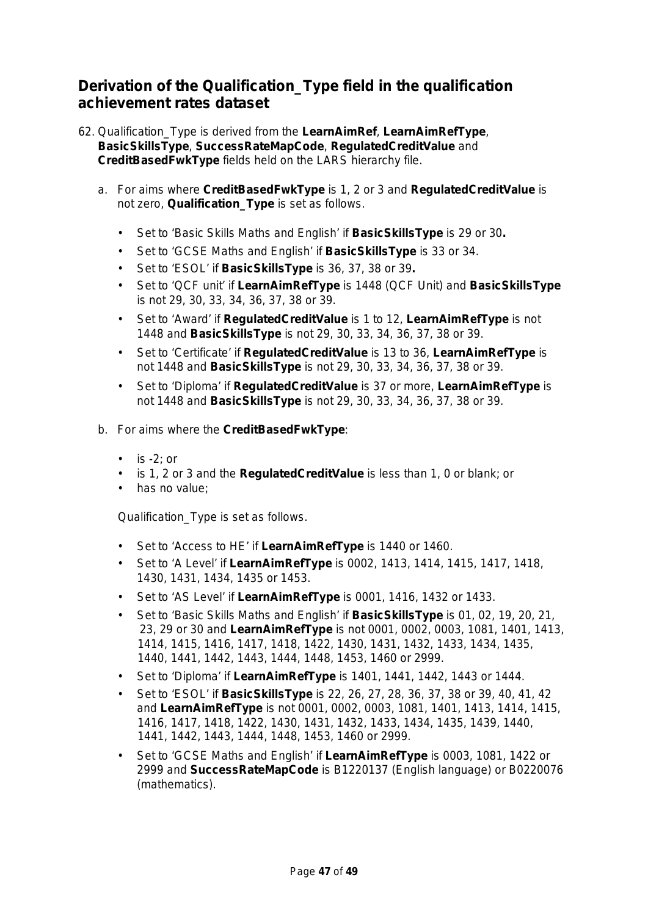## Derivation of the Qualification_Type field in the qualification achievement rates dataset

62. Qualification_Type is derived from the **LearnAimRef**, **LearnAimRefType**, **BasicSkillsType**, **SuccessRateMapCode**, **RegulatedCreditValue** and **CreditBasedFwkType** fields held on the LARS hierarchy file.

    a. For aims where **CreditBasedFwkType** is 1, 2 or 3 and **RegulatedCreditValue** is not zero, **Qualification_Type** is set as follows.

    - Set to 'Basic Skills Maths and English' if **BasicSkillsType** is 29 or 30**.**
    - Set to 'GCSE Maths and English' if **BasicSkillsType** is 33 or 34.
    - Set to 'ESOL' if **BasicSkillsType** is 36, 37, 38 or 39**.**
    - Set to 'QCF unit' if **LearnAimRefType** is 1448 (QCF Unit) and **BasicSkillsType** is not 29, 30, 33, 34, 36, 37, 38 or 39.
    - Set to 'Award' if **RegulatedCreditValue** is 1 to 12, **LearnAimRefType** is not 1448 and **BasicSkillsType** is not 29, 30, 33, 34, 36, 37, 38 or 39.
    - Set to 'Certificate' if **RegulatedCreditValue** is 13 to 36, **LearnAimRefType** is not 1448 and **BasicSkillsType** is not 29, 30, 33, 34, 36, 37, 38 or 39.
    - Set to 'Diploma' if **RegulatedCreditValue** is 37 or more, **LearnAimRefType** is not 1448 and **BasicSkillsType** is not 29, 30, 33, 34, 36, 37, 38 or 39.

    b. For aims where the **CreditBasedFwkType**:

    - is -2; or
    - is 1, 2 or 3 and the **RegulatedCreditValue** is less than 1, 0 or blank; or
    - has no value;

    Qualification_Type is set as follows.

    - Set to 'Access to HE' if **LearnAimRefType** is 1440 or 1460.
    - Set to 'A Level' if **LearnAimRefType** is 0002, 1413, 1414, 1415, 1417, 1418, 1430, 1431, 1434, 1435 or 1453.
    - Set to 'AS Level' if **LearnAimRefType** is 0001, 1416, 1432 or 1433.
    - Set to 'Basic Skills Maths and English' if **BasicSkillsType** is 01, 02, 19, 20, 21, 23, 29 or 30 and **LearnAimRefType** is not 0001, 0002, 0003, 1081, 1401, 1413, 1414, 1415, 1416, 1417, 1418, 1422, 1430, 1431, 1432, 1433, 1434, 1435, 1440, 1441, 1442, 1443, 1444, 1448, 1453, 1460 or 2999.
    - Set to 'Diploma' if **LearnAimRefType** is 1401, 1441, 1442, 1443 or 1444.
    - Set to 'ESOL' if **BasicSkillsType** is 22, 26, 27, 28, 36, 37, 38 or 39, 40, 41, 42 and **LearnAimRefType** is not 0001, 0002, 0003, 1081, 1401, 1413, 1414, 1415, 1416, 1417, 1418, 1422, 1430, 1431, 1432, 1433, 1434, 1435, 1439, 1440, 1441, 1442, 1443, 1444, 1448, 1453, 1460 or 2999.
    - Set to 'GCSE Maths and English' if **LearnAimRefType** is 0003, 1081, 1422 or 2999 and **SuccessRateMapCode** is B1220137 (English language) or B0220076 (mathematics).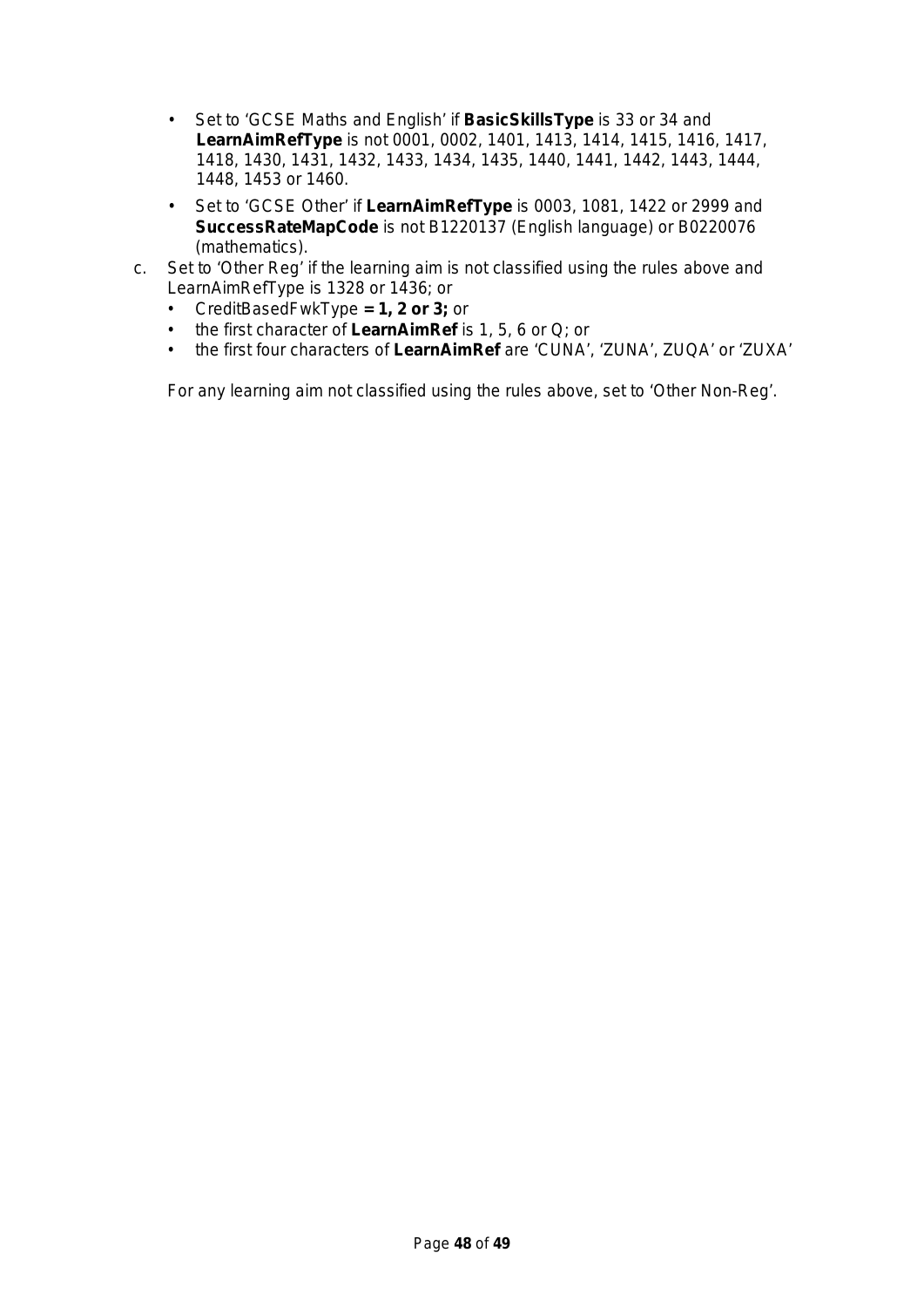- Set to 'GCSE Maths and English' if **BasicSkillsType** is 33 or 34 and **LearnAimRefType** is not 0001, 0002, 1401, 1413, 1414, 1415, 1416, 1417, 1418, 1430, 1431, 1432, 1433, 1434, 1435, 1440, 1441, 1442, 1443, 1444, 1448, 1453 or 1460.
- Set to 'GCSE Other' if **LearnAimRefType** is 0003, 1081, 1422 or 2999 and **SuccessRateMapCode** is not B1220137 (English language) or B0220076 (mathematics).

c. Set to 'Other Reg' if the learning aim is not classified using the rules above and LearnAimRefType is 1328 or 1436; or
   - CreditBasedFwkType **= 1, 2 or 3;** or
   - the first character of **LearnAimRef** is 1, 5, 6 or Q; or
   - the first four characters of **LearnAimRef** are 'CUNA', 'ZUNA', ZUQA' or 'ZUXA'

   For any learning aim not classified using the rules above, set to 'Other Non-Reg'.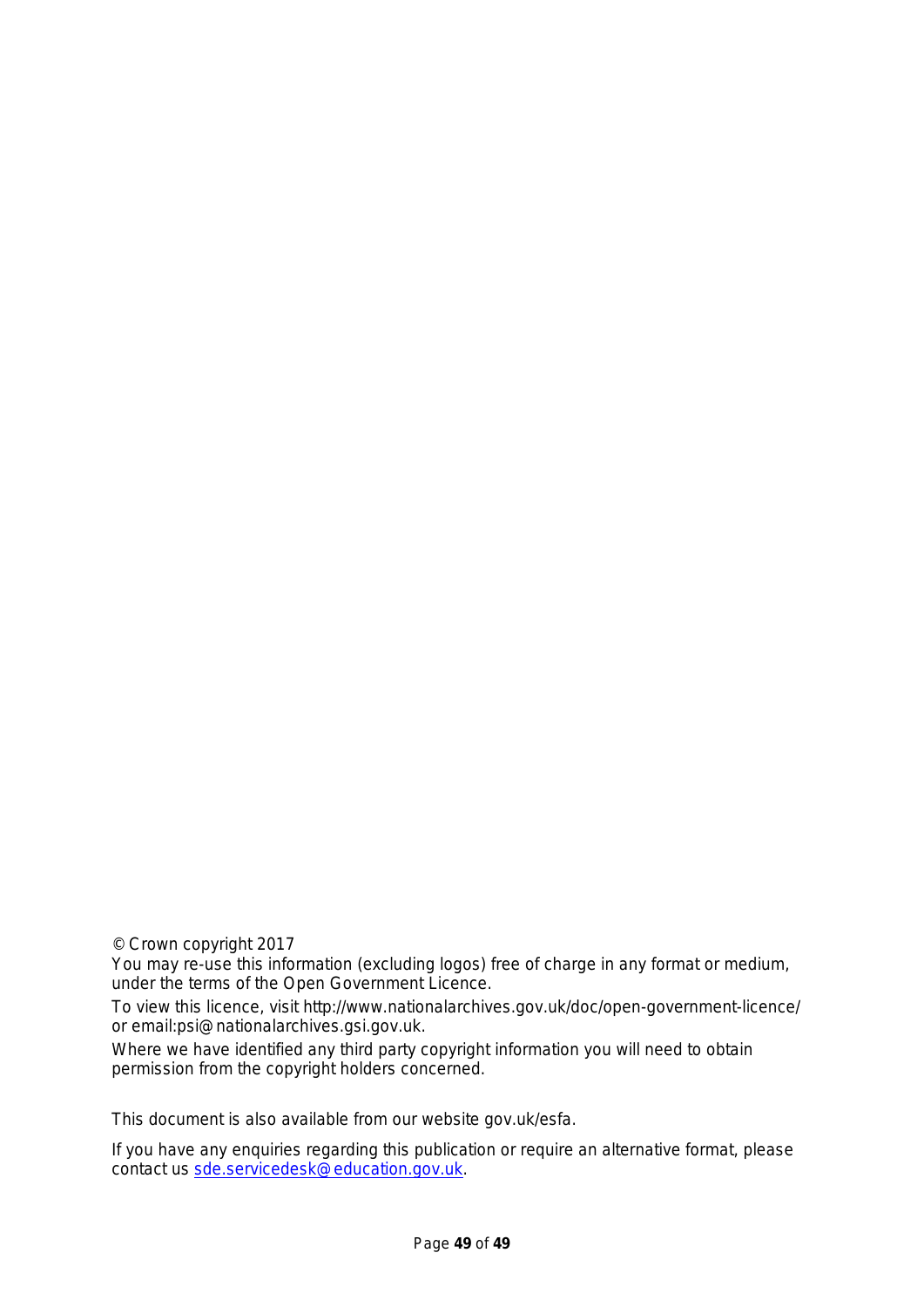© Crown copyright 2017

You may re-use this information (excluding logos) free of charge in any format or medium, under the terms of the Open Government Licence.

To view this licence, visit http://www.nationalarchives.gov.uk/doc/open-government-licence/ or email:psi@nationalarchives.gsi.gov.uk.

Where we have identified any third party copyright information you will need to obtain permission from the copyright holders concerned.

This document is also available from our website gov.uk/esfa.

If you have any enquiries regarding this publication or require an alternative format, please contact us sde.servicedesk@education.gov.uk.